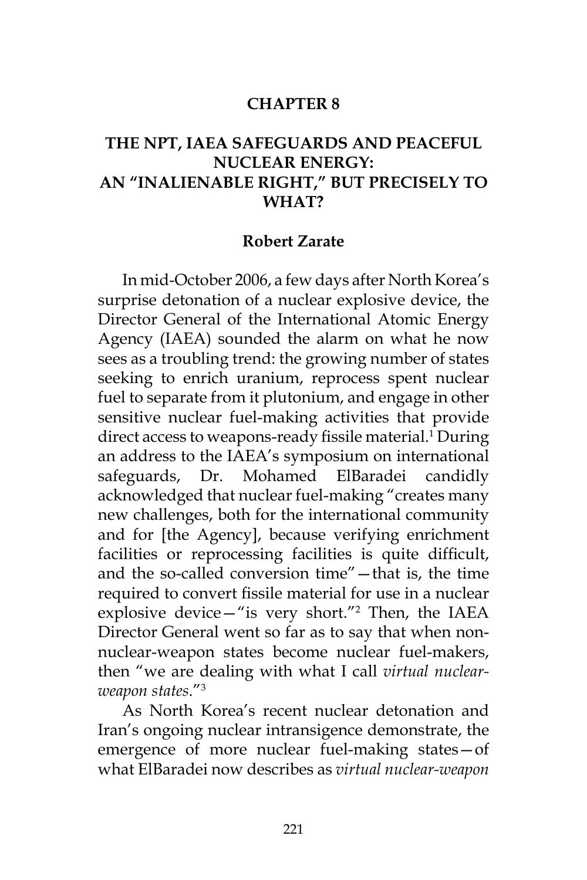# CHAPTER 8

## THE NPT, IAEA SAFEGUARDS AND PEACEFUL NUCLEAR ENERGY: AN "INALIENABLE RIGHT," BUT PRECISELY TO WHAT?

**Robert Zarate**

In mid-October 2006, a few days after North Korea's surprise detonation of a nuclear explosive device, the Director General of the International Atomic Energy Agency (IAEA) sounded the alarm on what he now sees as a troubling trend: the growing number of states seeking to enrich uranium, reprocess spent nuclear fuel to separate from it plutonium, and engage in other sensitive nuclear fuel-making activities that provide direct access to weapons-ready fissile material.[1] During an address to the IAEA's symposium on international safeguards, Dr. Mohamed ElBaradei candidly acknowledged that nuclear fuel-making "creates many new challenges, both for the international community and for [the Agency], because verifying enrichment facilities or reprocessing facilities is quite difficult, and the so-called conversion time"—that is, the time required to convert fissile material for use in a nuclear explosive device—"is very short."[2] Then, the IAEA Director General went so far as to say that when non-nuclear-weapon states become nuclear fuel-makers, then "we are dealing with what I call *virtual nuclear-weapon states*."[3]

As North Korea's recent nuclear detonation and Iran's ongoing nuclear intransigence demonstrate, the emergence of more nuclear fuel-making states—of what ElBaradei now describes as *virtual nuclear-weapon*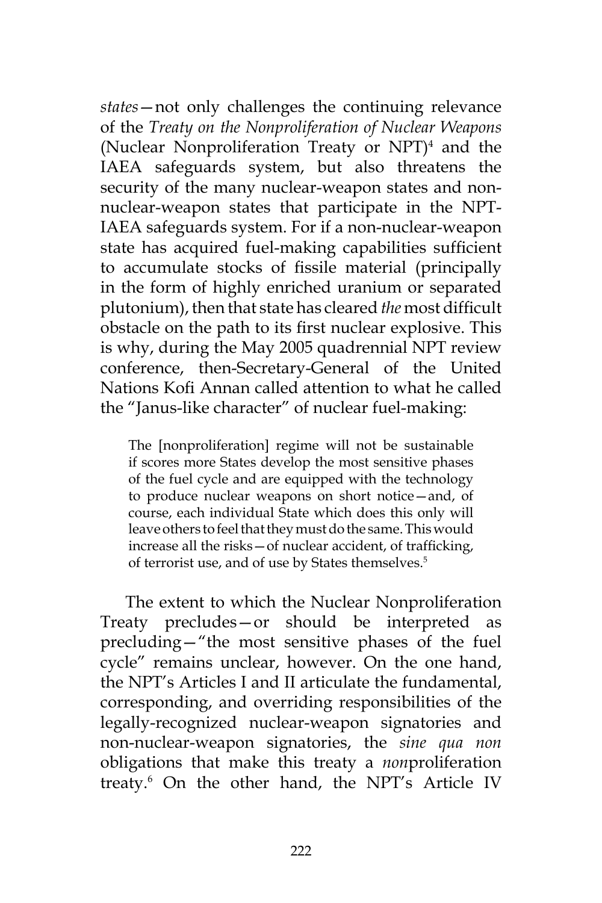*states*—not only challenges the continuing relevance of the *Treaty on the Nonproliferation of Nuclear Weapons* (Nuclear Nonproliferation Treaty or NPT)[4] and the IAEA safeguards system, but also threatens the security of the many nuclear-weapon states and non-nuclear-weapon states that participate in the NPT-IAEA safeguards system. For if a non-nuclear-weapon state has acquired fuel-making capabilities sufficient to accumulate stocks of fissile material (principally in the form of highly enriched uranium or separated plutonium), then that state has cleared *the* most difficult obstacle on the path to its first nuclear explosive. This is why, during the May 2005 quadrennial NPT review conference, then-Secretary-General of the United Nations Kofi Annan called attention to what he called the "Janus-like character" of nuclear fuel-making:

> The [nonproliferation] regime will not be sustainable if scores more States develop the most sensitive phases of the fuel cycle and are equipped with the technology to produce nuclear weapons on short notice—and, of course, each individual State which does this only will leave others to feel that they must do the same. This would increase all the risks—of nuclear accident, of trafficking, of terrorist use, and of use by States themselves.[5]

The extent to which the Nuclear Nonproliferation Treaty precludes—or should be interpreted as precluding—"the most sensitive phases of the fuel cycle" remains unclear, however. On the one hand, the NPT's Articles I and II articulate the fundamental, corresponding, and overriding responsibilities of the legally-recognized nuclear-weapon signatories and non-nuclear-weapon signatories, the *sine qua non* obligations that make this treaty a *non*proliferation treaty.[6] On the other hand, the NPT's Article IV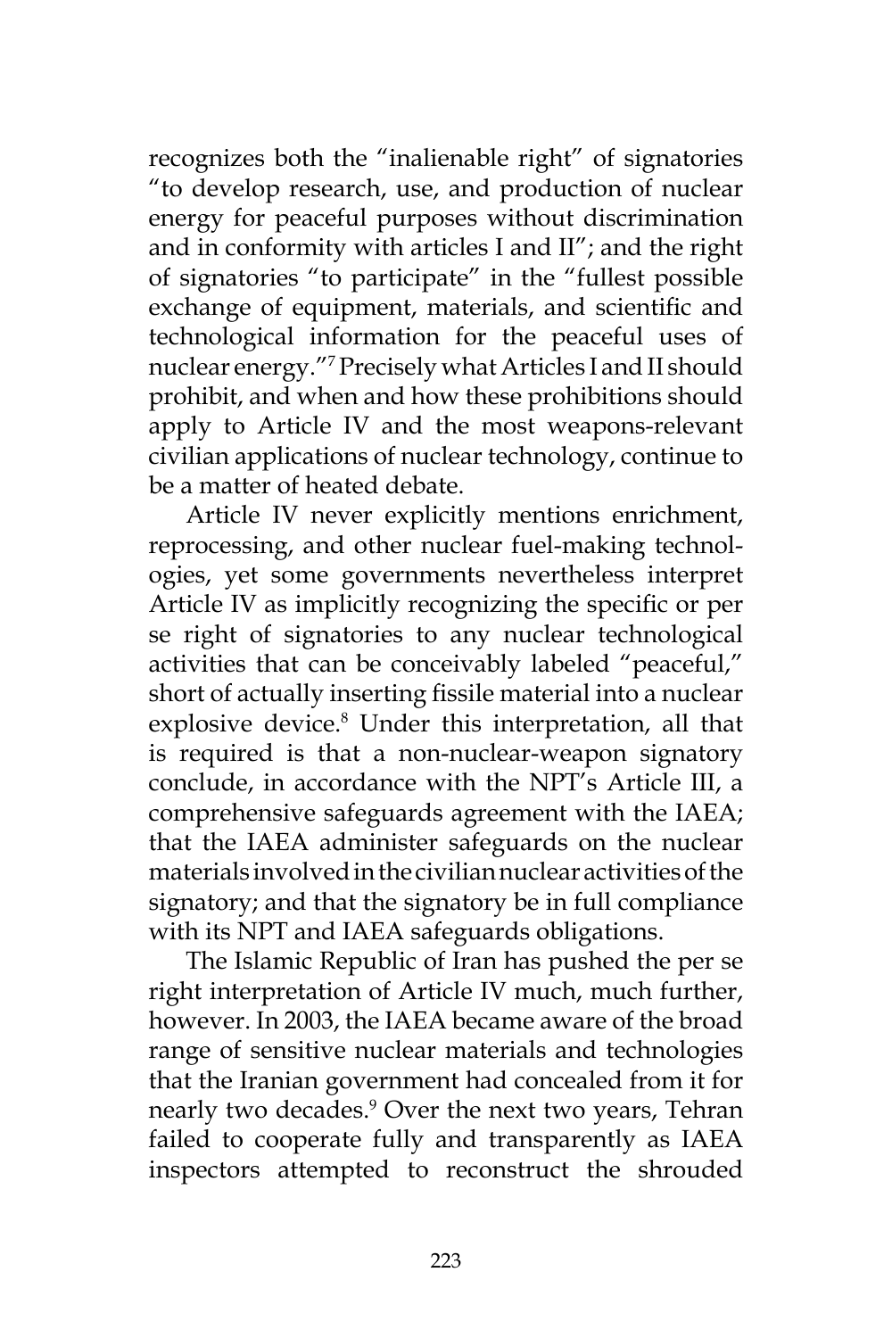recognizes both the "inalienable right" of signatories "to develop research, use, and production of nuclear energy for peaceful purposes without discrimination and in conformity with articles I and II"; and the right of signatories "to participate" in the "fullest possible exchange of equipment, materials, and scientific and technological information for the peaceful uses of nuclear energy."[7] Precisely what Articles I and II should prohibit, and when and how these prohibitions should apply to Article IV and the most weapons-relevant civilian applications of nuclear technology, continue to be a matter of heated debate.

Article IV never explicitly mentions enrichment, reprocessing, and other nuclear fuel-making technologies, yet some governments nevertheless interpret Article IV as implicitly recognizing the specific or per se right of signatories to any nuclear technological activities that can be conceivably labeled "peaceful," short of actually inserting fissile material into a nuclear explosive device.[8] Under this interpretation, all that is required is that a non-nuclear-weapon signatory conclude, in accordance with the NPT's Article III, a comprehensive safeguards agreement with the IAEA; that the IAEA administer safeguards on the nuclear materials involved in the civilian nuclear activities of the signatory; and that the signatory be in full compliance with its NPT and IAEA safeguards obligations.

The Islamic Republic of Iran has pushed the per se right interpretation of Article IV much, much further, however. In 2003, the IAEA became aware of the broad range of sensitive nuclear materials and technologies that the Iranian government had concealed from it for nearly two decades.[9] Over the next two years, Tehran failed to cooperate fully and transparently as IAEA inspectors attempted to reconstruct the shrouded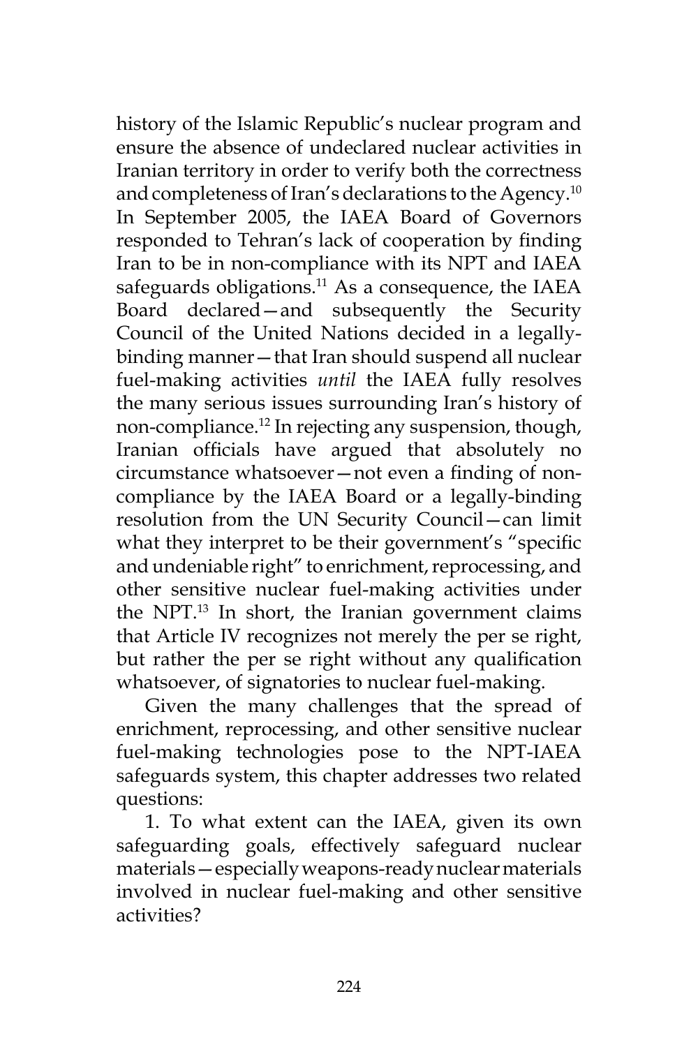history of the Islamic Republic's nuclear program and ensure the absence of undeclared nuclear activities in Iranian territory in order to verify both the correctness and completeness of Iran's declarations to the Agency.[10] In September 2005, the IAEA Board of Governors responded to Tehran's lack of cooperation by finding Iran to be in non-compliance with its NPT and IAEA safeguards obligations.[11] As a consequence, the IAEA Board declared—and subsequently the Security Council of the United Nations decided in a legally-binding manner—that Iran should suspend all nuclear fuel-making activities *until* the IAEA fully resolves the many serious issues surrounding Iran's history of non-compliance.[12] In rejecting any suspension, though, Iranian officials have argued that absolutely no circumstance whatsoever—not even a finding of non-compliance by the IAEA Board or a legally-binding resolution from the UN Security Council—can limit what they interpret to be their government's "specific and undeniable right" to enrichment, reprocessing, and other sensitive nuclear fuel-making activities under the NPT.[13] In short, the Iranian government claims that Article IV recognizes not merely the per se right, but rather the per se right without any qualification whatsoever, of signatories to nuclear fuel-making.

Given the many challenges that the spread of enrichment, reprocessing, and other sensitive nuclear fuel-making technologies pose to the NPT-IAEA safeguards system, this chapter addresses two related questions:

1. To what extent can the IAEA, given its own safeguarding goals, effectively safeguard nuclear materials—especially weapons-ready nuclear materials involved in nuclear fuel-making and other sensitive activities?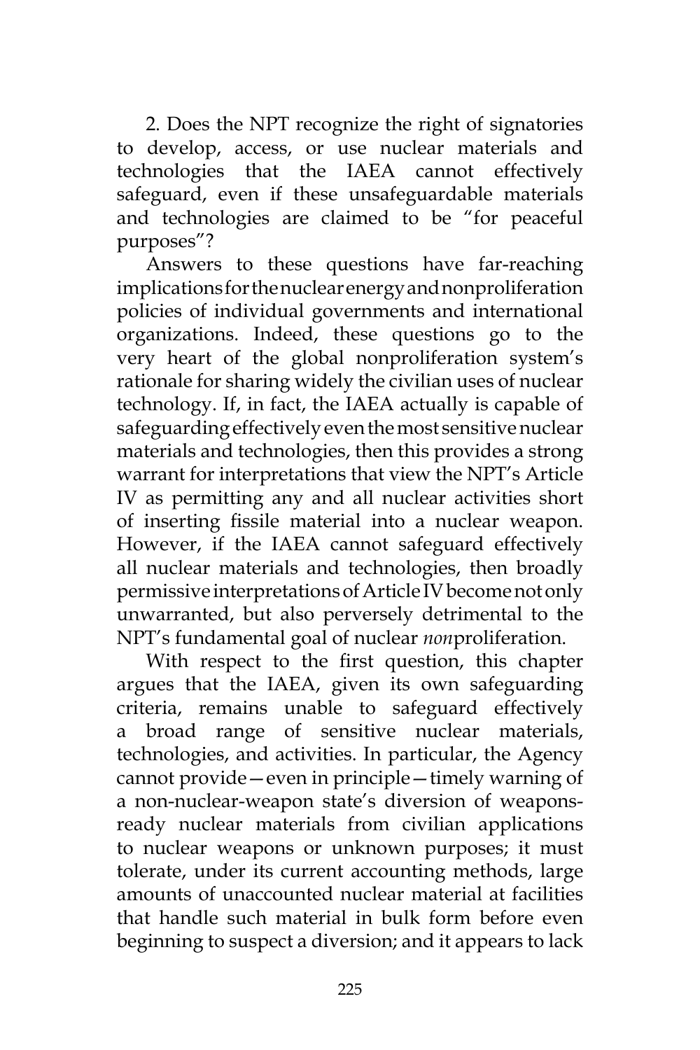2. Does the NPT recognize the right of signatories to develop, access, or use nuclear materials and technologies that the IAEA cannot effectively safeguard, even if these unsafeguardable materials and technologies are claimed to be "for peaceful purposes"?

Answers to these questions have far-reaching implications for the nuclear energy and nonproliferation policies of individual governments and international organizations. Indeed, these questions go to the very heart of the global nonproliferation system's rationale for sharing widely the civilian uses of nuclear technology. If, in fact, the IAEA actually is capable of safeguarding effectively even the most sensitive nuclear materials and technologies, then this provides a strong warrant for interpretations that view the NPT's Article IV as permitting any and all nuclear activities short of inserting fissile material into a nuclear weapon. However, if the IAEA cannot safeguard effectively all nuclear materials and technologies, then broadly permissive interpretations of Article IV become not only unwarranted, but also perversely detrimental to the NPT's fundamental goal of nuclear *non*proliferation.

With respect to the first question, this chapter argues that the IAEA, given its own safeguarding criteria, remains unable to safeguard effectively a broad range of sensitive nuclear materials, technologies, and activities. In particular, the Agency cannot provide—even in principle—timely warning of a non-nuclear-weapon state's diversion of weapons-ready nuclear materials from civilian applications to nuclear weapons or unknown purposes; it must tolerate, under its current accounting methods, large amounts of unaccounted nuclear material at facilities that handle such material in bulk form before even beginning to suspect a diversion; and it appears to lack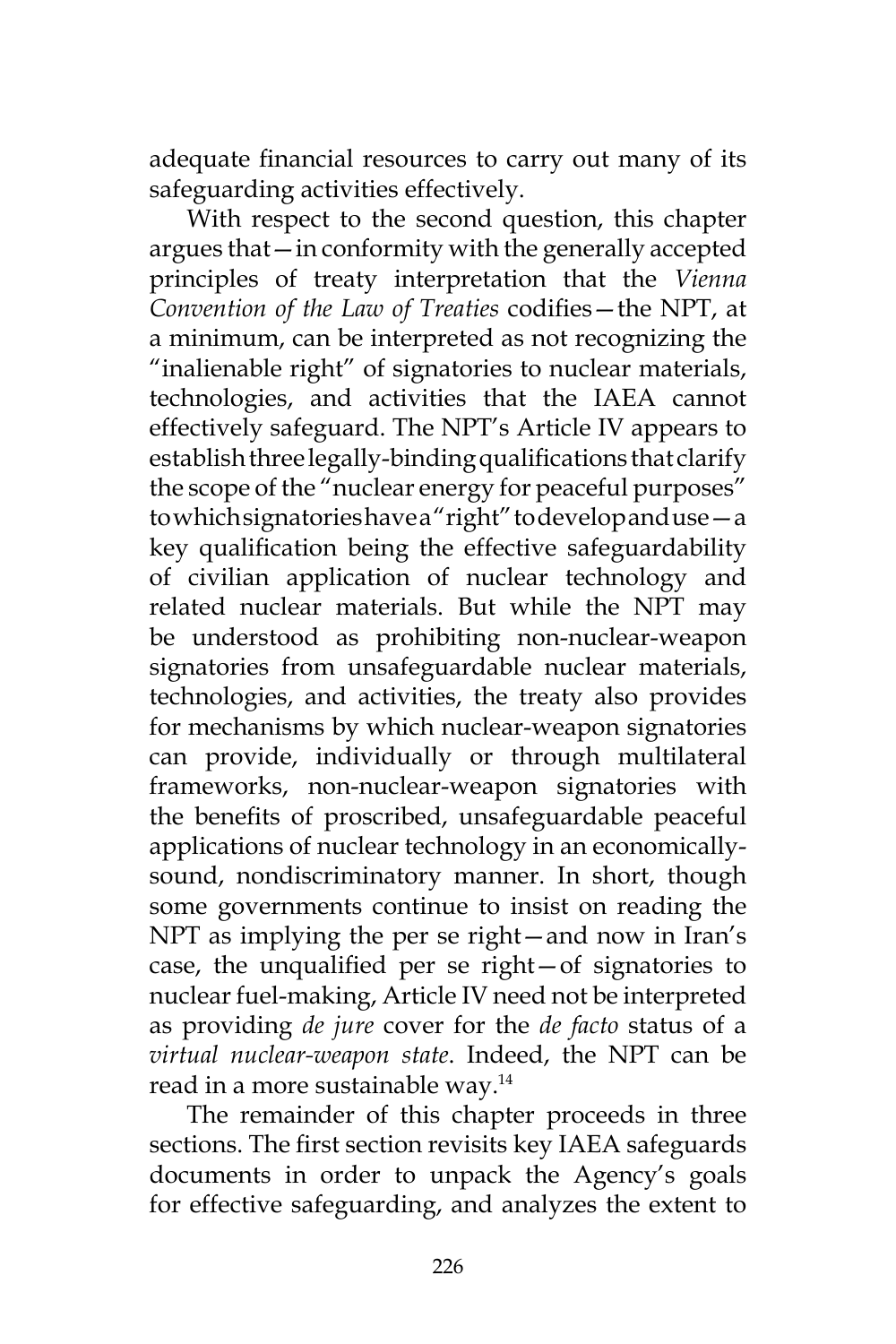adequate financial resources to carry out many of its safeguarding activities effectively.

With respect to the second question, this chapter argues that—in conformity with the generally accepted principles of treaty interpretation that the *Vienna Convention of the Law of Treaties* codifies—the NPT, at a minimum, can be interpreted as not recognizing the "inalienable right" of signatories to nuclear materials, technologies, and activities that the IAEA cannot effectively safeguard. The NPT's Article IV appears to establish three legally-binding qualifications that clarify the scope of the "nuclear energy for peaceful purposes" to which signatories have a "right" to develop and use—a key qualification being the effective safeguardability of civilian application of nuclear technology and related nuclear materials. But while the NPT may be understood as prohibiting non-nuclear-weapon signatories from unsafeguardable nuclear materials, technologies, and activities, the treaty also provides for mechanisms by which nuclear-weapon signatories can provide, individually or through multilateral frameworks, non-nuclear-weapon signatories with the benefits of proscribed, unsafeguardable peaceful applications of nuclear technology in an economically-sound, nondiscriminatory manner. In short, though some governments continue to insist on reading the NPT as implying the per se right—and now in Iran's case, the unqualified per se right—of signatories to nuclear fuel-making, Article IV need not be interpreted as providing *de jure* cover for the *de facto* status of a *virtual nuclear-weapon state*. Indeed, the NPT can be read in a more sustainable way.[14]

The remainder of this chapter proceeds in three sections. The first section revisits key IAEA safeguards documents in order to unpack the Agency's goals for effective safeguarding, and analyzes the extent to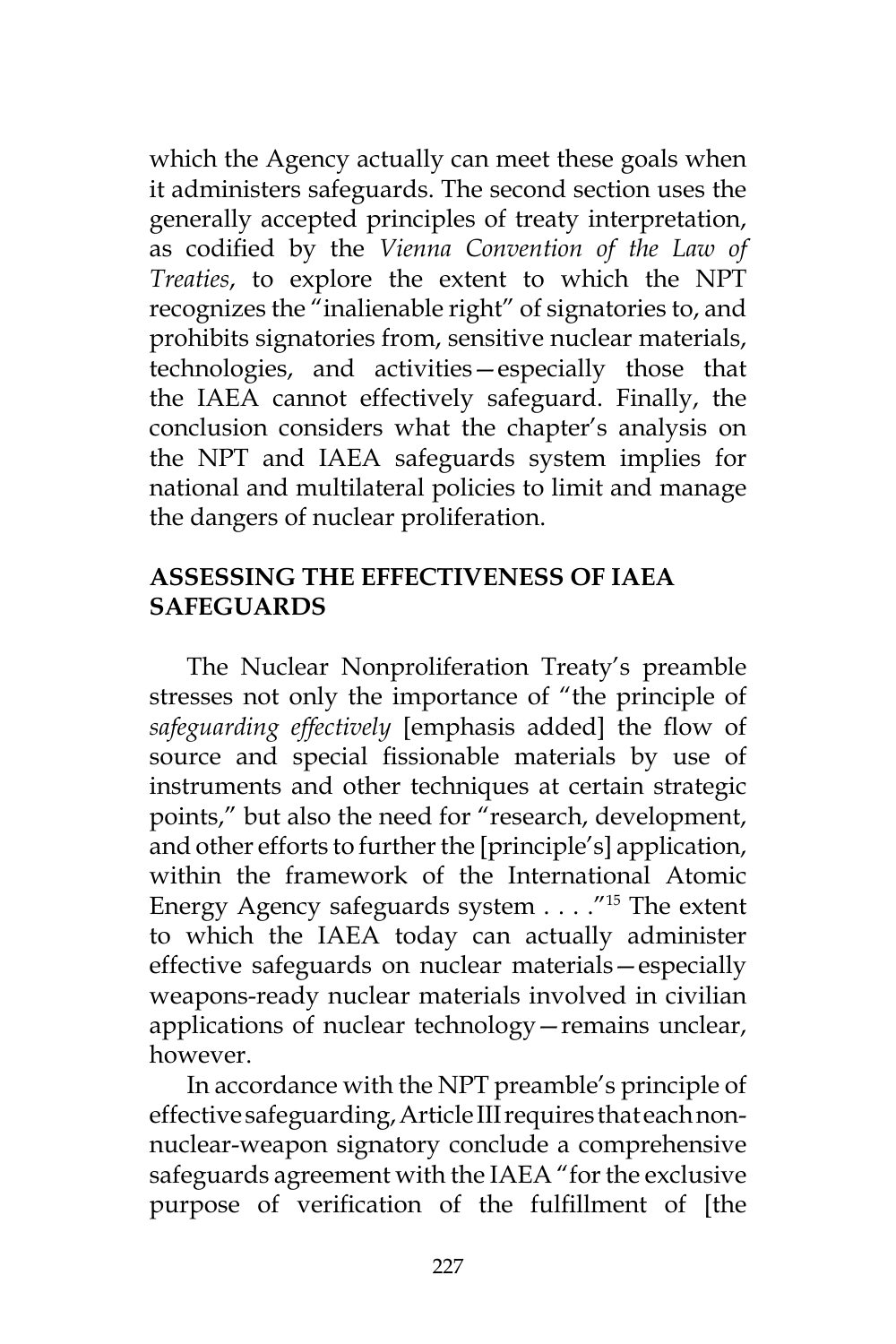which the Agency actually can meet these goals when it administers safeguards. The second section uses the generally accepted principles of treaty interpretation, as codified by the *Vienna Convention of the Law of Treaties*, to explore the extent to which the NPT recognizes the "inalienable right" of signatories to, and prohibits signatories from, sensitive nuclear materials, technologies, and activities—especially those that the IAEA cannot effectively safeguard. Finally, the conclusion considers what the chapter's analysis on the NPT and IAEA safeguards system implies for national and multilateral policies to limit and manage the dangers of nuclear proliferation.

## ASSESSING THE EFFECTIVENESS OF IAEA SAFEGUARDS

The Nuclear Nonproliferation Treaty's preamble stresses not only the importance of "the principle of *safeguarding effectively* [emphasis added] the flow of source and special fissionable materials by use of instruments and other techniques at certain strategic points," but also the need for "research, development, and other efforts to further the [principle's] application, within the framework of the International Atomic Energy Agency safeguards system . . . ."[15] The extent to which the IAEA today can actually administer effective safeguards on nuclear materials—especially weapons-ready nuclear materials involved in civilian applications of nuclear technology—remains unclear, however.

In accordance with the NPT preamble's principle of effective safeguarding, Article III requires that each non-nuclear-weapon signatory conclude a comprehensive safeguards agreement with the IAEA "for the exclusive purpose of verification of the fulfillment of [the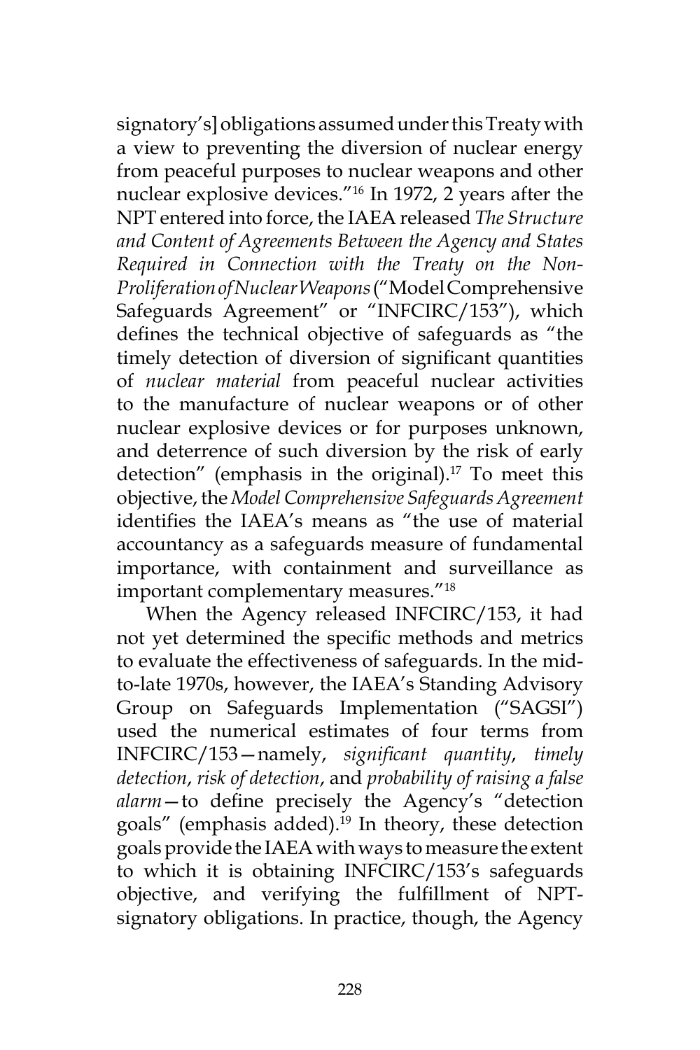signatory's] obligations assumed under this Treaty with a view to preventing the diversion of nuclear energy from peaceful purposes to nuclear weapons and other nuclear explosive devices."[16] In 1972, 2 years after the NPT entered into force, the IAEA released *The Structure and Content of Agreements Between the Agency and States Required in Connection with the Treaty on the Non-Proliferation of Nuclear Weapons* ("Model Comprehensive Safeguards Agreement" or "INFCIRC/153"), which defines the technical objective of safeguards as "the timely detection of diversion of significant quantities of *nuclear material* from peaceful nuclear activities to the manufacture of nuclear weapons or of other nuclear explosive devices or for purposes unknown, and deterrence of such diversion by the risk of early detection" (emphasis in the original).[17] To meet this objective, the *Model Comprehensive Safeguards Agreement* identifies the IAEA's means as "the use of material accountancy as a safeguards measure of fundamental importance, with containment and surveillance as important complementary measures."[18]

When the Agency released INFCIRC/153, it had not yet determined the specific methods and metrics to evaluate the effectiveness of safeguards. In the mid-to-late 1970s, however, the IAEA's Standing Advisory Group on Safeguards Implementation ("SAGSI") used the numerical estimates of four terms from INFCIRC/153—namely, *significant quantity*, *timely detection*, *risk of detection*, and *probability of raising a false alarm*—to define precisely the Agency's "detection goals" (emphasis added).[19] In theory, these detection goals provide the IAEA with ways to measure the extent to which it is obtaining INFCIRC/153's safeguards objective, and verifying the fulfillment of NPT-signatory obligations. In practice, though, the Agency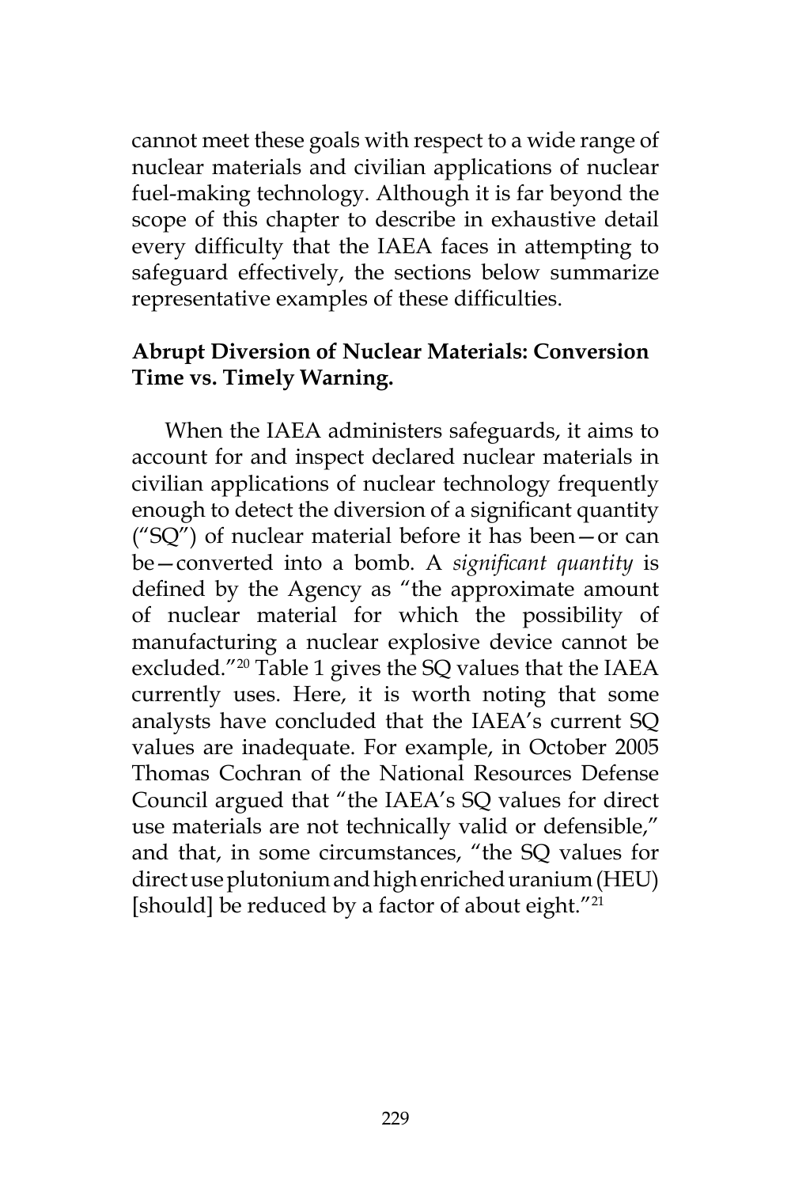cannot meet these goals with respect to a wide range of nuclear materials and civilian applications of nuclear fuel-making technology. Although it is far beyond the scope of this chapter to describe in exhaustive detail every difficulty that the IAEA faces in attempting to safeguard effectively, the sections below summarize representative examples of these difficulties.

**Abrupt Diversion of Nuclear Materials: Conversion Time vs. Timely Warning.**

When the IAEA administers safeguards, it aims to account for and inspect declared nuclear materials in civilian applications of nuclear technology frequently enough to detect the diversion of a significant quantity ("SQ") of nuclear material before it has been—or can be—converted into a bomb. A *significant quantity* is defined by the Agency as "the approximate amount of nuclear material for which the possibility of manufacturing a nuclear explosive device cannot be excluded."[20] Table 1 gives the SQ values that the IAEA currently uses. Here, it is worth noting that some analysts have concluded that the IAEA's current SQ values are inadequate. For example, in October 2005 Thomas Cochran of the National Resources Defense Council argued that "the IAEA's SQ values for direct use materials are not technically valid or defensible," and that, in some circumstances, "the SQ values for direct use plutonium and high enriched uranium (HEU) [should] be reduced by a factor of about eight."[21]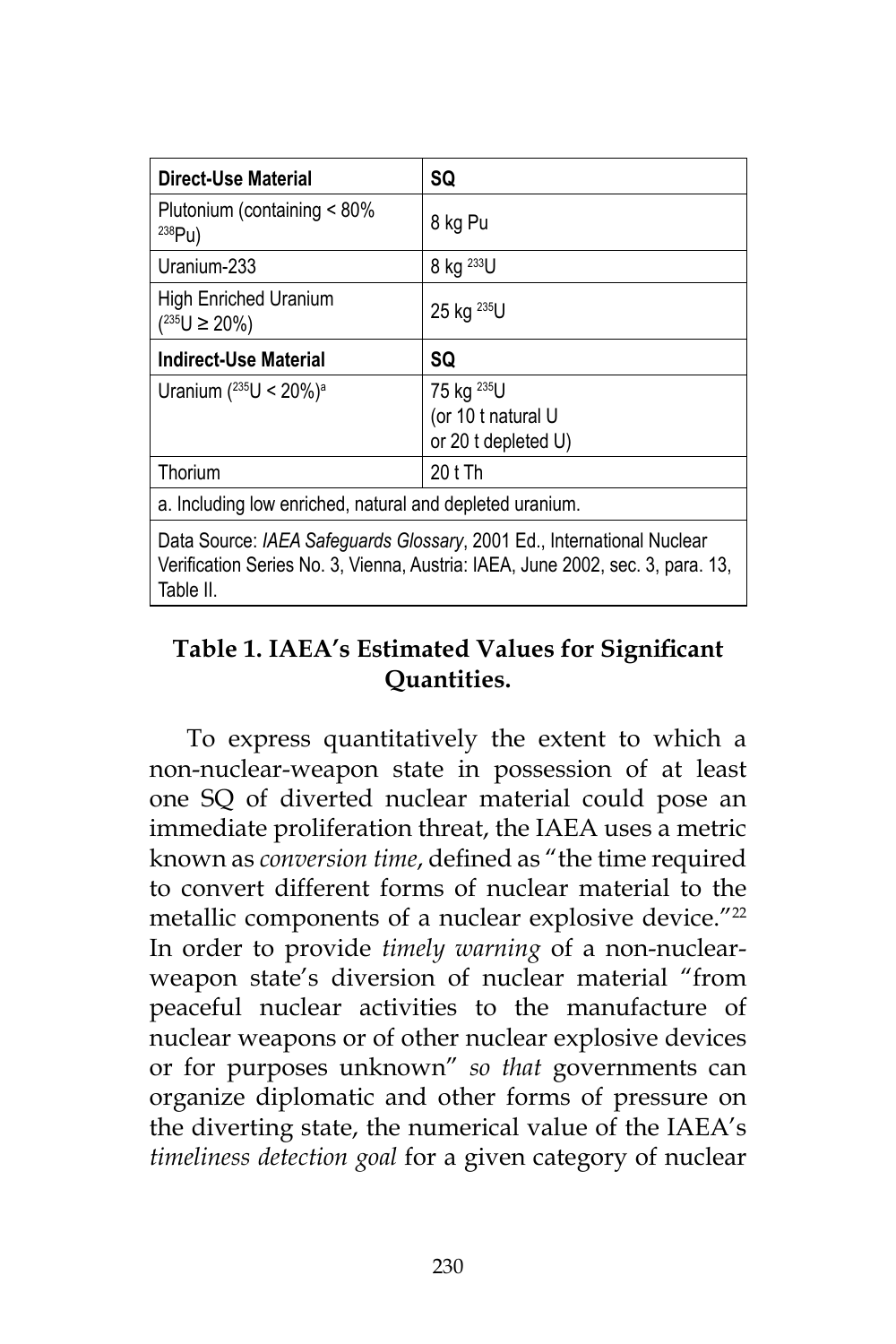| Direct-Use Material | SQ |
|---|---|
| Plutonium (containing < 80% $^{238}Pu$) | 8 kg Pu |
| Uranium-233 | 8 kg $^{233}U$ |
| High Enriched Uranium ($^{235}U \geq 20\%$) | 25 kg $^{235}U$ |
| **Indirect-Use Material** | **SQ** |
| Uranium ($^{235}U < 20\%$)[a] | 75 kg $^{235}U$ (or 10 t natural U or 20 t depleted U) |
| Thorium | 20 t Th |
| a. Including low enriched, natural and depleted uranium. | |
| Data Source: *IAEA Safeguards Glossary*, 2001 Ed., International Nuclear Verification Series No. 3, Vienna, Austria: IAEA, June 2002, sec. 3, para. 13, Table II. | |

**Table 1. IAEA's Estimated Values for Significant Quantities.**

To express quantitatively the extent to which a non-nuclear-weapon state in possession of at least one SQ of diverted nuclear material could pose an immediate proliferation threat, the IAEA uses a metric known as *conversion time*, defined as "the time required to convert different forms of nuclear material to the metallic components of a nuclear explosive device."[22] In order to provide *timely warning* of a non-nuclear-weapon state's diversion of nuclear material "from peaceful nuclear activities to the manufacture of nuclear weapons or of other nuclear explosive devices or for purposes unknown" *so that* governments can organize diplomatic and other forms of pressure on the diverting state, the numerical value of the IAEA's *timeliness detection goal* for a given category of nuclear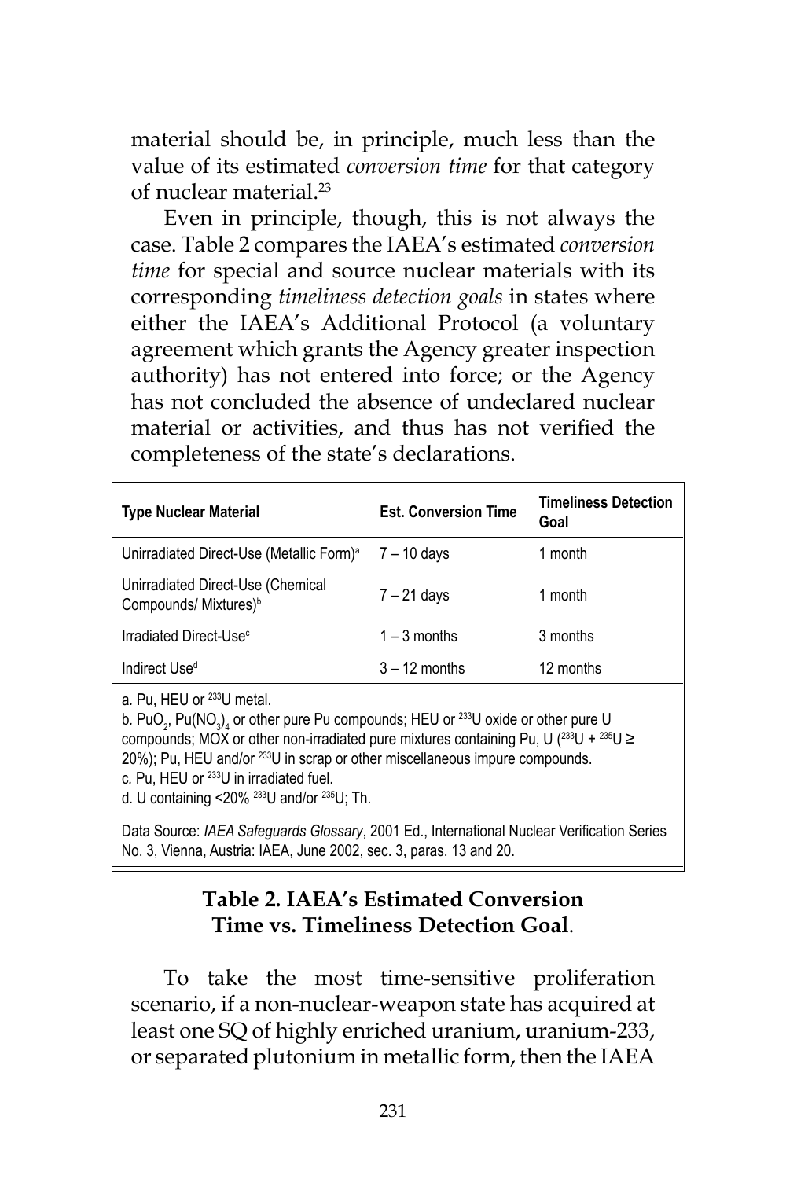material should be, in principle, much less than the value of its estimated *conversion time* for that category of nuclear material.[23]

Even in principle, though, this is not always the case. Table 2 compares the IAEA's estimated *conversion time* for special and source nuclear materials with its corresponding *timeliness detection goals* in states where either the IAEA's Additional Protocol (a voluntary agreement which grants the Agency greater inspection authority) has not entered into force; or the Agency has not concluded the absence of undeclared nuclear material or activities, and thus has not verified the completeness of the state's declarations.

| Type Nuclear Material | Est. Conversion Time | Timeliness Detection Goal |
|---|---|---|
| Unirradiated Direct-Use (Metallic Form)[a] | 7 – 10 days | 1 month |
| Unirradiated Direct-Use (Chemical Compounds/ Mixtures)[b] | 7 – 21 days | 1 month |
| Irradiated Direct-Use[c] | 1 – 3 months | 3 months |
| Indirect Use[d] | 3 – 12 months | 12 months |

a. Pu, HEU or $^{233}$U metal.
b. $PuO_2$, $Pu(NO_3)_4$ or other pure Pu compounds; HEU or $^{233}$U oxide or other pure U compounds; MOX or other non-irradiated pure mixtures containing Pu, U ($^{233}U + ^{235}U \geq$ 20%); Pu, HEU and/or $^{233}$U in scrap or other miscellaneous impure compounds.
c. Pu, HEU or $^{233}$U in irradiated fuel.
d. U containing <20% $^{233}$U and/or $^{235}$U; Th.

Data Source: *IAEA Safeguards Glossary*, 2001 Ed., International Nuclear Verification Series No. 3, Vienna, Austria: IAEA, June 2002, sec. 3, paras. 13 and 20.

**Table 2. IAEA's Estimated Conversion Time vs. Timeliness Detection Goal**.

To take the most time-sensitive proliferation scenario, if a non-nuclear-weapon state has acquired at least one SQ of highly enriched uranium, uranium-233, or separated plutonium in metallic form, then the IAEA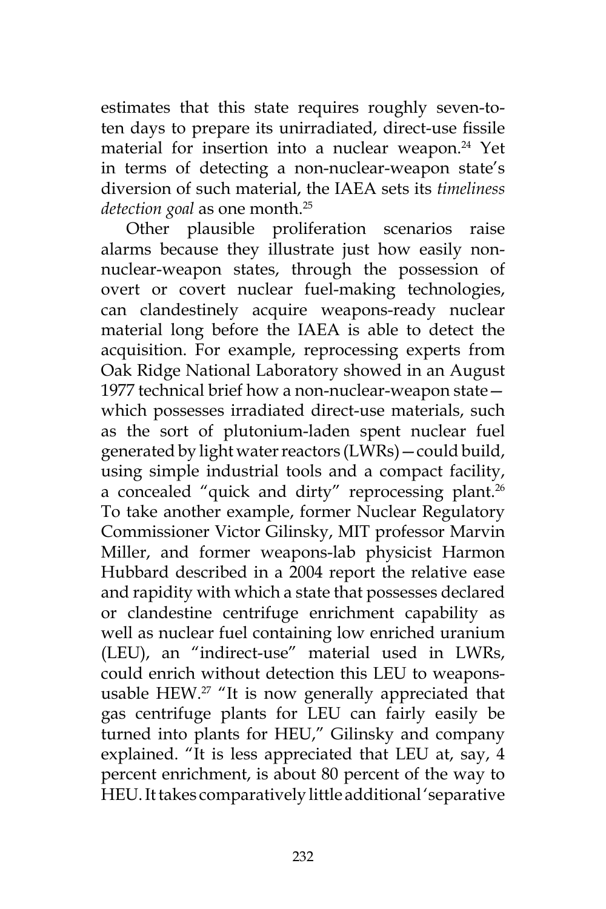estimates that this state requires roughly seven-to-ten days to prepare its unirradiated, direct-use fissile material for insertion into a nuclear weapon.[24] Yet in terms of detecting a non-nuclear-weapon state's diversion of such material, the IAEA sets its *timeliness detection goal* as one month.[25]

Other plausible proliferation scenarios raise alarms because they illustrate just how easily non-nuclear-weapon states, through the possession of overt or covert nuclear fuel-making technologies, can clandestinely acquire weapons-ready nuclear material long before the IAEA is able to detect the acquisition. For example, reprocessing experts from Oak Ridge National Laboratory showed in an August 1977 technical brief how a non-nuclear-weapon state—which possesses irradiated direct-use materials, such as the sort of plutonium-laden spent nuclear fuel generated by light water reactors (LWRs)—could build, using simple industrial tools and a compact facility, a concealed "quick and dirty" reprocessing plant.[26] To take another example, former Nuclear Regulatory Commissioner Victor Gilinsky, MIT professor Marvin Miller, and former weapons-lab physicist Harmon Hubbard described in a 2004 report the relative ease and rapidity with which a state that possesses declared or clandestine centrifuge enrichment capability as well as nuclear fuel containing low enriched uranium (LEU), an "indirect-use" material used in LWRs, could enrich without detection this LEU to weapons-usable HEW.[27] "It is now generally appreciated that gas centrifuge plants for LEU can fairly easily be turned into plants for HEU," Gilinsky and company explained. "It is less appreciated that LEU at, say, 4 percent enrichment, is about 80 percent of the way to HEU. It takes comparatively little additional 'separative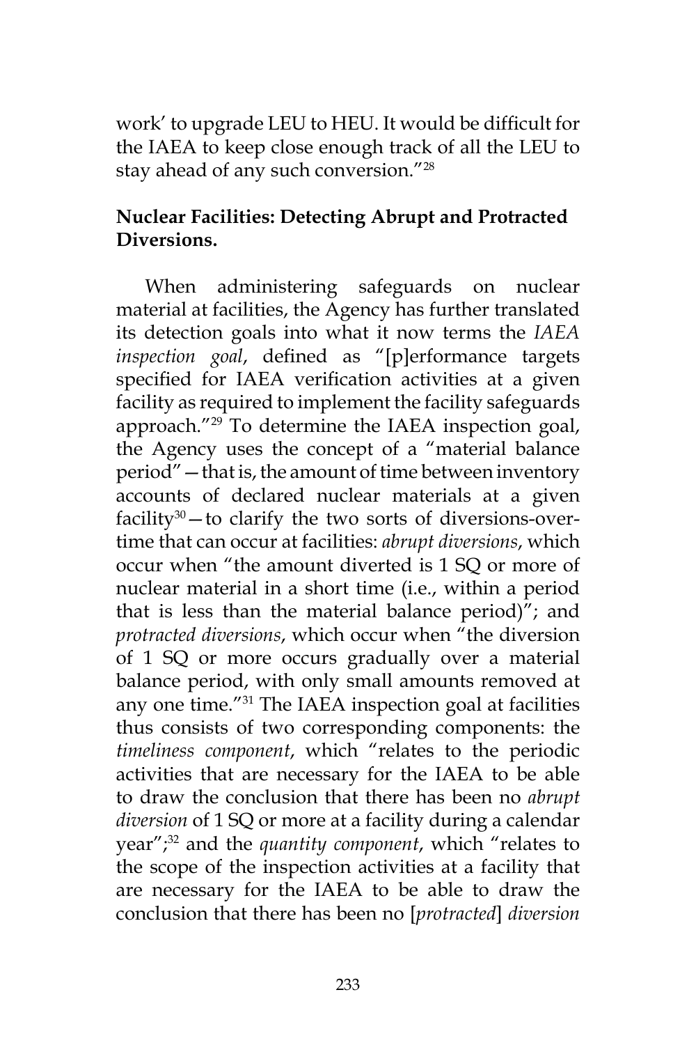work' to upgrade LEU to HEU. It would be difficult for the IAEA to keep close enough track of all the LEU to stay ahead of any such conversion."[28]

**Nuclear Facilities: Detecting Abrupt and Protracted Diversions.**

When administering safeguards on nuclear material at facilities, the Agency has further translated its detection goals into what it now terms the *IAEA inspection goal*, defined as "[p]erformance targets specified for IAEA verification activities at a given facility as required to implement the facility safeguards approach."[29] To determine the IAEA inspection goal, the Agency uses the concept of a "material balance period"—that is, the amount of time between inventory accounts of declared nuclear materials at a given facility[30]—to clarify the two sorts of diversions-over-time that can occur at facilities: *abrupt diversions*, which occur when "the amount diverted is 1 SQ or more of nuclear material in a short time (i.e., within a period that is less than the material balance period)"; and *protracted diversions*, which occur when "the diversion of 1 SQ or more occurs gradually over a material balance period, with only small amounts removed at any one time."[31] The IAEA inspection goal at facilities thus consists of two corresponding components: the *timeliness component*, which "relates to the periodic activities that are necessary for the IAEA to be able to draw the conclusion that there has been no *abrupt diversion* of 1 SQ or more at a facility during a calendar year";[32] and the *quantity component*, which "relates to the scope of the inspection activities at a facility that are necessary for the IAEA to be able to draw the conclusion that there has been no [*protracted*] *diversion*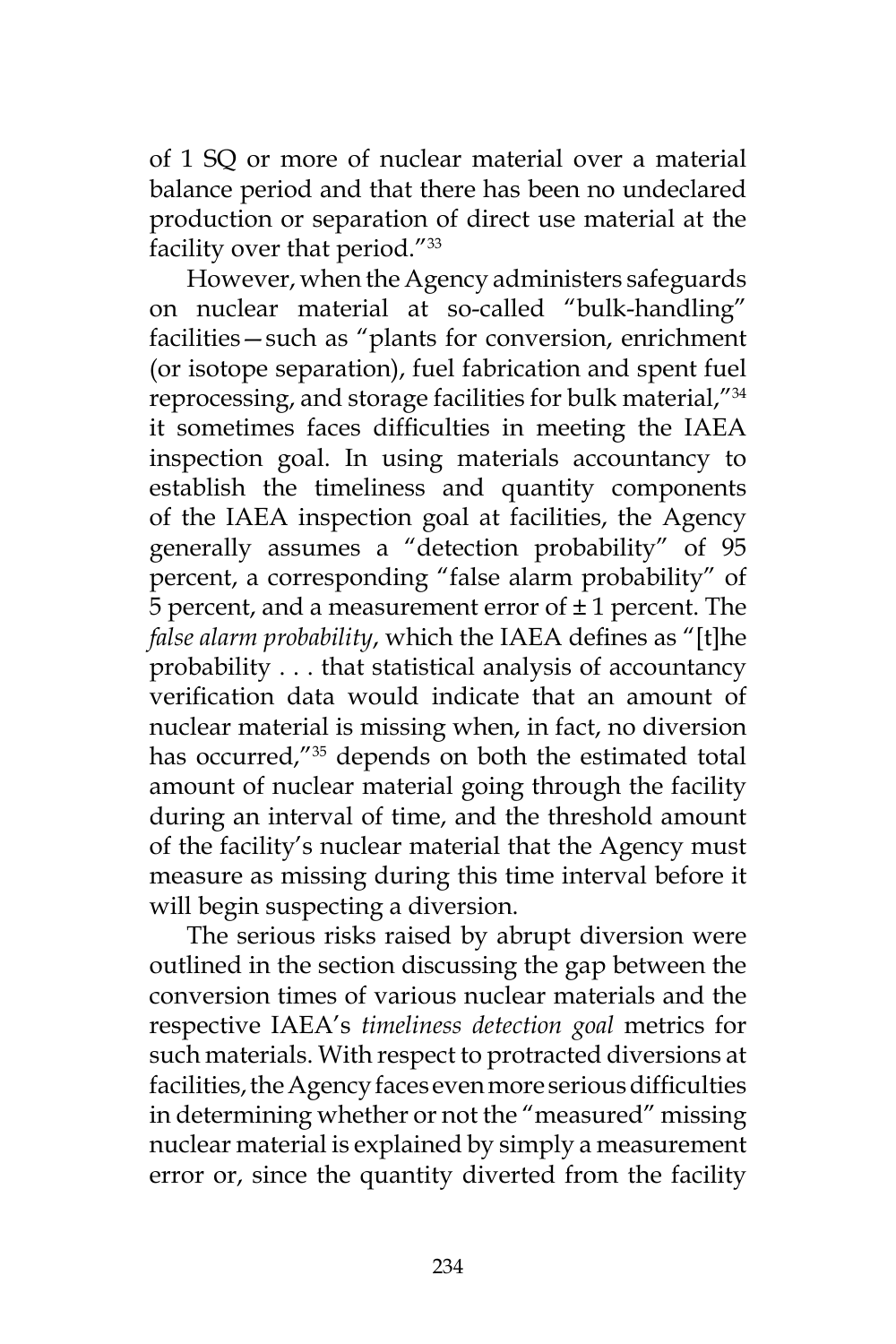of 1 SQ or more of nuclear material over a material balance period and that there has been no undeclared production or separation of direct use material at the facility over that period."[33]

However, when the Agency administers safeguards on nuclear material at so-called "bulk-handling" facilities—such as "plants for conversion, enrichment (or isotope separation), fuel fabrication and spent fuel reprocessing, and storage facilities for bulk material,"[34] it sometimes faces difficulties in meeting the IAEA inspection goal. In using materials accountancy to establish the timeliness and quantity components of the IAEA inspection goal at facilities, the Agency generally assumes a "detection probability" of 95 percent, a corresponding "false alarm probability" of 5 percent, and a measurement error of ± 1 percent. The *false alarm probability*, which the IAEA defines as "[t]he probability . . . that statistical analysis of accountancy verification data would indicate that an amount of nuclear material is missing when, in fact, no diversion has occurred,"[35] depends on both the estimated total amount of nuclear material going through the facility during an interval of time, and the threshold amount of the facility's nuclear material that the Agency must measure as missing during this time interval before it will begin suspecting a diversion.

The serious risks raised by abrupt diversion were outlined in the section discussing the gap between the conversion times of various nuclear materials and the respective IAEA's *timeliness detection goal* metrics for such materials. With respect to protracted diversions at facilities, the Agency faces even more serious difficulties in determining whether or not the "measured" missing nuclear material is explained by simply a measurement error or, since the quantity diverted from the facility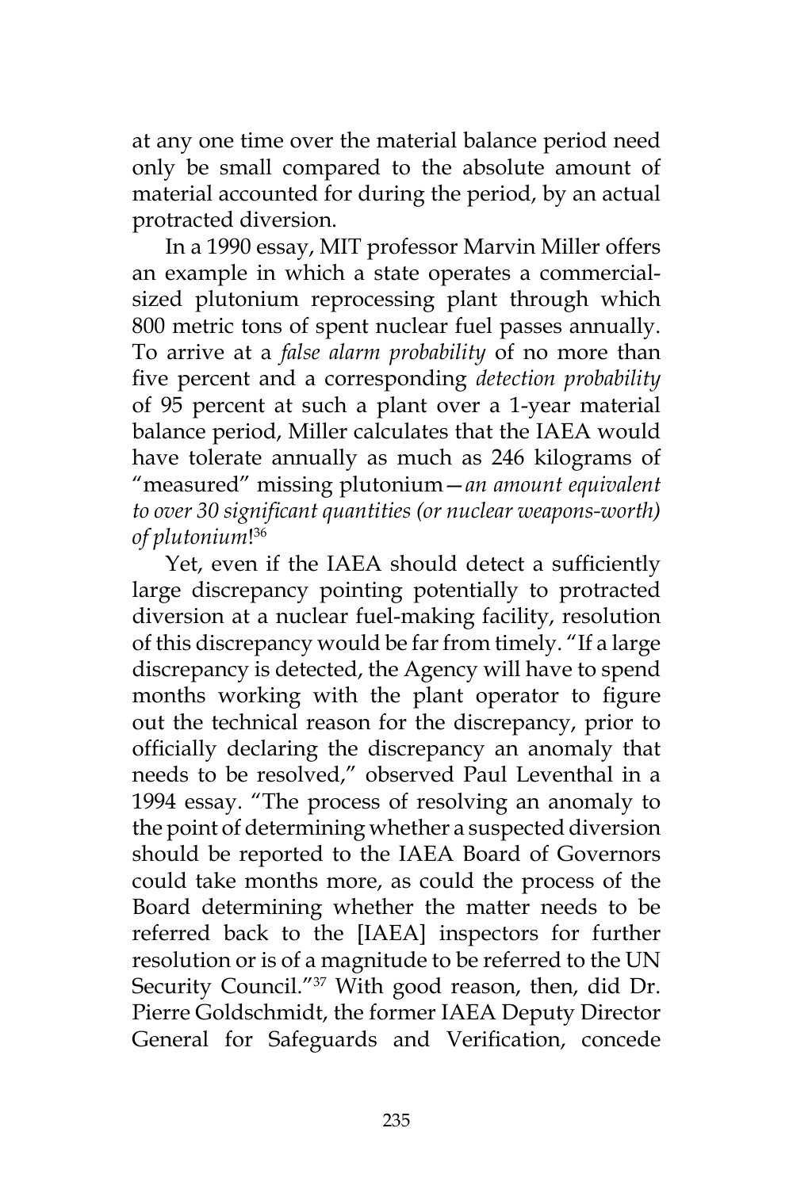at any one time over the material balance period need only be small compared to the absolute amount of material accounted for during the period, by an actual protracted diversion.

In a 1990 essay, MIT professor Marvin Miller offers an example in which a state operates a commercial-sized plutonium reprocessing plant through which 800 metric tons of spent nuclear fuel passes annually. To arrive at a *false alarm probability* of no more than five percent and a corresponding *detection probability* of 95 percent at such a plant over a 1-year material balance period, Miller calculates that the IAEA would have tolerate annually as much as 246 kilograms of "measured" missing plutonium—*an amount equivalent to over 30 significant quantities (or nuclear weapons-worth) of plutonium*![36]

Yet, even if the IAEA should detect a sufficiently large discrepancy pointing potentially to protracted diversion at a nuclear fuel-making facility, resolution of this discrepancy would be far from timely. "If a large discrepancy is detected, the Agency will have to spend months working with the plant operator to figure out the technical reason for the discrepancy, prior to officially declaring the discrepancy an anomaly that needs to be resolved," observed Paul Leventhal in a 1994 essay. "The process of resolving an anomaly to the point of determining whether a suspected diversion should be reported to the IAEA Board of Governors could take months more, as could the process of the Board determining whether the matter needs to be referred back to the [IAEA] inspectors for further resolution or is of a magnitude to be referred to the UN Security Council."[37] With good reason, then, did Dr. Pierre Goldschmidt, the former IAEA Deputy Director General for Safeguards and Verification, concede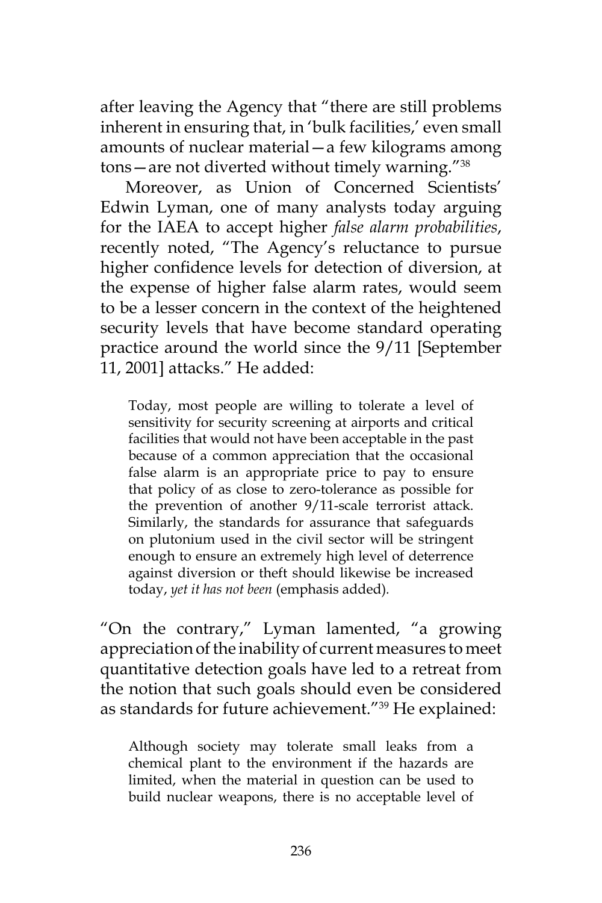after leaving the Agency that "there are still problems inherent in ensuring that, in 'bulk facilities,' even small amounts of nuclear material—a few kilograms among tons—are not diverted without timely warning."[38]

Moreover, as Union of Concerned Scientists' Edwin Lyman, one of many analysts today arguing for the IAEA to accept higher *false alarm probabilities*, recently noted, "The Agency's reluctance to pursue higher confidence levels for detection of diversion, at the expense of higher false alarm rates, would seem to be a lesser concern in the context of the heightened security levels that have become standard operating practice around the world since the 9/11 [September 11, 2001] attacks." He added:

> Today, most people are willing to tolerate a level of sensitivity for security screening at airports and critical facilities that would not have been acceptable in the past because of a common appreciation that the occasional false alarm is an appropriate price to pay to ensure that policy of as close to zero-tolerance as possible for the prevention of another 9/11-scale terrorist attack. Similarly, the standards for assurance that safeguards on plutonium used in the civil sector will be stringent enough to ensure an extremely high level of deterrence against diversion or theft should likewise be increased today, *yet it has not been* (emphasis added).

"On the contrary," Lyman lamented, "a growing appreciation of the inability of current measures to meet quantitative detection goals have led to a retreat from the notion that such goals should even be considered as standards for future achievement."[39] He explained:

> Although society may tolerate small leaks from a chemical plant to the environment if the hazards are limited, when the material in question can be used to build nuclear weapons, there is no acceptable level of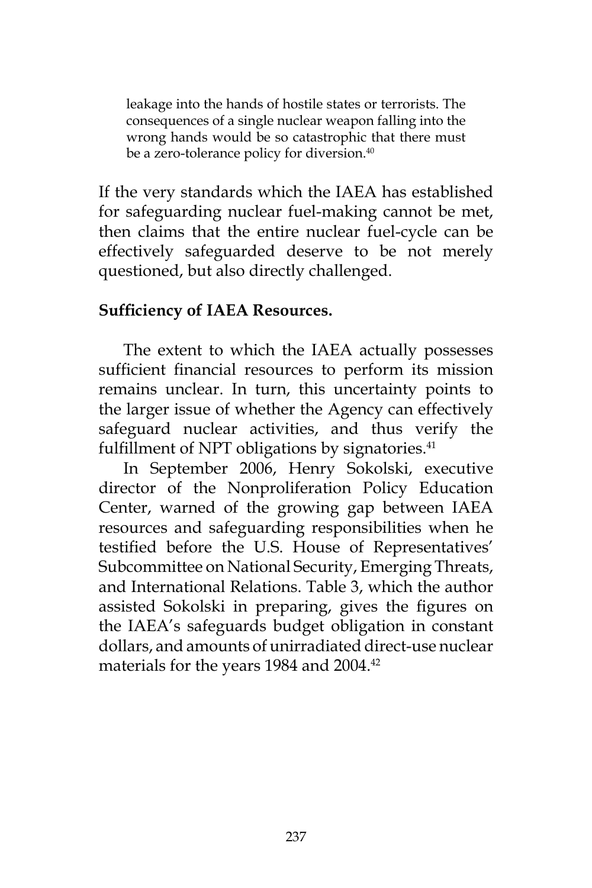> leakage into the hands of hostile states or terrorists. The consequences of a single nuclear weapon falling into the wrong hands would be so catastrophic that there must be a zero-tolerance policy for diversion.[40]

If the very standards which the IAEA has established for safeguarding nuclear fuel-making cannot be met, then claims that the entire nuclear fuel-cycle can be effectively safeguarded deserve to be not merely questioned, but also directly challenged.

**Sufficiency of IAEA Resources.**

The extent to which the IAEA actually possesses sufficient financial resources to perform its mission remains unclear. In turn, this uncertainty points to the larger issue of whether the Agency can effectively safeguard nuclear activities, and thus verify the fulfillment of NPT obligations by signatories.[41]

In September 2006, Henry Sokolski, executive director of the Nonproliferation Policy Education Center, warned of the growing gap between IAEA resources and safeguarding responsibilities when he testified before the U.S. House of Representatives' Subcommittee on National Security, Emerging Threats, and International Relations. Table 3, which the author assisted Sokolski in preparing, gives the figures on the IAEA's safeguards budget obligation in constant dollars, and amounts of unirradiated direct-use nuclear materials for the years 1984 and 2004.[42]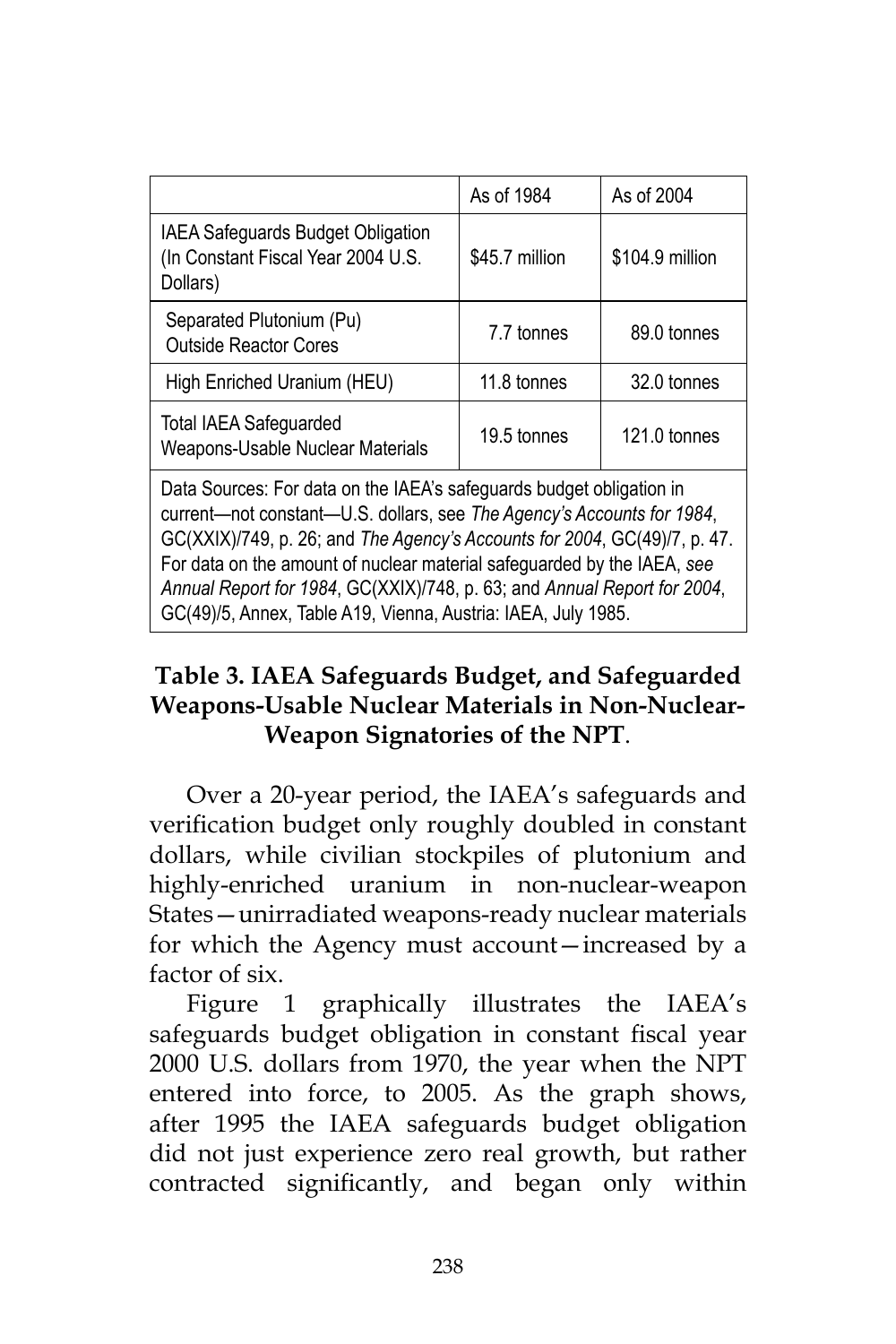| | As of 1984 | As of 2004 |
|---|---|---|
| IAEA Safeguards Budget Obligation (In Constant Fiscal Year 2004 U.S. Dollars) | $45.7 million | $104.9 million |
| Separated Plutonium (Pu) Outside Reactor Cores | 7.7 tonnes | 89.0 tonnes |
| High Enriched Uranium (HEU) | 11.8 tonnes | 32.0 tonnes |
| Total IAEA Safeguarded Weapons-Usable Nuclear Materials | 19.5 tonnes | 121.0 tonnes |

Data Sources: For data on the IAEA's safeguards budget obligation in current—not constant—U.S. dollars, see *The Agency's Accounts for 1984*, GC(XXIX)/749, p. 26; and *The Agency's Accounts for 2004*, GC(49)/7, p. 47. For data on the amount of nuclear material safeguarded by the IAEA, *see Annual Report for 1984*, GC(XXIX)/748, p. 63; and *Annual Report for 2004*, GC(49)/5, Annex, Table A19, Vienna, Austria: IAEA, July 1985.

**Table 3. IAEA Safeguards Budget, and Safeguarded Weapons-Usable Nuclear Materials in Non-Nuclear-Weapon Signatories of the NPT.**

Over a 20-year period, the IAEA's safeguards and verification budget only roughly doubled in constant dollars, while civilian stockpiles of plutonium and highly-enriched uranium in non-nuclear-weapon States—unirradiated weapons-ready nuclear materials for which the Agency must account—increased by a factor of six.

Figure 1 graphically illustrates the IAEA's safeguards budget obligation in constant fiscal year 2000 U.S. dollars from 1970, the year when the NPT entered into force, to 2005. As the graph shows, after 1995 the IAEA safeguards budget obligation did not just experience zero real growth, but rather contracted significantly, and began only within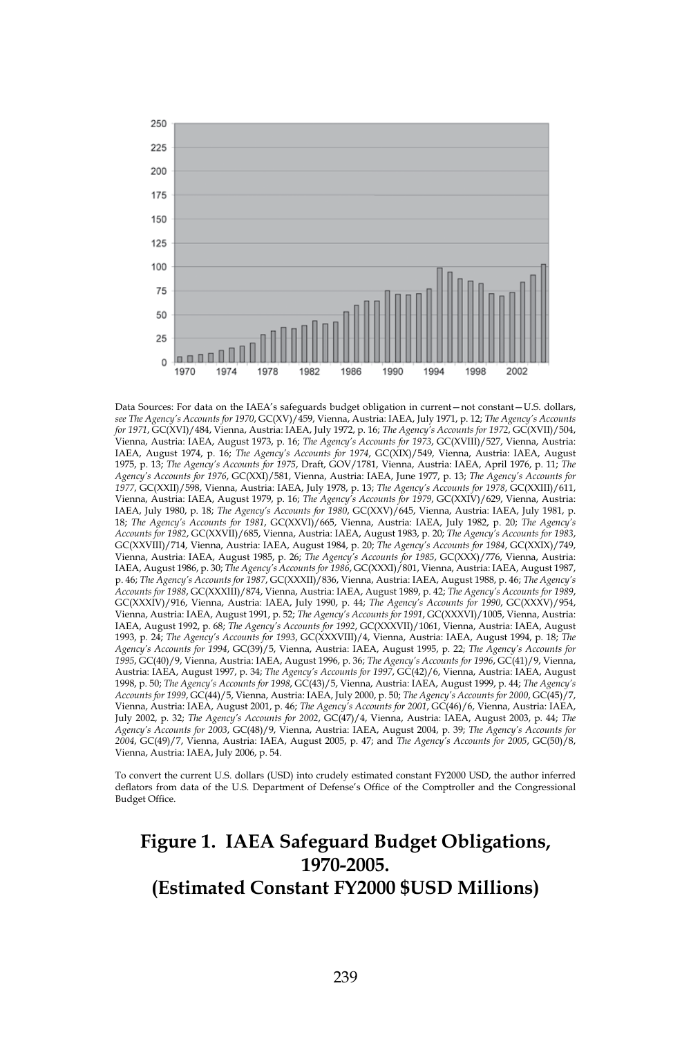250
225
200
175
150
125
100
75
50
25
0
1970 1974 1978 1982 1986 1990 1994 1998 2002

Data Sources: For data on the IAEA's safeguards budget obligation in current—not constant—U.S. dollars, *see The Agency's Accounts for 1970*, GC(XV)/459, Vienna, Austria: IAEA, July 1971, p. 12; *The Agency's Accounts for 1971*, GC(XVI)/484, Vienna, Austria: IAEA, July 1972, p. 16; *The Agency's Accounts for 1972*, GC(XVII)/504, Vienna, Austria: IAEA, August 1973, p. 16; *The Agency's Accounts for 1973*, GC(XVIII)/527, Vienna, Austria: IAEA, August 1974, p. 16; *The Agency's Accounts for 1974*, GC(XIX)/549, Vienna, Austria: IAEA, August 1975, p. 13; *The Agency's Accounts for 1975*, Draft, GOV/1781, Vienna, Austria: IAEA, April 1976, p. 11; *The Agency's Accounts for 1976*, GC(XXI)/581, Vienna, Austria: IAEA, June 1977, p. 13; *The Agency's Accounts for 1977*, GC(XXII)/598, Vienna, Austria: IAEA, July 1978, p. 13; *The Agency's Accounts for 1978*, GC(XXIII)/611, Vienna, Austria: IAEA, August 1979, p. 16; *The Agency's Accounts for 1979*, GC(XXIV)/629, Vienna, Austria: IAEA, July 1980, p. 18; *The Agency's Accounts for 1980*, GC(XXV)/645, Vienna, Austria: IAEA, July 1981, p. 18; *The Agency's Accounts for 1981*, GC(XXVI)/665, Vienna, Austria: IAEA, July 1982, p. 20; *The Agency's Accounts for 1982*, GC(XXVII)/685, Vienna, Austria: IAEA, August 1983, p. 20; *The Agency's Accounts for 1983*, GC(XXVIII)/714, Vienna, Austria: IAEA, August 1984, p. 20; *The Agency's Accounts for 1984*, GC(XXIX)/749, Vienna, Austria: IAEA, August 1985, p. 26; *The Agency's Accounts for 1985*, GC(XXX)/776, Vienna, Austria: IAEA, August 1986, p. 30; *The Agency's Accounts for 1986*, GC(XXXI)/801, Vienna, Austria: IAEA, August 1987, p. 46; *The Agency's Accounts for 1987*, GC(XXXII)/836, Vienna, Austria: IAEA, August 1988, p. 46; *The Agency's Accounts for 1988*, GC(XXXIII)/874, Vienna, Austria: IAEA, August 1989, p. 42; *The Agency's Accounts for 1989*, GC(XXXIV)/916, Vienna, Austria: IAEA, July 1990, p. 44; *The Agency's Accounts for 1990*, GC(XXXV)/954, Vienna, Austria: IAEA, August 1991, p. 52; *The Agency's Accounts for 1991*, GC(XXXVI)/1005, Vienna, Austria: IAEA, August 1992, p. 68; *The Agency's Accounts for 1992*, GC(XXXVII)/1061, Vienna, Austria: IAEA, August 1993, p. 24; *The Agency's Accounts for 1993*, GC(XXXVIII)/4, Vienna, Austria: IAEA, August 1994, p. 18; *The Agency's Accounts for 1994*, GC(39)/5, Vienna, Austria: IAEA, August 1995, p. 22; *The Agency's Accounts for 1995*, GC(40)/9, Vienna, Austria: IAEA, August 1996, p. 36; *The Agency's Accounts for 1996*, GC(41)/9, Vienna, Austria: IAEA, August 1997, p. 34; *The Agency's Accounts for 1997*, GC(42)/6, Vienna, Austria: IAEA, August 1998, p. 50; *The Agency's Accounts for 1998*, GC(43)/5, Vienna, Austria: IAEA, August 1999, p. 44; *The Agency's Accounts for 1999*, GC(44)/5, Vienna, Austria: IAEA, July 2000, p. 50; *The Agency's Accounts for 2000*, GC(45)/7, Vienna, Austria: IAEA, August 2001, p. 46; *The Agency's Accounts for 2001*, GC(46)/6, Vienna, Austria: IAEA, July 2002, p. 32; *The Agency's Accounts for 2002*, GC(47)/4, Vienna, Austria: IAEA, August 2003, p. 44; *The Agency's Accounts for 2003*, GC(48)/9, Vienna, Austria: IAEA, August 2004, p. 39; *The Agency's Accounts for 2004*, GC(49)/7, Vienna, Austria: IAEA, August 2005, p. 47; and *The Agency's Accounts for 2005*, GC(50)/8, Vienna, Austria: IAEA, July 2006, p. 54.

To convert the current U.S. dollars (USD) into crudely estimated constant FY2000 USD, the author inferred deflators from data of the U.S. Department of Defense's Office of the Comptroller and the Congressional Budget Office.

**Figure 1. IAEA Safeguard Budget Obligations, 1970-2005. (Estimated Constant FY2000 $USD Millions)**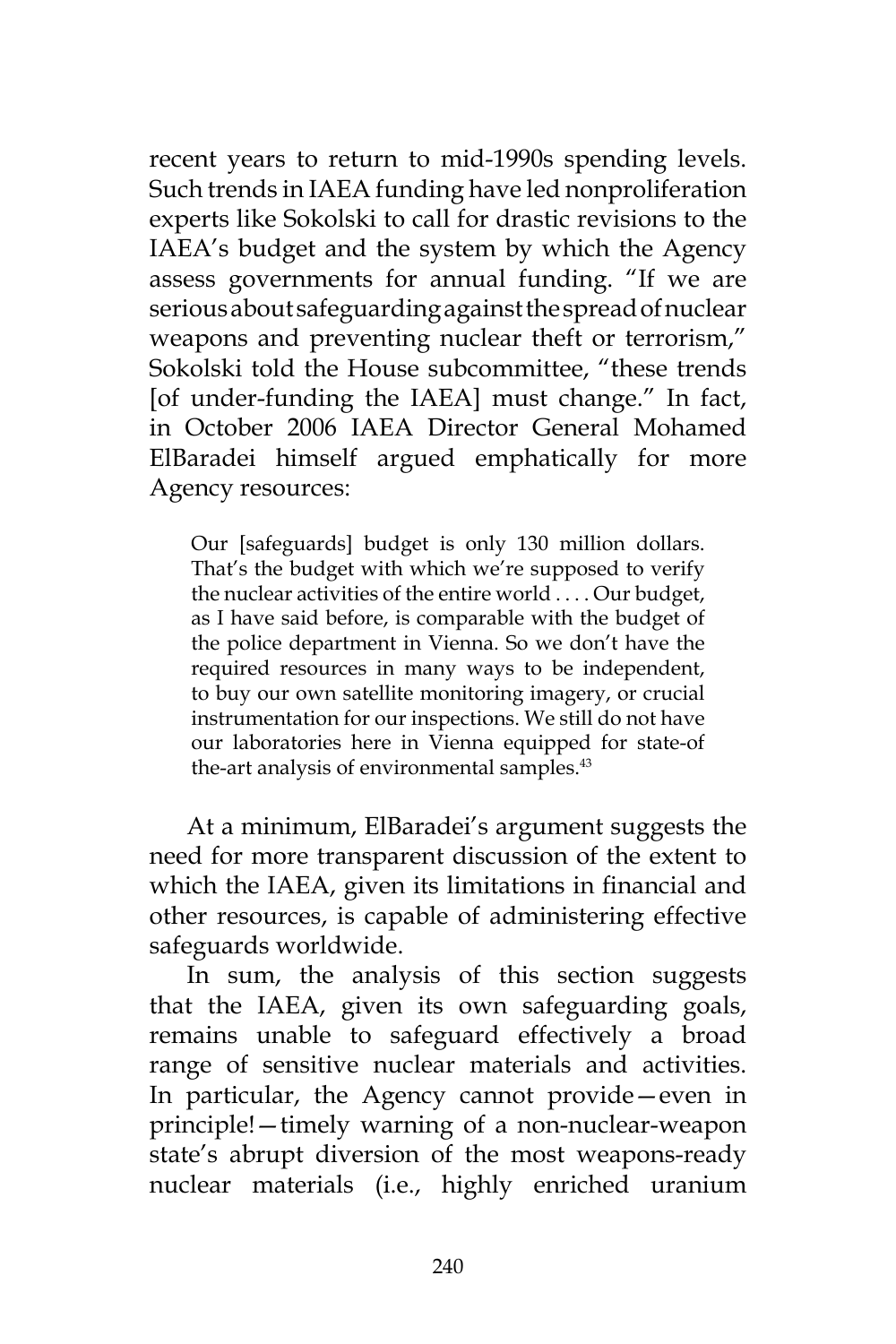recent years to return to mid-1990s spending levels. Such trends in IAEA funding have led nonproliferation experts like Sokolski to call for drastic revisions to the IAEA's budget and the system by which the Agency assess governments for annual funding. "If we are serious about safeguarding against the spread of nuclear weapons and preventing nuclear theft or terrorism," Sokolski told the House subcommittee, "these trends [of under-funding the IAEA] must change." In fact, in October 2006 IAEA Director General Mohamed ElBaradei himself argued emphatically for more Agency resources:

> Our [safeguards] budget is only 130 million dollars. That's the budget with which we're supposed to verify the nuclear activities of the entire world . . . . Our budget, as I have said before, is comparable with the budget of the police department in Vienna. So we don't have the required resources in many ways to be independent, to buy our own satellite monitoring imagery, or crucial instrumentation for our inspections. We still do not have our laboratories here in Vienna equipped for state-of the-art analysis of environmental samples.[43]

At a minimum, ElBaradei's argument suggests the need for more transparent discussion of the extent to which the IAEA, given its limitations in financial and other resources, is capable of administering effective safeguards worldwide.

In sum, the analysis of this section suggests that the IAEA, given its own safeguarding goals, remains unable to safeguard effectively a broad range of sensitive nuclear materials and activities. In particular, the Agency cannot provide—even in principle!—timely warning of a non-nuclear-weapon state's abrupt diversion of the most weapons-ready nuclear materials (i.e., highly enriched uranium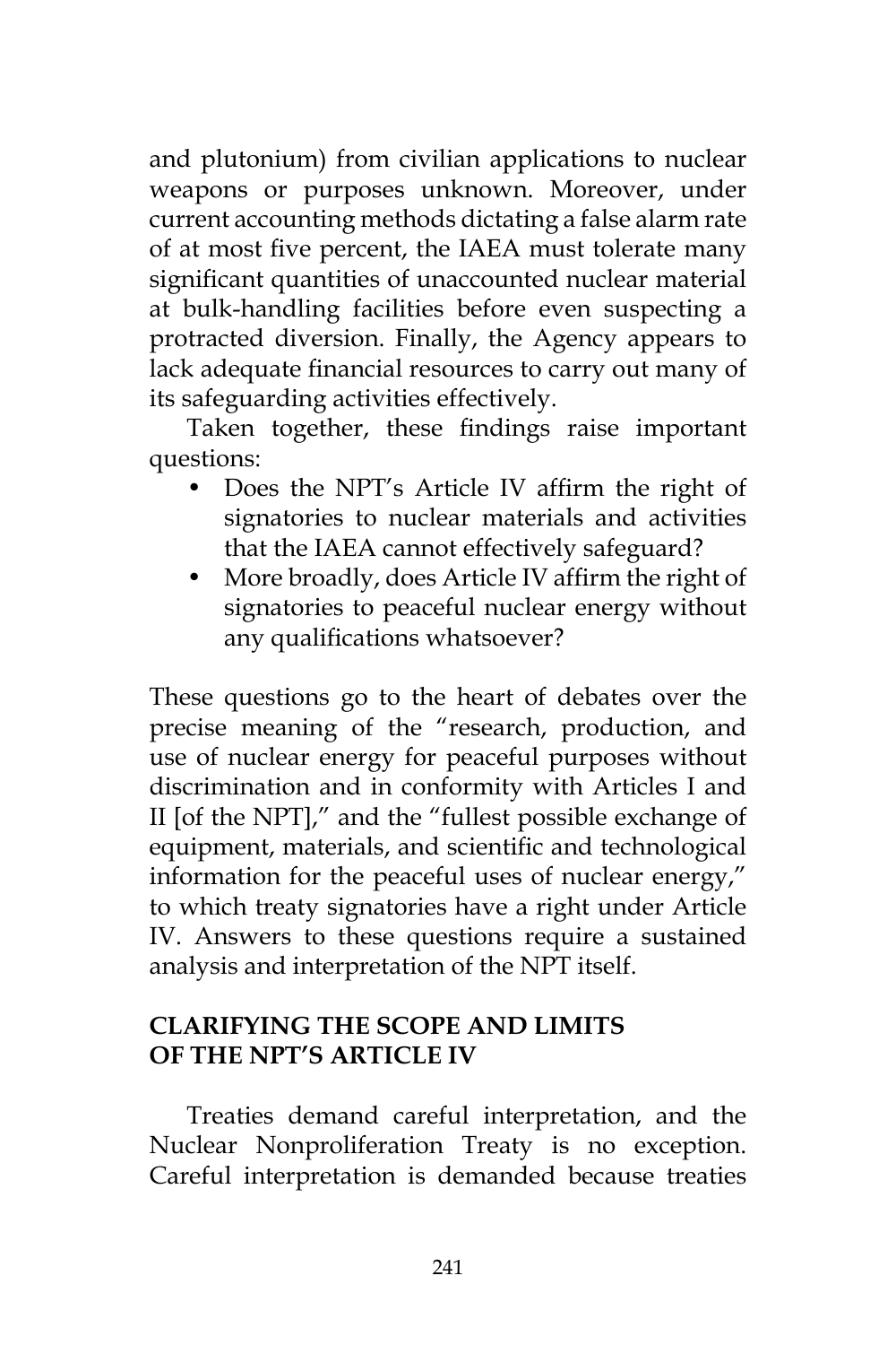and plutonium) from civilian applications to nuclear weapons or purposes unknown. Moreover, under current accounting methods dictating a false alarm rate of at most five percent, the IAEA must tolerate many significant quantities of unaccounted nuclear material at bulk-handling facilities before even suspecting a protracted diversion. Finally, the Agency appears to lack adequate financial resources to carry out many of its safeguarding activities effectively.

Taken together, these findings raise important questions:

- Does the NPT's Article IV affirm the right of signatories to nuclear materials and activities that the IAEA cannot effectively safeguard?
- More broadly, does Article IV affirm the right of signatories to peaceful nuclear energy without any qualifications whatsoever?

These questions go to the heart of debates over the precise meaning of the "research, production, and use of nuclear energy for peaceful purposes without discrimination and in conformity with Articles I and II [of the NPT]," and the "fullest possible exchange of equipment, materials, and scientific and technological information for the peaceful uses of nuclear energy," to which treaty signatories have a right under Article IV. Answers to these questions require a sustained analysis and interpretation of the NPT itself.

## CLARIFYING THE SCOPE AND LIMITS OF THE NPT'S ARTICLE IV

Treaties demand careful interpretation, and the Nuclear Nonproliferation Treaty is no exception. Careful interpretation is demanded because treaties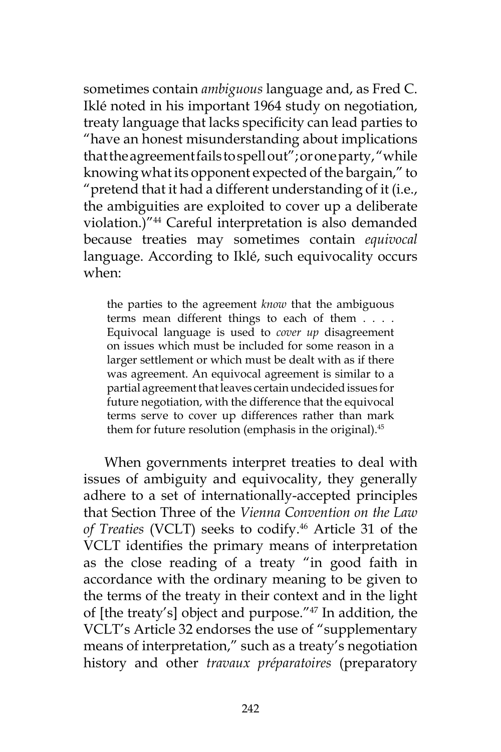sometimes contain *ambiguous* language and, as Fred C. Iklé noted in his important 1964 study on negotiation, treaty language that lacks specificity can lead parties to "have an honest misunderstanding about implications that the agreement fails to spell out"; or one party, "while knowing what its opponent expected of the bargain," to "pretend that it had a different understanding of it (i.e., the ambiguities are exploited to cover up a deliberate violation.)"[44] Careful interpretation is also demanded because treaties may sometimes contain *equivocal* language. According to Iklé, such equivocality occurs when:

> the parties to the agreement *know* that the ambiguous terms mean different things to each of them . . . . Equivocal language is used to *cover up* disagreement on issues which must be included for some reason in a larger settlement or which must be dealt with as if there was agreement. An equivocal agreement is similar to a partial agreement that leaves certain undecided issues for future negotiation, with the difference that the equivocal terms serve to cover up differences rather than mark them for future resolution (emphasis in the original).[45]

When governments interpret treaties to deal with issues of ambiguity and equivocality, they generally adhere to a set of internationally-accepted principles that Section Three of the *Vienna Convention on the Law of Treaties* (VCLT) seeks to codify.[46] Article 31 of the VCLT identifies the primary means of interpretation as the close reading of a treaty "in good faith in accordance with the ordinary meaning to be given to the terms of the treaty in their context and in the light of [the treaty's] object and purpose."[47] In addition, the VCLT's Article 32 endorses the use of "supplementary means of interpretation," such as a treaty's negotiation history and other *travaux préparatoires* (preparatory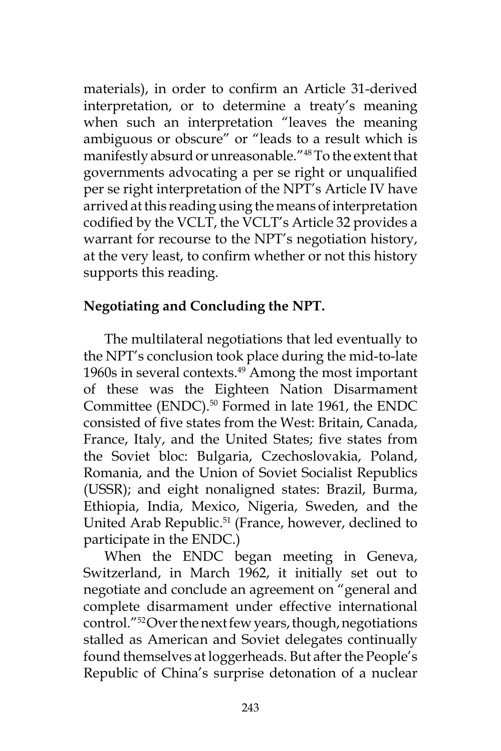materials), in order to confirm an Article 31-derived interpretation, or to determine a treaty's meaning when such an interpretation "leaves the meaning ambiguous or obscure" or "leads to a result which is manifestly absurd or unreasonable."[48] To the extent that governments advocating a per se right or unqualified per se right interpretation of the NPT's Article IV have arrived at this reading using the means of interpretation codified by the VCLT, the VCLT's Article 32 provides a warrant for recourse to the NPT's negotiation history, at the very least, to confirm whether or not this history supports this reading.

**Negotiating and Concluding the NPT.**

The multilateral negotiations that led eventually to the NPT's conclusion took place during the mid-to-late 1960s in several contexts.[49] Among the most important of these was the Eighteen Nation Disarmament Committee (ENDC).[50] Formed in late 1961, the ENDC consisted of five states from the West: Britain, Canada, France, Italy, and the United States; five states from the Soviet bloc: Bulgaria, Czechoslovakia, Poland, Romania, and the Union of Soviet Socialist Republics (USSR); and eight nonaligned states: Brazil, Burma, Ethiopia, India, Mexico, Nigeria, Sweden, and the United Arab Republic.[51] (France, however, declined to participate in the ENDC.)

When the ENDC began meeting in Geneva, Switzerland, in March 1962, it initially set out to negotiate and conclude an agreement on "general and complete disarmament under effective international control."[52] Over the next few years, though, negotiations stalled as American and Soviet delegates continually found themselves at loggerheads. But after the People's Republic of China's surprise detonation of a nuclear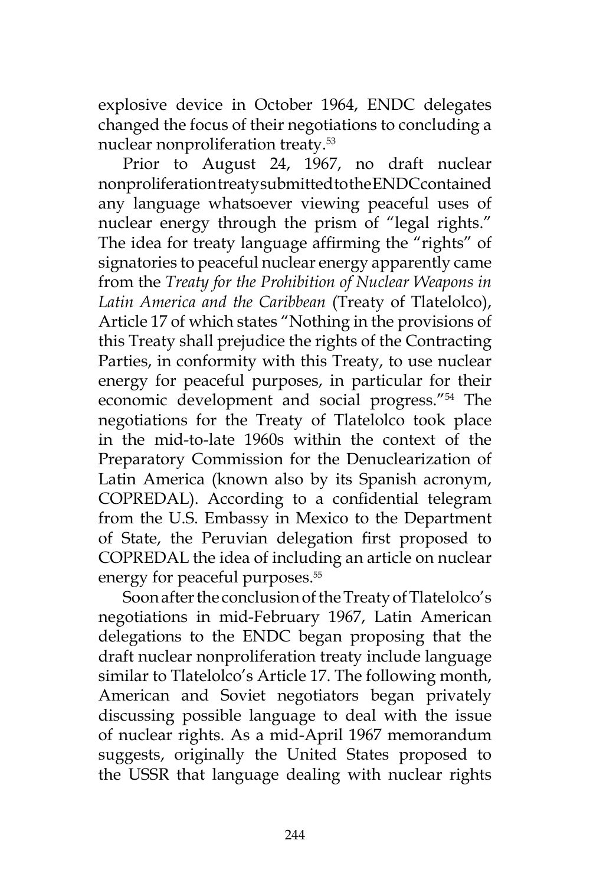explosive device in October 1964, ENDC delegates changed the focus of their negotiations to concluding a nuclear nonproliferation treaty.[53]

Prior to August 24, 1967, no draft nuclear nonproliferation treaty submitted to the ENDC contained any language whatsoever viewing peaceful uses of nuclear energy through the prism of "legal rights." The idea for treaty language affirming the "rights" of signatories to peaceful nuclear energy apparently came from the *Treaty for the Prohibition of Nuclear Weapons in Latin America and the Caribbean* (Treaty of Tlatelolco), Article 17 of which states "Nothing in the provisions of this Treaty shall prejudice the rights of the Contracting Parties, in conformity with this Treaty, to use nuclear energy for peaceful purposes, in particular for their economic development and social progress."[54] The negotiations for the Treaty of Tlatelolco took place in the mid-to-late 1960s within the context of the Preparatory Commission for the Denuclearization of Latin America (known also by its Spanish acronym, COPREDAL). According to a confidential telegram from the U.S. Embassy in Mexico to the Department of State, the Peruvian delegation first proposed to COPREDAL the idea of including an article on nuclear energy for peaceful purposes.[55]

Soon after the conclusion of the Treaty of Tlatelolco's negotiations in mid-February 1967, Latin American delegations to the ENDC began proposing that the draft nuclear nonproliferation treaty include language similar to Tlatelolco's Article 17. The following month, American and Soviet negotiators began privately discussing possible language to deal with the issue of nuclear rights. As a mid-April 1967 memorandum suggests, originally the United States proposed to the USSR that language dealing with nuclear rights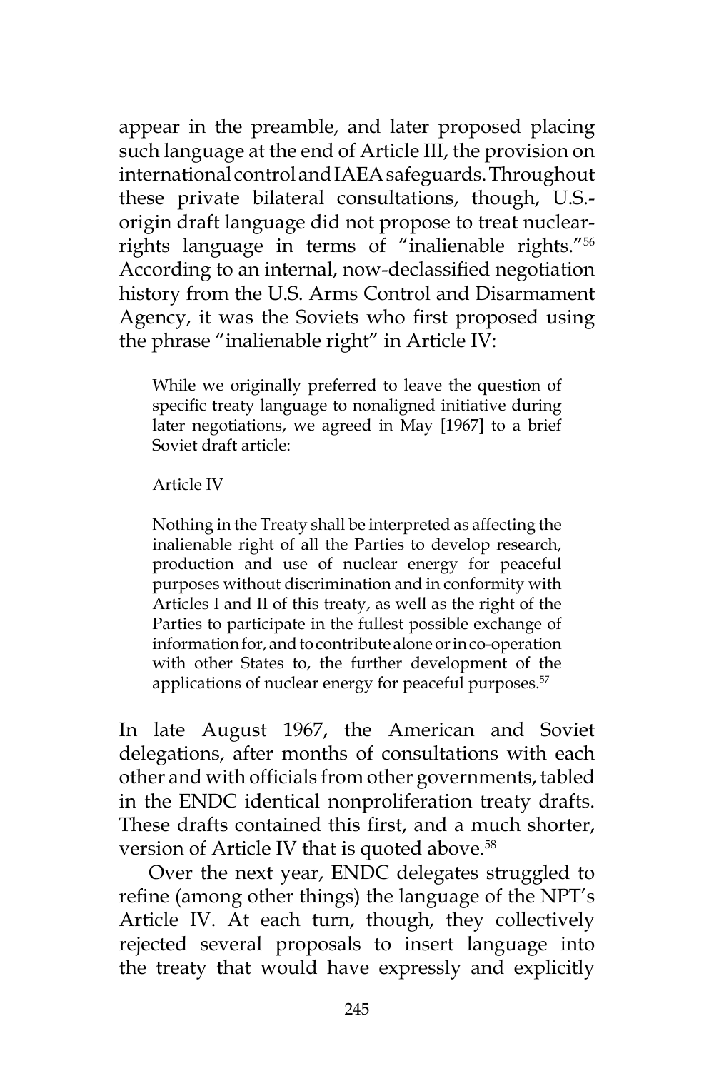appear in the preamble, and later proposed placing such language at the end of Article III, the provision on international control and IAEA safeguards. Throughout these private bilateral consultations, though, U.S.-origin draft language did not propose to treat nuclear-rights language in terms of "inalienable rights."[56] According to an internal, now-declassified negotiation history from the U.S. Arms Control and Disarmament Agency, it was the Soviets who first proposed using the phrase "inalienable right" in Article IV:

> While we originally preferred to leave the question of specific treaty language to nonaligned initiative during later negotiations, we agreed in May [1967] to a brief Soviet draft article:
>
> Article IV
>
> Nothing in the Treaty shall be interpreted as affecting the inalienable right of all the Parties to develop research, production and use of nuclear energy for peaceful purposes without discrimination and in conformity with Articles I and II of this treaty, as well as the right of the Parties to participate in the fullest possible exchange of information for, and to contribute alone or in co-operation with other States to, the further development of the applications of nuclear energy for peaceful purposes.[57]

In late August 1967, the American and Soviet delegations, after months of consultations with each other and with officials from other governments, tabled in the ENDC identical nonproliferation treaty drafts. These drafts contained this first, and a much shorter, version of Article IV that is quoted above.[58]

Over the next year, ENDC delegates struggled to refine (among other things) the language of the NPT's Article IV. At each turn, though, they collectively rejected several proposals to insert language into the treaty that would have expressly and explicitly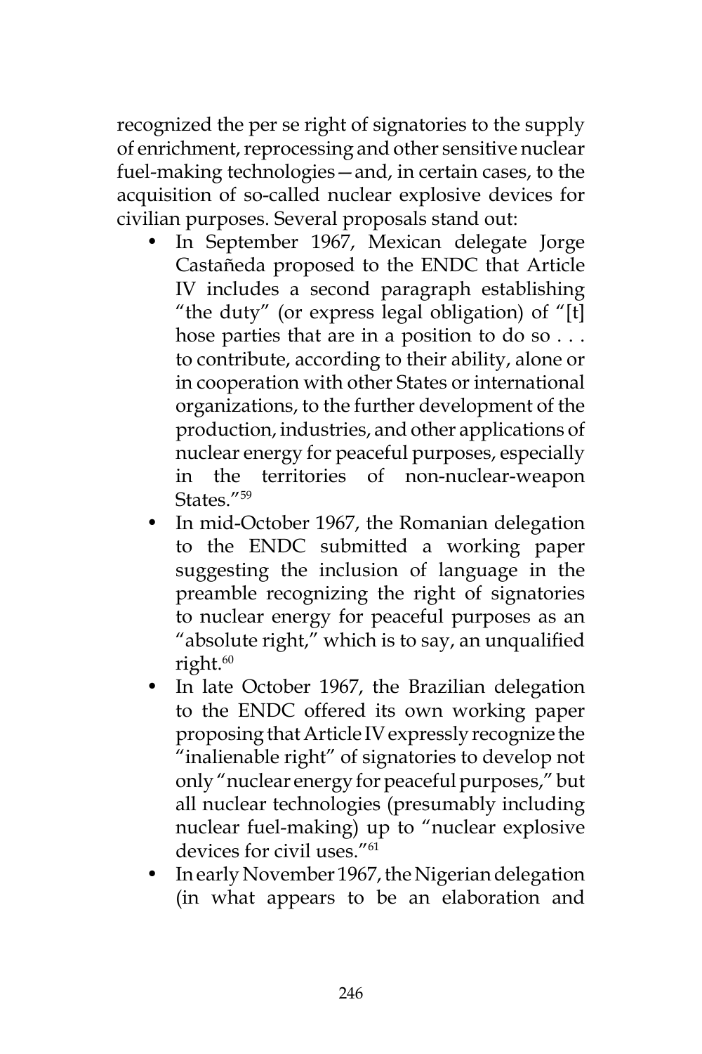recognized the per se right of signatories to the supply of enrichment, reprocessing and other sensitive nuclear fuel-making technologies—and, in certain cases, to the acquisition of so-called nuclear explosive devices for civilian purposes. Several proposals stand out:

- In September 1967, Mexican delegate Jorge Castañeda proposed to the ENDC that Article IV includes a second paragraph establishing "the duty" (or express legal obligation) of "[t]hose parties that are in a position to do so . . . to contribute, according to their ability, alone or in cooperation with other States or international organizations, to the further development of the production, industries, and other applications of nuclear energy for peaceful purposes, especially in the territories of non-nuclear-weapon States."[59]
- In mid-October 1967, the Romanian delegation to the ENDC submitted a working paper suggesting the inclusion of language in the preamble recognizing the right of signatories to nuclear energy for peaceful purposes as an "absolute right," which is to say, an unqualified right.[60]
- In late October 1967, the Brazilian delegation to the ENDC offered its own working paper proposing that Article IV expressly recognize the "inalienable right" of signatories to develop not only "nuclear energy for peaceful purposes," but all nuclear technologies (presumably including nuclear fuel-making) up to "nuclear explosive devices for civil uses."[61]
- In early November 1967, the Nigerian delegation (in what appears to be an elaboration and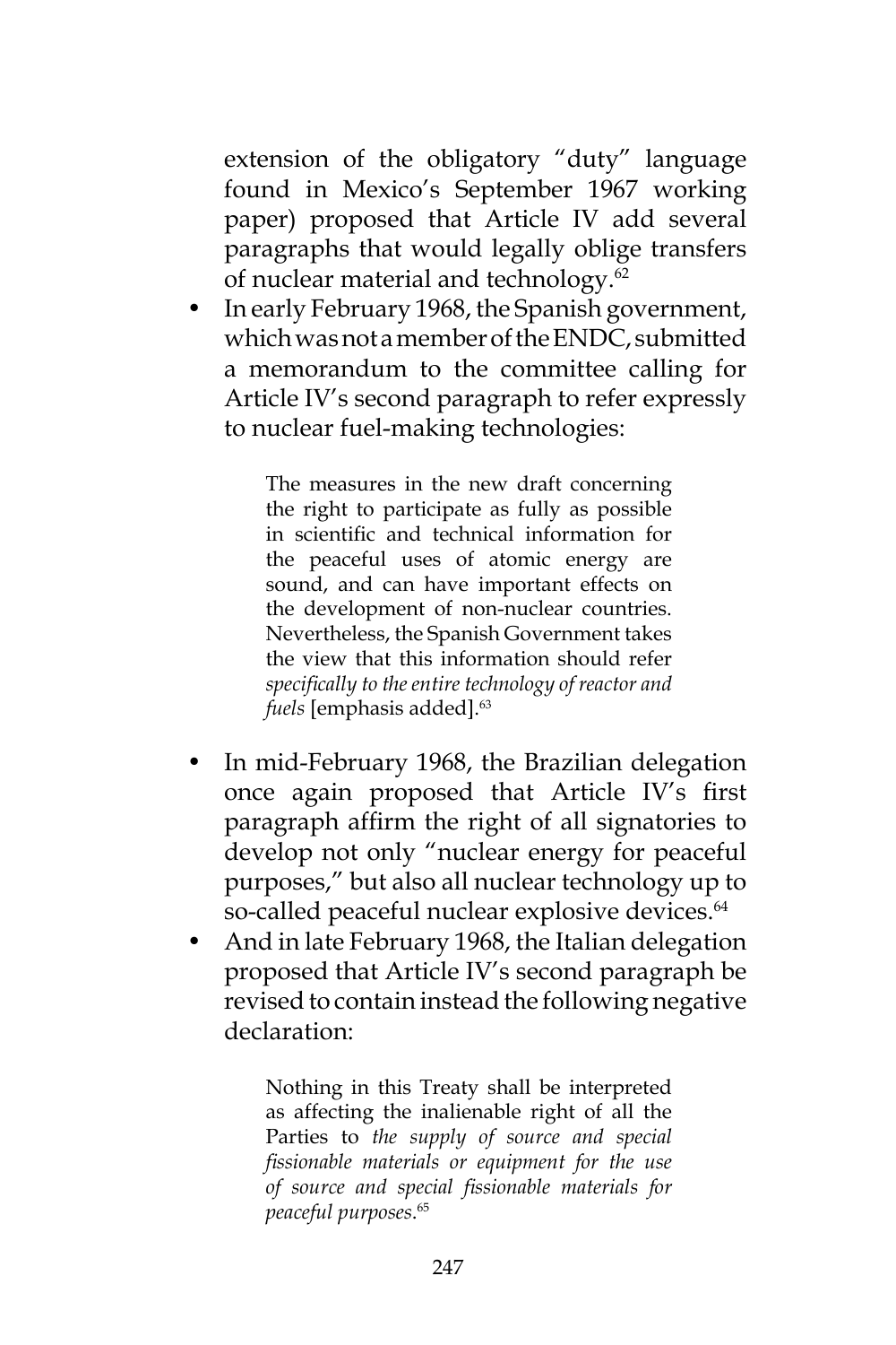extension of the obligatory "duty" language found in Mexico's September 1967 working paper) proposed that Article IV add several paragraphs that would legally oblige transfers of nuclear material and technology.[62]

- In early February 1968, the Spanish government, which was not a member of the ENDC, submitted a memorandum to the committee calling for Article IV's second paragraph to refer expressly to nuclear fuel-making technologies:

> The measures in the new draft concerning the right to participate as fully as possible in scientific and technical information for the peaceful uses of atomic energy are sound, and can have important effects on the development of non-nuclear countries. Nevertheless, the Spanish Government takes the view that this information should refer *specifically to the entire technology of reactor and fuels* [emphasis added].[63]

- In mid-February 1968, the Brazilian delegation once again proposed that Article IV's first paragraph affirm the right of all signatories to develop not only "nuclear energy for peaceful purposes," but also all nuclear technology up to so-called peaceful nuclear explosive devices.[64]
- And in late February 1968, the Italian delegation proposed that Article IV's second paragraph be revised to contain instead the following negative declaration:

> Nothing in this Treaty shall be interpreted as affecting the inalienable right of all the Parties to *the supply of source and special fissionable materials or equipment for the use of source and special fissionable materials for peaceful purposes*.[65]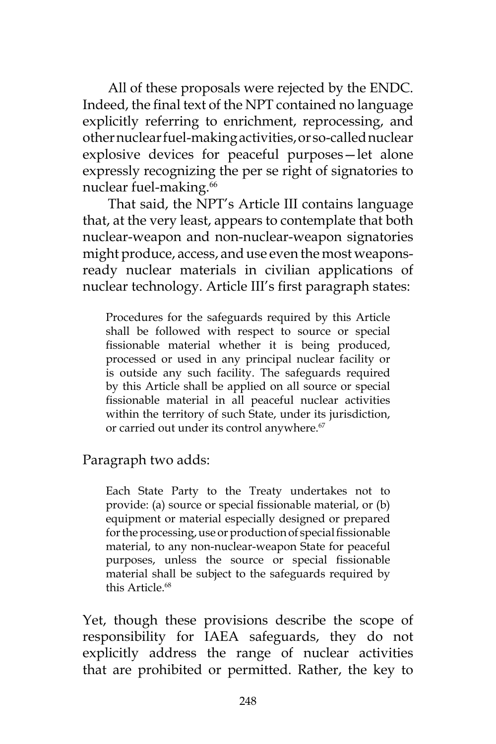All of these proposals were rejected by the ENDC. Indeed, the final text of the NPT contained no language explicitly referring to enrichment, reprocessing, and other nuclear fuel-making activities, or so-called nuclear explosive devices for peaceful purposes—let alone expressly recognizing the per se right of signatories to nuclear fuel-making.[66]

That said, the NPT's Article III contains language that, at the very least, appears to contemplate that both nuclear-weapon and non-nuclear-weapon signatories might produce, access, and use even the most weapons-ready nuclear materials in civilian applications of nuclear technology. Article III's first paragraph states:

> Procedures for the safeguards required by this Article shall be followed with respect to source or special fissionable material whether it is being produced, processed or used in any principal nuclear facility or is outside any such facility. The safeguards required by this Article shall be applied on all source or special fissionable material in all peaceful nuclear activities within the territory of such State, under its jurisdiction, or carried out under its control anywhere.[67]

Paragraph two adds:

> Each State Party to the Treaty undertakes not to provide: (a) source or special fissionable material, or (b) equipment or material especially designed or prepared for the processing, use or production of special fissionable material, to any non-nuclear-weapon State for peaceful purposes, unless the source or special fissionable material shall be subject to the safeguards required by this Article.[68]

Yet, though these provisions describe the scope of responsibility for IAEA safeguards, they do not explicitly address the range of nuclear activities that are prohibited or permitted. Rather, the key to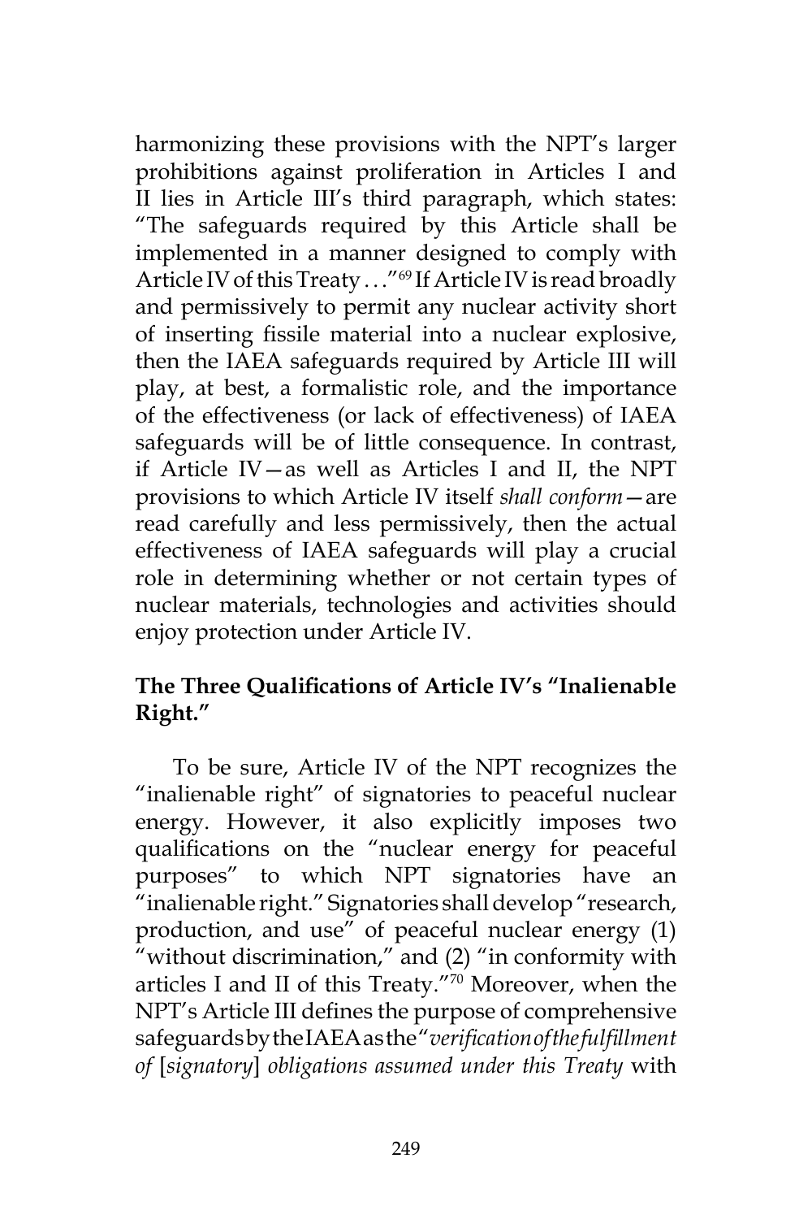harmonizing these provisions with the NPT's larger prohibitions against proliferation in Articles I and II lies in Article III's third paragraph, which states: "The safeguards required by this Article shall be implemented in a manner designed to comply with Article IV of this Treaty . . ."[69] If Article IV is read broadly and permissively to permit any nuclear activity short of inserting fissile material into a nuclear explosive, then the IAEA safeguards required by Article III will play, at best, a formalistic role, and the importance of the effectiveness (or lack of effectiveness) of IAEA safeguards will be of little consequence. In contrast, if Article IV—as well as Articles I and II, the NPT provisions to which Article IV itself *shall conform*—are read carefully and less permissively, then the actual effectiveness of IAEA safeguards will play a crucial role in determining whether or not certain types of nuclear materials, technologies and activities should enjoy protection under Article IV.

**The Three Qualifications of Article IV's "Inalienable Right."**

To be sure, Article IV of the NPT recognizes the "inalienable right" of signatories to peaceful nuclear energy. However, it also explicitly imposes two qualifications on the "nuclear energy for peaceful purposes" to which NPT signatories have an "inalienable right." Signatories shall develop "research, production, and use" of peaceful nuclear energy (1) "without discrimination," and (2) "in conformity with articles I and II of this Treaty."[70] Moreover, when the NPT's Article III defines the purpose of comprehensive safeguards by the IAEA as the "*verification of the fulfillment of* [*signatory*] *obligations assumed under this Treaty* with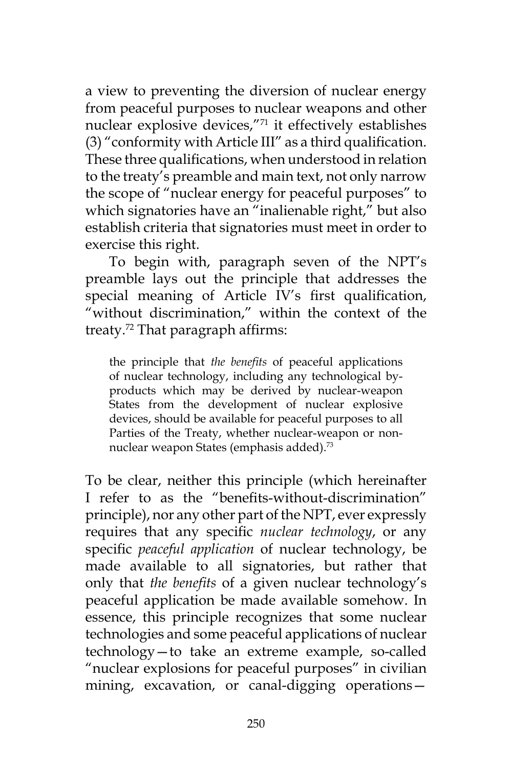a view to preventing the diversion of nuclear energy from peaceful purposes to nuclear weapons and other nuclear explosive devices,"[71] it effectively establishes (3) "conformity with Article III" as a third qualification. These three qualifications, when understood in relation to the treaty's preamble and main text, not only narrow the scope of "nuclear energy for peaceful purposes" to which signatories have an "inalienable right," but also establish criteria that signatories must meet in order to exercise this right.

To begin with, paragraph seven of the NPT's preamble lays out the principle that addresses the special meaning of Article IV's first qualification, "without discrimination," within the context of the treaty.[72] That paragraph affirms:

> the principle that *the benefits* of peaceful applications of nuclear technology, including any technological by-products which may be derived by nuclear-weapon States from the development of nuclear explosive devices, should be available for peaceful purposes to all Parties of the Treaty, whether nuclear-weapon or non-nuclear weapon States (emphasis added).[73]

To be clear, neither this principle (which hereinafter I refer to as the "benefits-without-discrimination" principle), nor any other part of the NPT, ever expressly requires that any specific *nuclear technology*, or any specific *peaceful application* of nuclear technology, be made available to all signatories, but rather that only that *the benefits* of a given nuclear technology's peaceful application be made available somehow. In essence, this principle recognizes that some nuclear technologies and some peaceful applications of nuclear technology—to take an extreme example, so-called "nuclear explosions for peaceful purposes" in civilian mining, excavation, or canal-digging operations—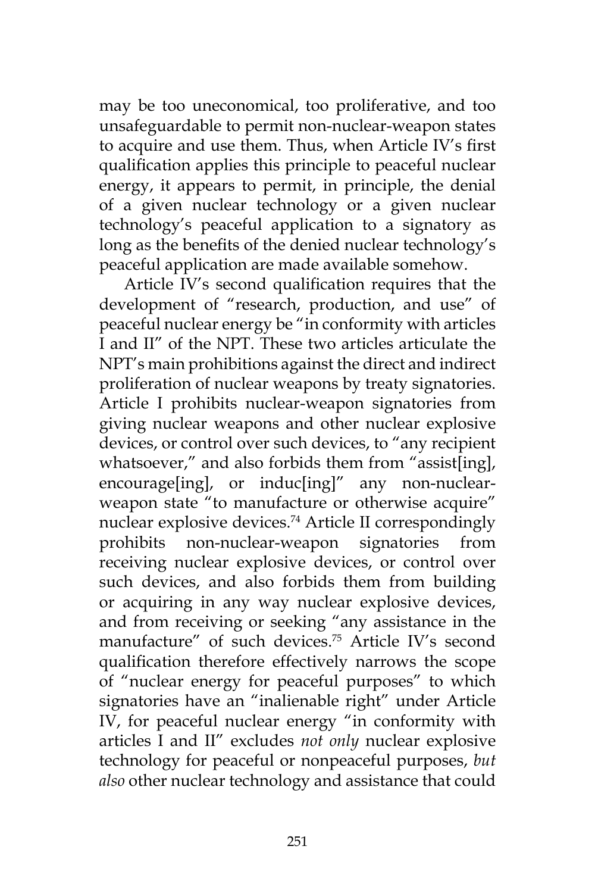may be too uneconomical, too proliferative, and too unsafeguardable to permit non-nuclear-weapon states to acquire and use them. Thus, when Article IV's first qualification applies this principle to peaceful nuclear energy, it appears to permit, in principle, the denial of a given nuclear technology or a given nuclear technology's peaceful application to a signatory as long as the benefits of the denied nuclear technology's peaceful application are made available somehow.

Article IV's second qualification requires that the development of "research, production, and use" of peaceful nuclear energy be "in conformity with articles I and II" of the NPT. These two articles articulate the NPT's main prohibitions against the direct and indirect proliferation of nuclear weapons by treaty signatories. Article I prohibits nuclear-weapon signatories from giving nuclear weapons and other nuclear explosive devices, or control over such devices, to "any recipient whatsoever," and also forbids them from "assist[ing], encourage[ing], or induc[ing]" any non-nuclear-weapon state "to manufacture or otherwise acquire" nuclear explosive devices.[74] Article II correspondingly prohibits non-nuclear-weapon signatories from receiving nuclear explosive devices, or control over such devices, and also forbids them from building or acquiring in any way nuclear explosive devices, and from receiving or seeking "any assistance in the manufacture" of such devices.[75] Article IV's second qualification therefore effectively narrows the scope of "nuclear energy for peaceful purposes" to which signatories have an "inalienable right" under Article IV, for peaceful nuclear energy "in conformity with articles I and II" excludes *not only* nuclear explosive technology for peaceful or nonpeaceful purposes, *but also* other nuclear technology and assistance that could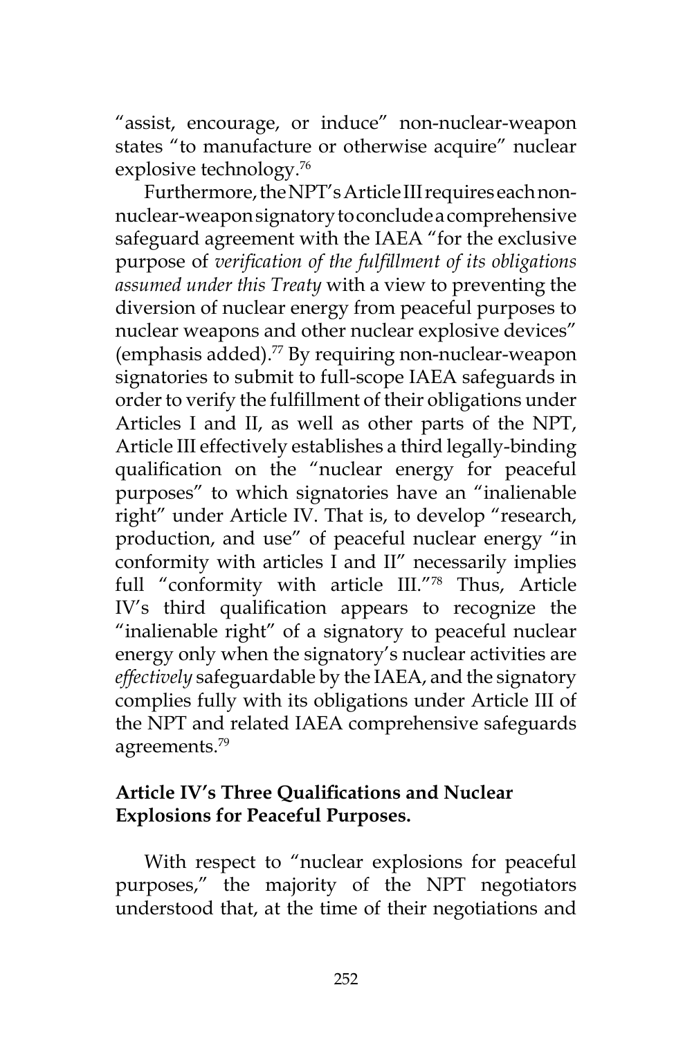"assist, encourage, or induce" non-nuclear-weapon states "to manufacture or otherwise acquire" nuclear explosive technology.[76]

Furthermore, the NPT's Article III requires each non-nuclear-weapon signatory to conclude a comprehensive safeguard agreement with the IAEA "for the exclusive purpose of *verification of the fulfillment of its obligations assumed under this Treaty* with a view to preventing the diversion of nuclear energy from peaceful purposes to nuclear weapons and other nuclear explosive devices" (emphasis added).[77] By requiring non-nuclear-weapon signatories to submit to full-scope IAEA safeguards in order to verify the fulfillment of their obligations under Articles I and II, as well as other parts of the NPT, Article III effectively establishes a third legally-binding qualification on the "nuclear energy for peaceful purposes" to which signatories have an "inalienable right" under Article IV. That is, to develop "research, production, and use" of peaceful nuclear energy "in conformity with articles I and II" necessarily implies full "conformity with article III."[78] Thus, Article IV's third qualification appears to recognize the "inalienable right" of a signatory to peaceful nuclear energy only when the signatory's nuclear activities are *effectively* safeguardable by the IAEA, and the signatory complies fully with its obligations under Article III of the NPT and related IAEA comprehensive safeguards agreements.[79]

**Article IV's Three Qualifications and Nuclear Explosions for Peaceful Purposes.**

With respect to "nuclear explosions for peaceful purposes," the majority of the NPT negotiators understood that, at the time of their negotiations and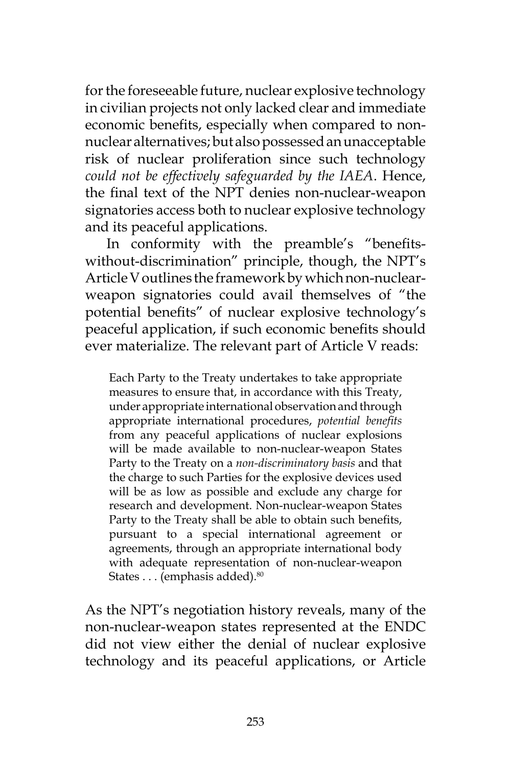for the foreseeable future, nuclear explosive technology in civilian projects not only lacked clear and immediate economic benefits, especially when compared to non-nuclear alternatives; but also possessed an unacceptable risk of nuclear proliferation since such technology *could not be effectively safeguarded by the IAEA*. Hence, the final text of the NPT denies non-nuclear-weapon signatories access both to nuclear explosive technology and its peaceful applications.

In conformity with the preamble's "benefits-without-discrimination" principle, though, the NPT's Article V outlines the framework by which non-nuclear-weapon signatories could avail themselves of "the potential benefits" of nuclear explosive technology's peaceful application, if such economic benefits should ever materialize. The relevant part of Article V reads:

> Each Party to the Treaty undertakes to take appropriate measures to ensure that, in accordance with this Treaty, under appropriate international observation and through appropriate international procedures, *potential benefits* from any peaceful applications of nuclear explosions will be made available to non-nuclear-weapon States Party to the Treaty on a *non-discriminatory basis* and that the charge to such Parties for the explosive devices used will be as low as possible and exclude any charge for research and development. Non-nuclear-weapon States Party to the Treaty shall be able to obtain such benefits, pursuant to a special international agreement or agreements, through an appropriate international body with adequate representation of non-nuclear-weapon States . . . (emphasis added).[80]

As the NPT's negotiation history reveals, many of the non-nuclear-weapon states represented at the ENDC did not view either the denial of nuclear explosive technology and its peaceful applications, or Article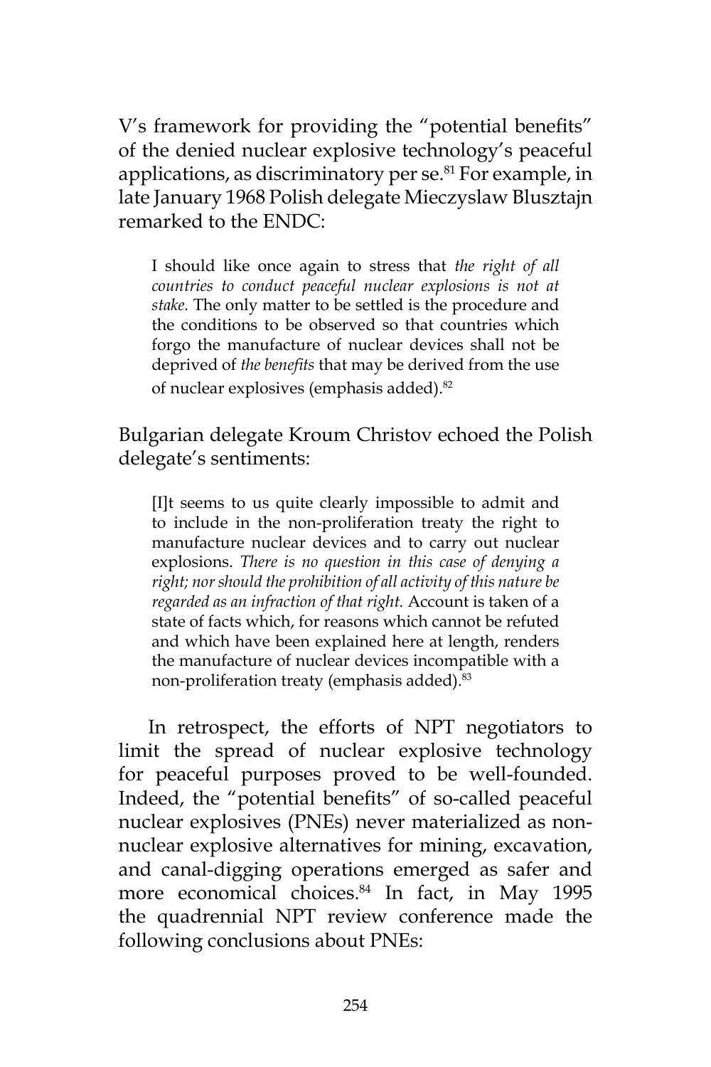V's framework for providing the "potential benefits" of the denied nuclear explosive technology's peaceful applications, as discriminatory per se.[81] For example, in late January 1968 Polish delegate Mieczyslaw Blusztajn remarked to the ENDC:

> I should like once again to stress that *the right of all countries to conduct peaceful nuclear explosions is not at stake.* The only matter to be settled is the procedure and the conditions to be observed so that countries which forgo the manufacture of nuclear devices shall not be deprived of *the benefits* that may be derived from the use of nuclear explosives (emphasis added).[82]

Bulgarian delegate Kroum Christov echoed the Polish delegate's sentiments:

> [I]t seems to us quite clearly impossible to admit and to include in the non-proliferation treaty the right to manufacture nuclear devices and to carry out nuclear explosions. *There is no question in this case of denying a right; nor should the prohibition of all activity of this nature be regarded as an infraction of that right.* Account is taken of a state of facts which, for reasons which cannot be refuted and which have been explained here at length, renders the manufacture of nuclear devices incompatible with a non-proliferation treaty (emphasis added).[83]

In retrospect, the efforts of NPT negotiators to limit the spread of nuclear explosive technology for peaceful purposes proved to be well-founded. Indeed, the "potential benefits" of so-called peaceful nuclear explosives (PNEs) never materialized as non-nuclear explosive alternatives for mining, excavation, and canal-digging operations emerged as safer and more economical choices.[84] In fact, in May 1995 the quadrennial NPT review conference made the following conclusions about PNEs: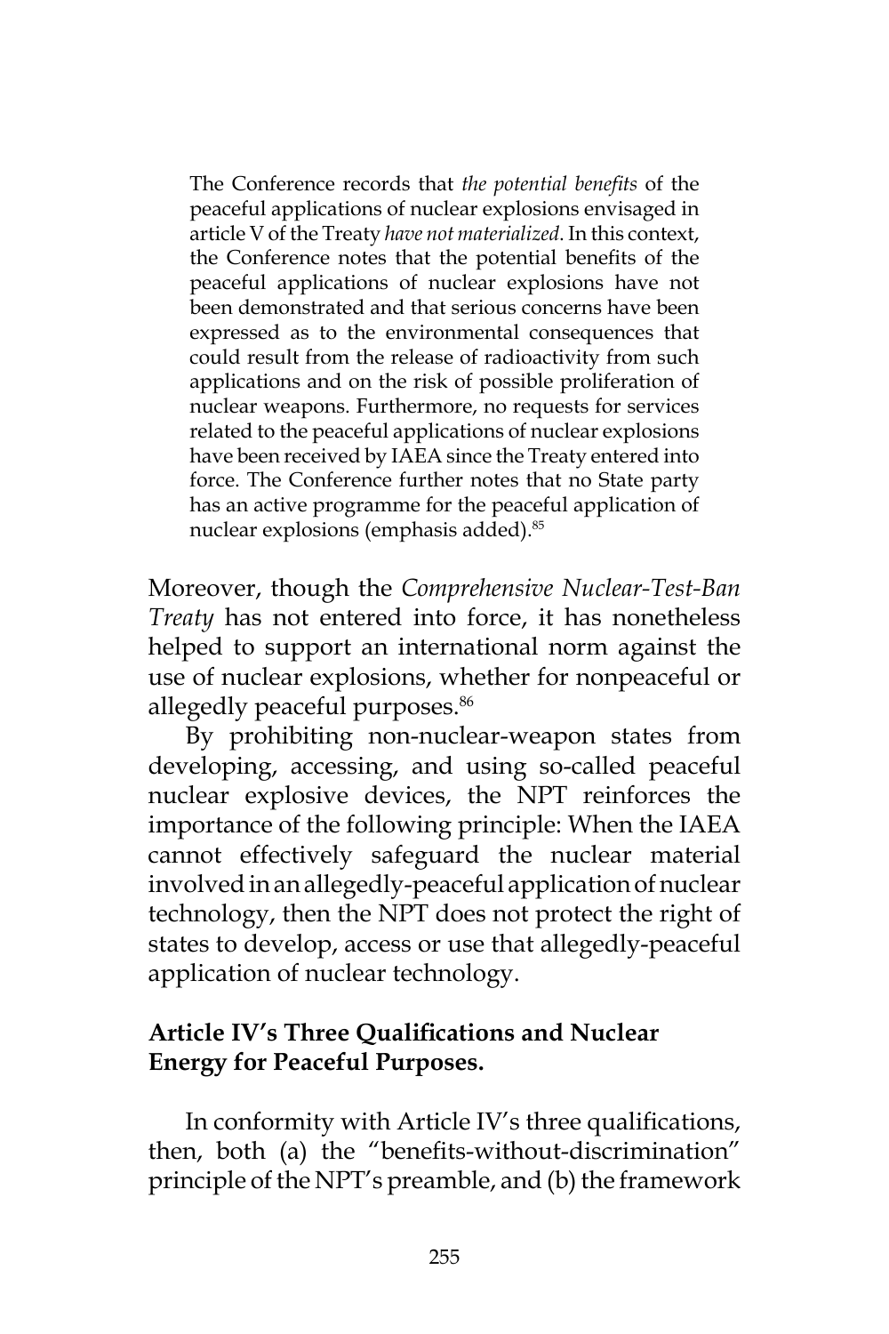> The Conference records that *the potential benefits* of the peaceful applications of nuclear explosions envisaged in article V of the Treaty *have not materialized*. In this context, the Conference notes that the potential benefits of the peaceful applications of nuclear explosions have not been demonstrated and that serious concerns have been expressed as to the environmental consequences that could result from the release of radioactivity from such applications and on the risk of possible proliferation of nuclear weapons. Furthermore, no requests for services related to the peaceful applications of nuclear explosions have been received by IAEA since the Treaty entered into force. The Conference further notes that no State party has an active programme for the peaceful application of nuclear explosions (emphasis added).[85]

Moreover, though the *Comprehensive Nuclear-Test-Ban Treaty* has not entered into force, it has nonetheless helped to support an international norm against the use of nuclear explosions, whether for nonpeaceful or allegedly peaceful purposes.[86]

By prohibiting non-nuclear-weapon states from developing, accessing, and using so-called peaceful nuclear explosive devices, the NPT reinforces the importance of the following principle: When the IAEA cannot effectively safeguard the nuclear material involved in an allegedly-peaceful application of nuclear technology, then the NPT does not protect the right of states to develop, access or use that allegedly-peaceful application of nuclear technology.

### Article IV's Three Qualifications and Nuclear Energy for Peaceful Purposes.

In conformity with Article IV's three qualifications, then, both (a) the "benefits-without-discrimination" principle of the NPT's preamble, and (b) the framework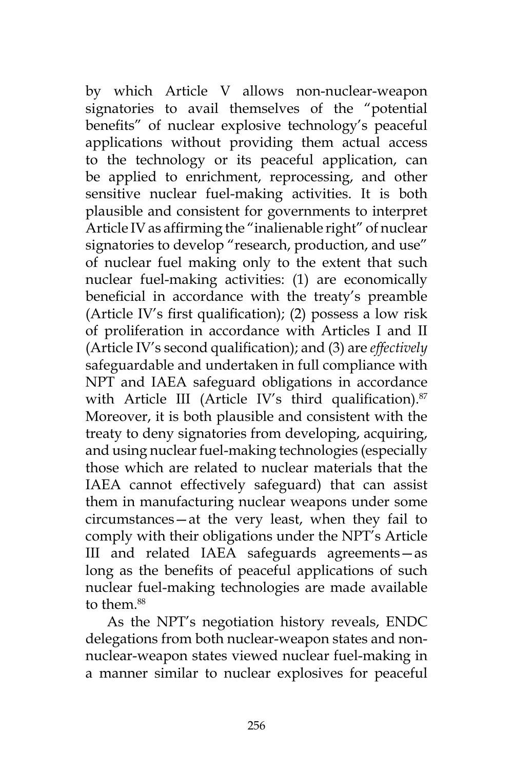by which Article V allows non-nuclear-weapon signatories to avail themselves of the "potential benefits" of nuclear explosive technology's peaceful applications without providing them actual access to the technology or its peaceful application, can be applied to enrichment, reprocessing, and other sensitive nuclear fuel-making activities. It is both plausible and consistent for governments to interpret Article IV as affirming the "inalienable right" of nuclear signatories to develop "research, production, and use" of nuclear fuel making only to the extent that such nuclear fuel-making activities: (1) are economically beneficial in accordance with the treaty's preamble (Article IV's first qualification); (2) possess a low risk of proliferation in accordance with Articles I and II (Article IV's second qualification); and (3) are *effectively* safeguardable and undertaken in full compliance with NPT and IAEA safeguard obligations in accordance with Article III (Article IV's third qualification).[87] Moreover, it is both plausible and consistent with the treaty to deny signatories from developing, acquiring, and using nuclear fuel-making technologies (especially those which are related to nuclear materials that the IAEA cannot effectively safeguard) that can assist them in manufacturing nuclear weapons under some circumstances—at the very least, when they fail to comply with their obligations under the NPT's Article III and related IAEA safeguards agreements—as long as the benefits of peaceful applications of such nuclear fuel-making technologies are made available to them.[88]

As the NPT's negotiation history reveals, ENDC delegations from both nuclear-weapon states and non-nuclear-weapon states viewed nuclear fuel-making in a manner similar to nuclear explosives for peaceful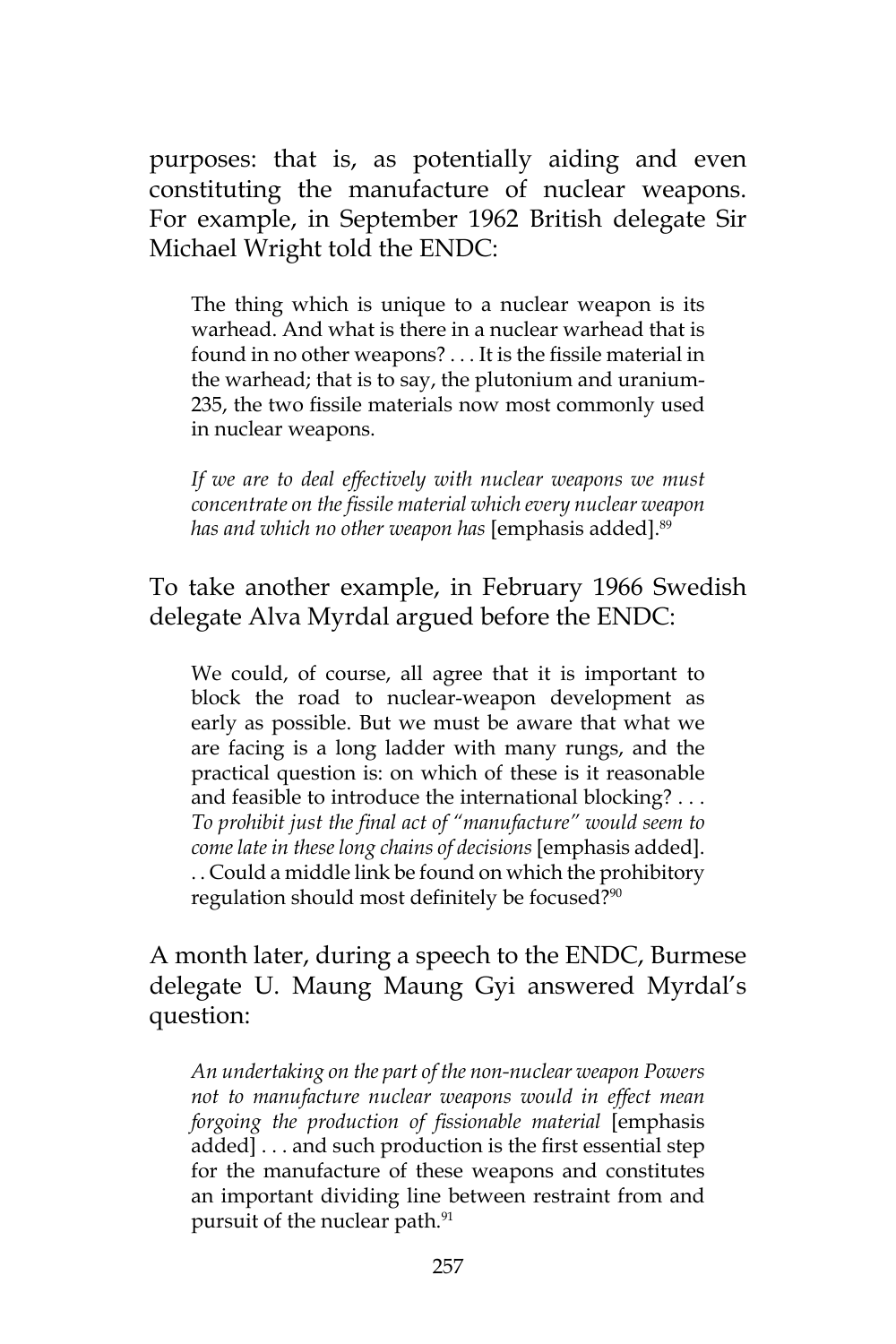purposes: that is, as potentially aiding and even constituting the manufacture of nuclear weapons. For example, in September 1962 British delegate Sir Michael Wright told the ENDC:

> The thing which is unique to a nuclear weapon is its warhead. And what is there in a nuclear warhead that is found in no other weapons? . . . It is the fissile material in the warhead; that is to say, the plutonium and uranium-235, the two fissile materials now most commonly used in nuclear weapons.
>
> *If we are to deal effectively with nuclear weapons we must concentrate on the fissile material which every nuclear weapon has and which no other weapon has* [emphasis added].[89]

To take another example, in February 1966 Swedish delegate Alva Myrdal argued before the ENDC:

> We could, of course, all agree that it is important to block the road to nuclear-weapon development as early as possible. But we must be aware that what we are facing is a long ladder with many rungs, and the practical question is: on which of these is it reasonable and feasible to introduce the international blocking? . . . *To prohibit just the final act of "manufacture" would seem to come late in these long chains of decisions* [emphasis added]. . . Could a middle link be found on which the prohibitory regulation should most definitely be focused?[90]

A month later, during a speech to the ENDC, Burmese delegate U. Maung Maung Gyi answered Myrdal's question:

> *An undertaking on the part of the non-nuclear weapon Powers not to manufacture nuclear weapons would in effect mean forgoing the production of fissionable material* [emphasis added] . . . and such production is the first essential step for the manufacture of these weapons and constitutes an important dividing line between restraint from and pursuit of the nuclear path.[91]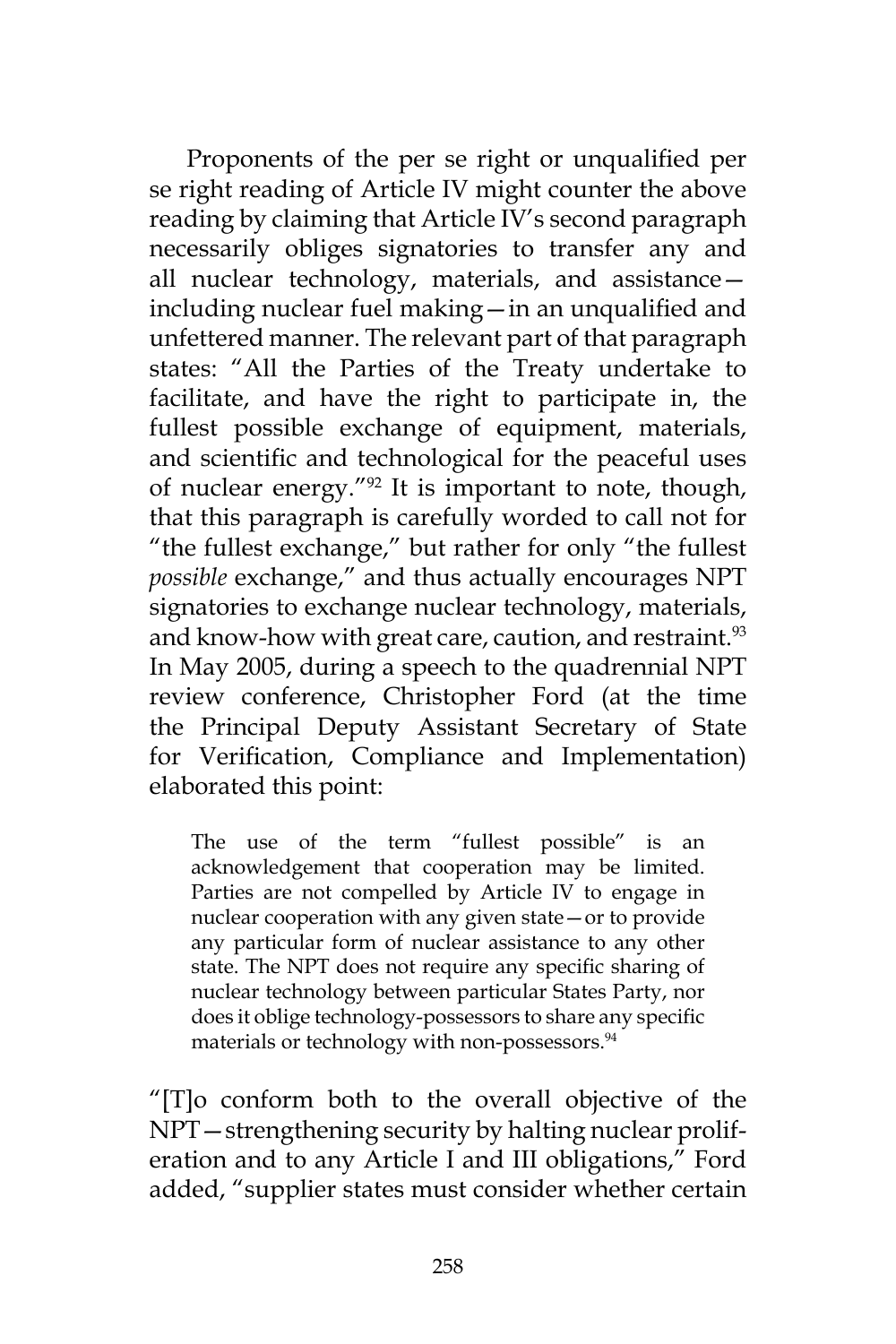Proponents of the per se right or unqualified per se right reading of Article IV might counter the above reading by claiming that Article IV's second paragraph necessarily obliges signatories to transfer any and all nuclear technology, materials, and assistance—including nuclear fuel making—in an unqualified and unfettered manner. The relevant part of that paragraph states: "All the Parties of the Treaty undertake to facilitate, and have the right to participate in, the fullest possible exchange of equipment, materials, and scientific and technological for the peaceful uses of nuclear energy."[92] It is important to note, though, that this paragraph is carefully worded to call not for "the fullest exchange," but rather for only "the fullest *possible* exchange," and thus actually encourages NPT signatories to exchange nuclear technology, materials, and know-how with great care, caution, and restraint.[93] In May 2005, during a speech to the quadrennial NPT review conference, Christopher Ford (at the time the Principal Deputy Assistant Secretary of State for Verification, Compliance and Implementation) elaborated this point:

> The use of the term "fullest possible" is an acknowledgement that cooperation may be limited. Parties are not compelled by Article IV to engage in nuclear cooperation with any given state—or to provide any particular form of nuclear assistance to any other state. The NPT does not require any specific sharing of nuclear technology between particular States Party, nor does it oblige technology-possessors to share any specific materials or technology with non-possessors.[94]

"[T]o conform both to the overall objective of the NPT—strengthening security by halting nuclear proliferation and to any Article I and III obligations," Ford added, "supplier states must consider whether certain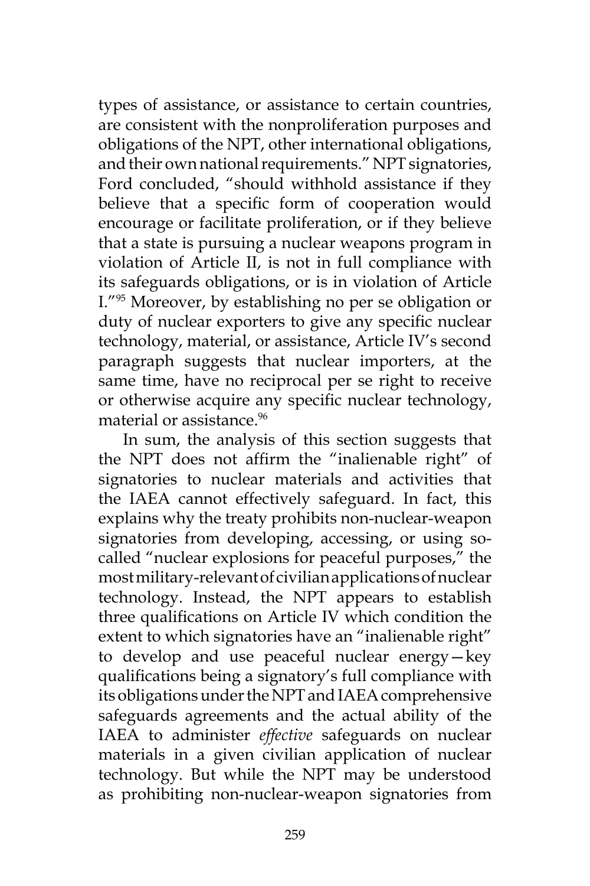types of assistance, or assistance to certain countries, are consistent with the nonproliferation purposes and obligations of the NPT, other international obligations, and their own national requirements." NPT signatories, Ford concluded, "should withhold assistance if they believe that a specific form of cooperation would encourage or facilitate proliferation, or if they believe that a state is pursuing a nuclear weapons program in violation of Article II, is not in full compliance with its safeguards obligations, or is in violation of Article I."[95] Moreover, by establishing no per se obligation or duty of nuclear exporters to give any specific nuclear technology, material, or assistance, Article IV's second paragraph suggests that nuclear importers, at the same time, have no reciprocal per se right to receive or otherwise acquire any specific nuclear technology, material or assistance.[96]

In sum, the analysis of this section suggests that the NPT does not affirm the "inalienable right" of signatories to nuclear materials and activities that the IAEA cannot effectively safeguard. In fact, this explains why the treaty prohibits non-nuclear-weapon signatories from developing, accessing, or using so-called "nuclear explosions for peaceful purposes," the most military-relevant of civilian applications of nuclear technology. Instead, the NPT appears to establish three qualifications on Article IV which condition the extent to which signatories have an "inalienable right" to develop and use peaceful nuclear energy—key qualifications being a signatory's full compliance with its obligations under the NPT and IAEA comprehensive safeguards agreements and the actual ability of the IAEA to administer *effective* safeguards on nuclear materials in a given civilian application of nuclear technology. But while the NPT may be understood as prohibiting non-nuclear-weapon signatories from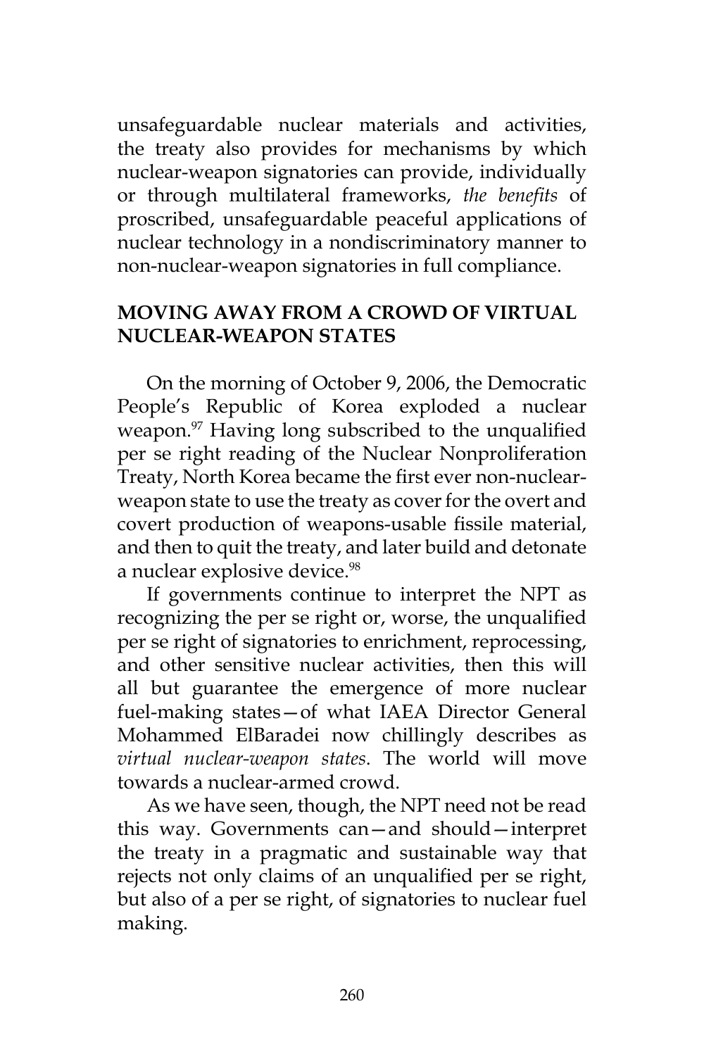unsafeguardable nuclear materials and activities, the treaty also provides for mechanisms by which nuclear-weapon signatories can provide, individually or through multilateral frameworks, *the benefits* of proscribed, unsafeguardable peaceful applications of nuclear technology in a nondiscriminatory manner to non-nuclear-weapon signatories in full compliance.

## MOVING AWAY FROM A CROWD OF VIRTUAL NUCLEAR-WEAPON STATES

On the morning of October 9, 2006, the Democratic People's Republic of Korea exploded a nuclear weapon.[97] Having long subscribed to the unqualified per se right reading of the Nuclear Nonproliferation Treaty, North Korea became the first ever non-nuclear-weapon state to use the treaty as cover for the overt and covert production of weapons-usable fissile material, and then to quit the treaty, and later build and detonate a nuclear explosive device.[98]

If governments continue to interpret the NPT as recognizing the per se right or, worse, the unqualified per se right of signatories to enrichment, reprocessing, and other sensitive nuclear activities, then this will all but guarantee the emergence of more nuclear fuel-making states—of what IAEA Director General Mohammed ElBaradei now chillingly describes as *virtual nuclear-weapon states*. The world will move towards a nuclear-armed crowd.

As we have seen, though, the NPT need not be read this way. Governments can—and should—interpret the treaty in a pragmatic and sustainable way that rejects not only claims of an unqualified per se right, but also of a per se right, of signatories to nuclear fuel making.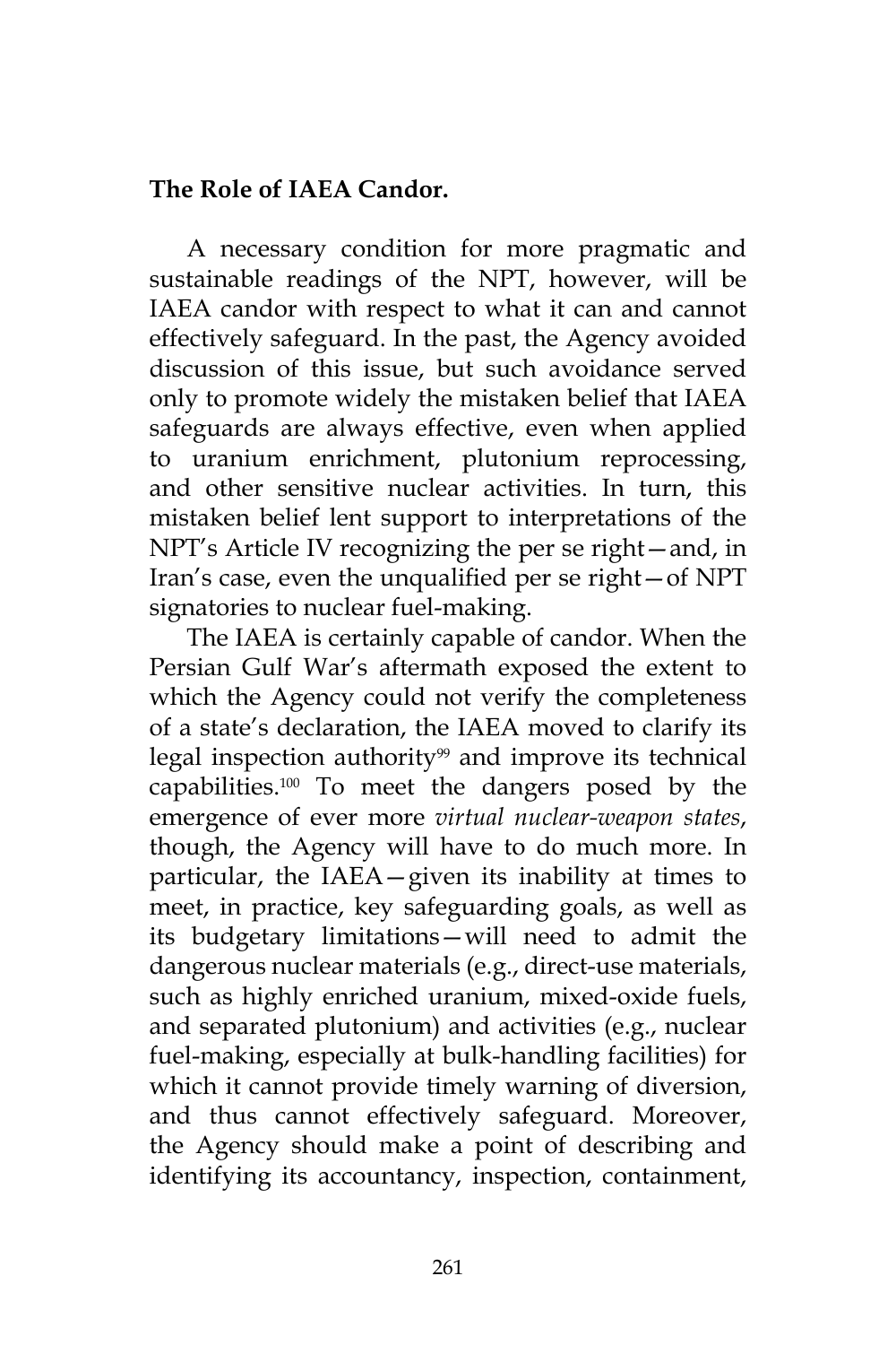**The Role of IAEA Candor.**

A necessary condition for more pragmatic and sustainable readings of the NPT, however, will be IAEA candor with respect to what it can and cannot effectively safeguard. In the past, the Agency avoided discussion of this issue, but such avoidance served only to promote widely the mistaken belief that IAEA safeguards are always effective, even when applied to uranium enrichment, plutonium reprocessing, and other sensitive nuclear activities. In turn, this mistaken belief lent support to interpretations of the NPT's Article IV recognizing the per se right—and, in Iran's case, even the unqualified per se right—of NPT signatories to nuclear fuel-making.

The IAEA is certainly capable of candor. When the Persian Gulf War's aftermath exposed the extent to which the Agency could not verify the completeness of a state's declaration, the IAEA moved to clarify its legal inspection authority[99] and improve its technical capabilities.[100] To meet the dangers posed by the emergence of ever more *virtual nuclear-weapon states*, though, the Agency will have to do much more. In particular, the IAEA—given its inability at times to meet, in practice, key safeguarding goals, as well as its budgetary limitations—will need to admit the dangerous nuclear materials (e.g., direct-use materials, such as highly enriched uranium, mixed-oxide fuels, and separated plutonium) and activities (e.g., nuclear fuel-making, especially at bulk-handling facilities) for which it cannot provide timely warning of diversion, and thus cannot effectively safeguard. Moreover, the Agency should make a point of describing and identifying its accountancy, inspection, containment,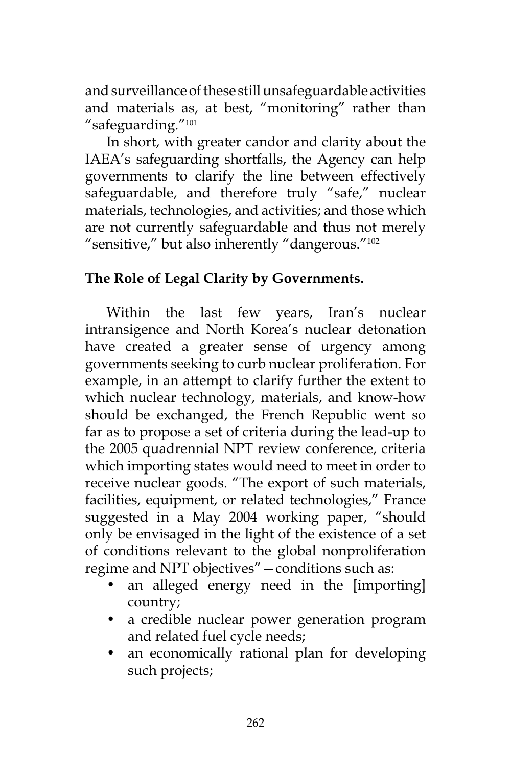and surveillance of these still unsafeguardable activities and materials as, at best, "monitoring" rather than "safeguarding."[101]

In short, with greater candor and clarity about the IAEA's safeguarding shortfalls, the Agency can help governments to clarify the line between effectively safeguardable, and therefore truly "safe," nuclear materials, technologies, and activities; and those which are not currently safeguardable and thus not merely "sensitive," but also inherently "dangerous."[102]

**The Role of Legal Clarity by Governments.**

Within the last few years, Iran's nuclear intransigence and North Korea's nuclear detonation have created a greater sense of urgency among governments seeking to curb nuclear proliferation. For example, in an attempt to clarify further the extent to which nuclear technology, materials, and know-how should be exchanged, the French Republic went so far as to propose a set of criteria during the lead-up to the 2005 quadrennial NPT review conference, criteria which importing states would need to meet in order to receive nuclear goods. "The export of such materials, facilities, equipment, or related technologies," France suggested in a May 2004 working paper, "should only be envisaged in the light of the existence of a set of conditions relevant to the global nonproliferation regime and NPT objectives"—conditions such as:

- an alleged energy need in the [importing] country;
- a credible nuclear power generation program and related fuel cycle needs;
- an economically rational plan for developing such projects;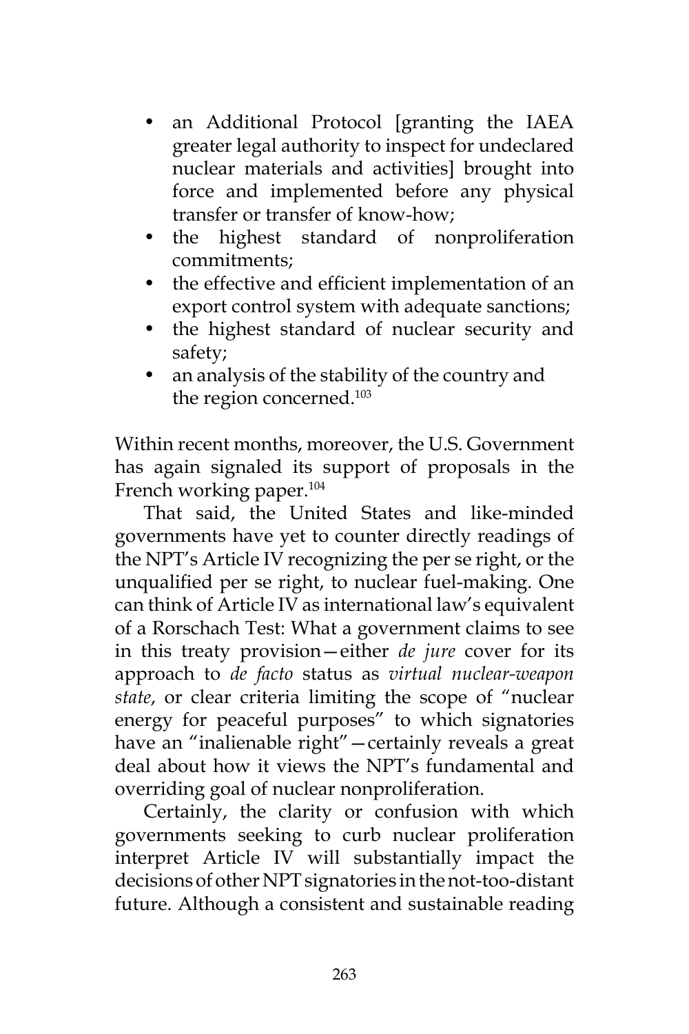- an Additional Protocol [granting the IAEA greater legal authority to inspect for undeclared nuclear materials and activities] brought into force and implemented before any physical transfer or transfer of know-how;
- the highest standard of nonproliferation commitments;
- the effective and efficient implementation of an export control system with adequate sanctions;
- the highest standard of nuclear security and safety;
- an analysis of the stability of the country and the region concerned.[103]

Within recent months, moreover, the U.S. Government has again signaled its support of proposals in the French working paper.[104]

That said, the United States and like-minded governments have yet to counter directly readings of the NPT's Article IV recognizing the per se right, or the unqualified per se right, to nuclear fuel-making. One can think of Article IV as international law's equivalent of a Rorschach Test: What a government claims to see in this treaty provision—either *de jure* cover for its approach to *de facto* status as *virtual nuclear-weapon state*, or clear criteria limiting the scope of "nuclear energy for peaceful purposes" to which signatories have an "inalienable right"—certainly reveals a great deal about how it views the NPT's fundamental and overriding goal of nuclear nonproliferation.

Certainly, the clarity or confusion with which governments seeking to curb nuclear proliferation interpret Article IV will substantially impact the decisions of other NPT signatories in the not-too-distant future. Although a consistent and sustainable reading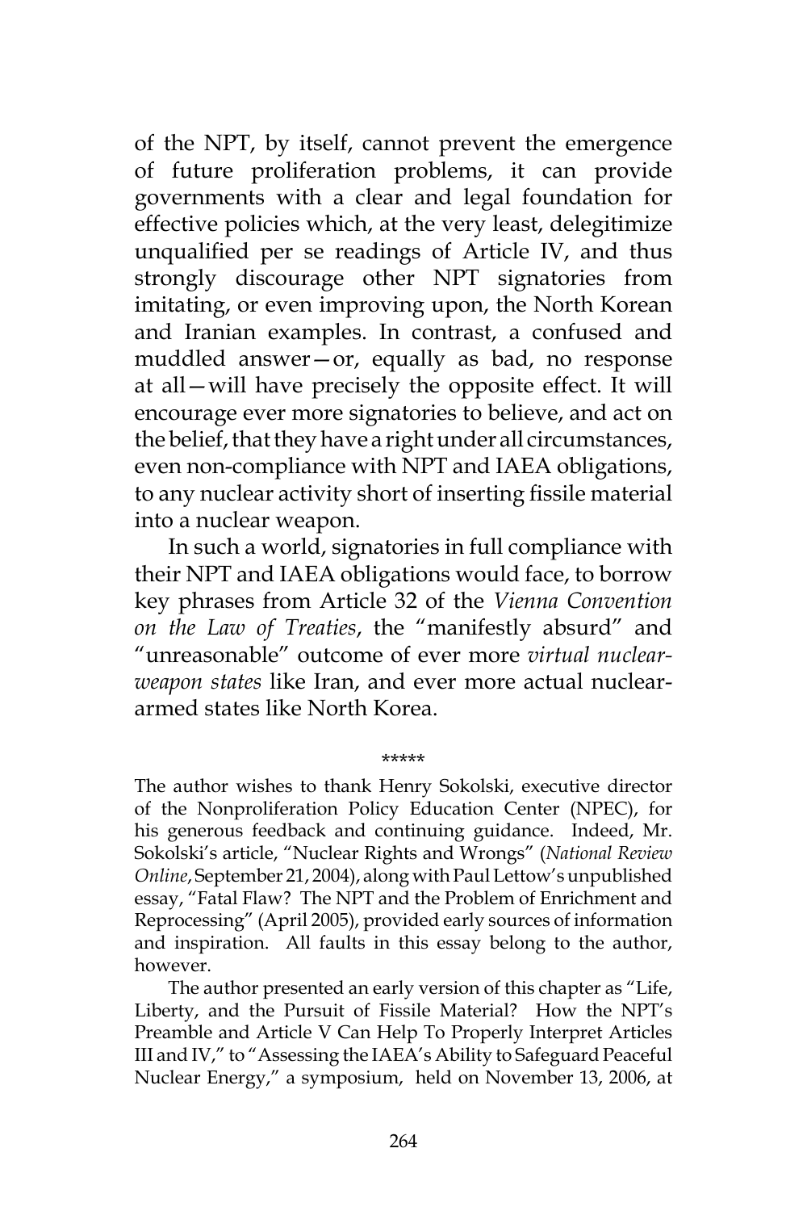of the NPT, by itself, cannot prevent the emergence of future proliferation problems, it can provide governments with a clear and legal foundation for effective policies which, at the very least, delegitimize unqualified per se readings of Article IV, and thus strongly discourage other NPT signatories from imitating, or even improving upon, the North Korean and Iranian examples. In contrast, a confused and muddled answer—or, equally as bad, no response at all—will have precisely the opposite effect. It will encourage ever more signatories to believe, and act on the belief, that they have a right under all circumstances, even non-compliance with NPT and IAEA obligations, to any nuclear activity short of inserting fissile material into a nuclear weapon.

In such a world, signatories in full compliance with their NPT and IAEA obligations would face, to borrow key phrases from Article 32 of the *Vienna Convention on the Law of Treaties*, the "manifestly absurd" and "unreasonable" outcome of ever more *virtual nuclear-weapon states* like Iran, and ever more actual nuclear-armed states like North Korea.

*****

The author wishes to thank Henry Sokolski, executive director of the Nonproliferation Policy Education Center (NPEC), for his generous feedback and continuing guidance. Indeed, Mr. Sokolski's article, "Nuclear Rights and Wrongs" (*National Review Online*, September 21, 2004), along with Paul Lettow's unpublished essay, "Fatal Flaw? The NPT and the Problem of Enrichment and Reprocessing" (April 2005), provided early sources of information and inspiration. All faults in this essay belong to the author, however.

The author presented an early version of this chapter as "Life, Liberty, and the Pursuit of Fissile Material? How the NPT's Preamble and Article V Can Help To Properly Interpret Articles III and IV," to "Assessing the IAEA's Ability to Safeguard Peaceful Nuclear Energy," a symposium, held on November 13, 2006, at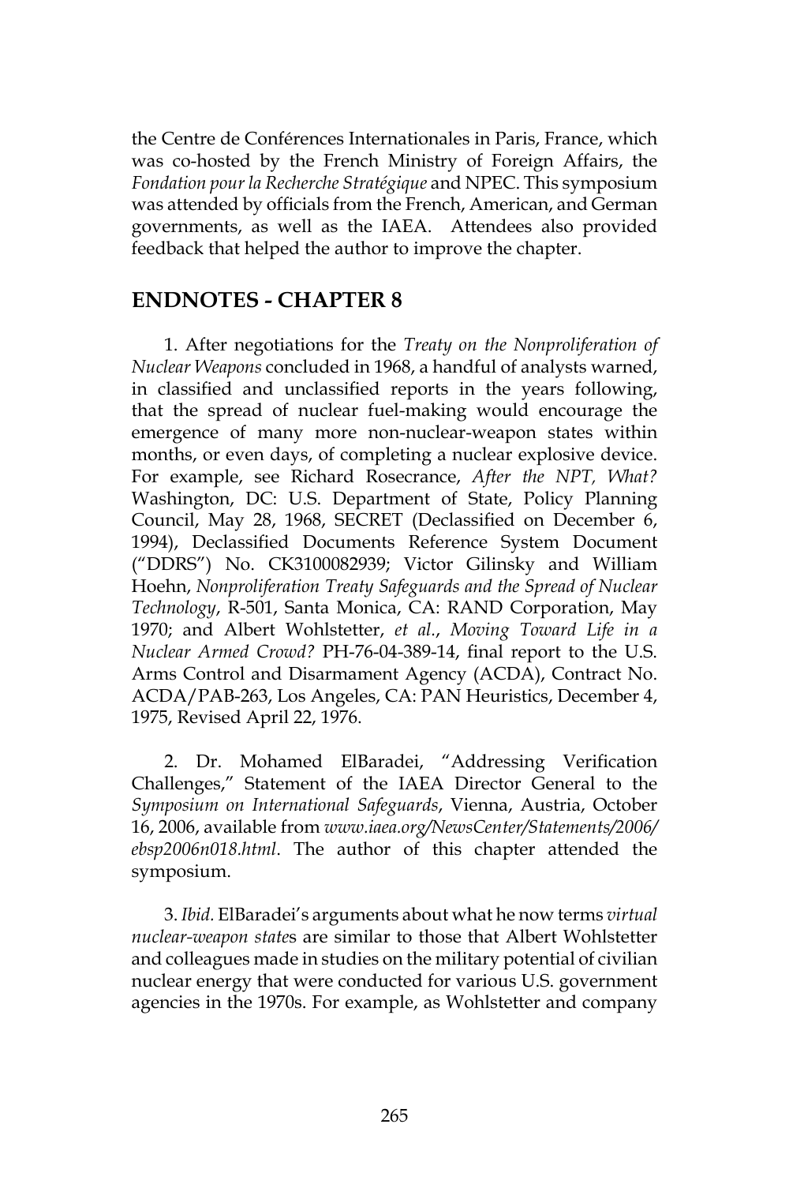the Centre de Conférences Internationales in Paris, France, which was co-hosted by the French Ministry of Foreign Affairs, the *Fondation pour la Recherche Stratégique* and NPEC. This symposium was attended by officials from the French, American, and German governments, as well as the IAEA. Attendees also provided feedback that helped the author to improve the chapter.

## ENDNOTES - CHAPTER 8

1. After negotiations for the *Treaty on the Nonproliferation of Nuclear Weapons* concluded in 1968, a handful of analysts warned, in classified and unclassified reports in the years following, that the spread of nuclear fuel-making would encourage the emergence of many more non-nuclear-weapon states within months, or even days, of completing a nuclear explosive device. For example, see Richard Rosecrance, *After the NPT, What?* Washington, DC: U.S. Department of State, Policy Planning Council, May 28, 1968, SECRET (Declassified on December 6, 1994), Declassified Documents Reference System Document ("DDRS") No. CK3100082939; Victor Gilinsky and William Hoehn, *Nonproliferation Treaty Safeguards and the Spread of Nuclear Technology*, R-501, Santa Monica, CA: RAND Corporation, May 1970; and Albert Wohlstetter, *et al*., *Moving Toward Life in a Nuclear Armed Crowd?* PH-76-04-389-14, final report to the U.S. Arms Control and Disarmament Agency (ACDA), Contract No. ACDA/PAB-263, Los Angeles, CA: PAN Heuristics, December 4, 1975, Revised April 22, 1976.

2. Dr. Mohamed ElBaradei, "Addressing Verification Challenges," Statement of the IAEA Director General to the *Symposium on International Safeguards*, Vienna, Austria, October 16, 2006, available from *www.iaea.org/NewsCenter/Statements/2006/ebsp2006n018.html*. The author of this chapter attended the symposium.

3. *Ibid.* ElBaradei's arguments about what he now terms *virtual nuclear-weapon state*s are similar to those that Albert Wohlstetter and colleagues made in studies on the military potential of civilian nuclear energy that were conducted for various U.S. government agencies in the 1970s. For example, as Wohlstetter and company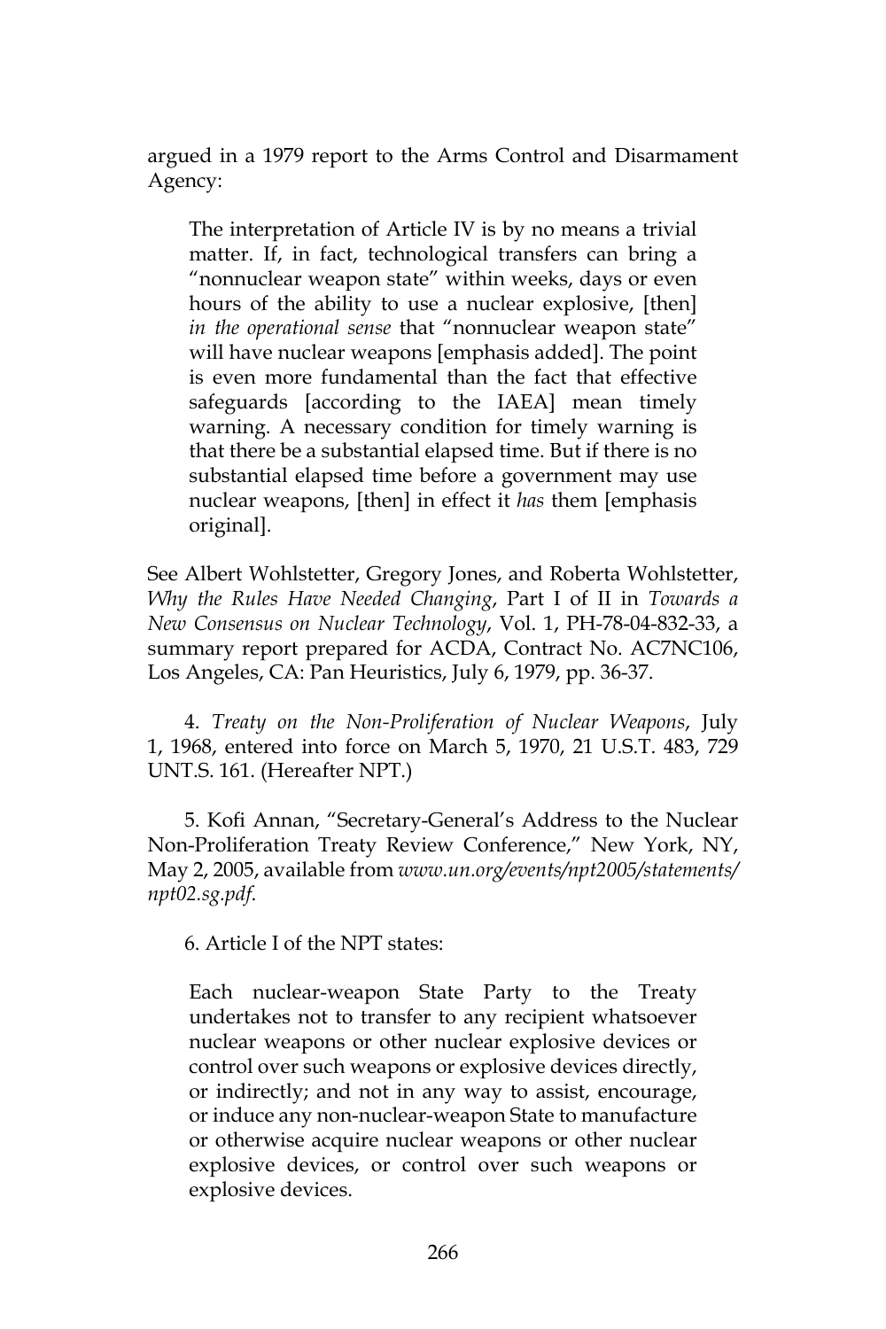argued in a 1979 report to the Arms Control and Disarmament Agency:

> The interpretation of Article IV is by no means a trivial matter. If, in fact, technological transfers can bring a "nonnuclear weapon state" within weeks, days or even hours of the ability to use a nuclear explosive, [then] *in the operational sense* that "nonnuclear weapon state" will have nuclear weapons [emphasis added]. The point is even more fundamental than the fact that effective safeguards [according to the IAEA] mean timely warning. A necessary condition for timely warning is that there be a substantial elapsed time. But if there is no substantial elapsed time before a government may use nuclear weapons, [then] in effect it *has* them [emphasis original].

See Albert Wohlstetter, Gregory Jones, and Roberta Wohlstetter, *Why the Rules Have Needed Changing*, Part I of II in *Towards a New Consensus on Nuclear Technology*, Vol. 1, PH-78-04-832-33, a summary report prepared for ACDA, Contract No. AC7NC106, Los Angeles, CA: Pan Heuristics, July 6, 1979, pp. 36-37.

4. *Treaty on the Non-Proliferation of Nuclear Weapons*, July 1, 1968, entered into force on March 5, 1970, 21 U.S.T. 483, 729 UNT.S. 161. (Hereafter NPT.)

5. Kofi Annan, "Secretary-General's Address to the Nuclear Non-Proliferation Treaty Review Conference," New York, NY, May 2, 2005, available from *www.un.org/events/npt2005/statements/npt02.sg.pdf*.

6. Article I of the NPT states:

> Each nuclear-weapon State Party to the Treaty undertakes not to transfer to any recipient whatsoever nuclear weapons or other nuclear explosive devices or control over such weapons or explosive devices directly, or indirectly; and not in any way to assist, encourage, or induce any non-nuclear-weapon State to manufacture or otherwise acquire nuclear weapons or other nuclear explosive devices, or control over such weapons or explosive devices.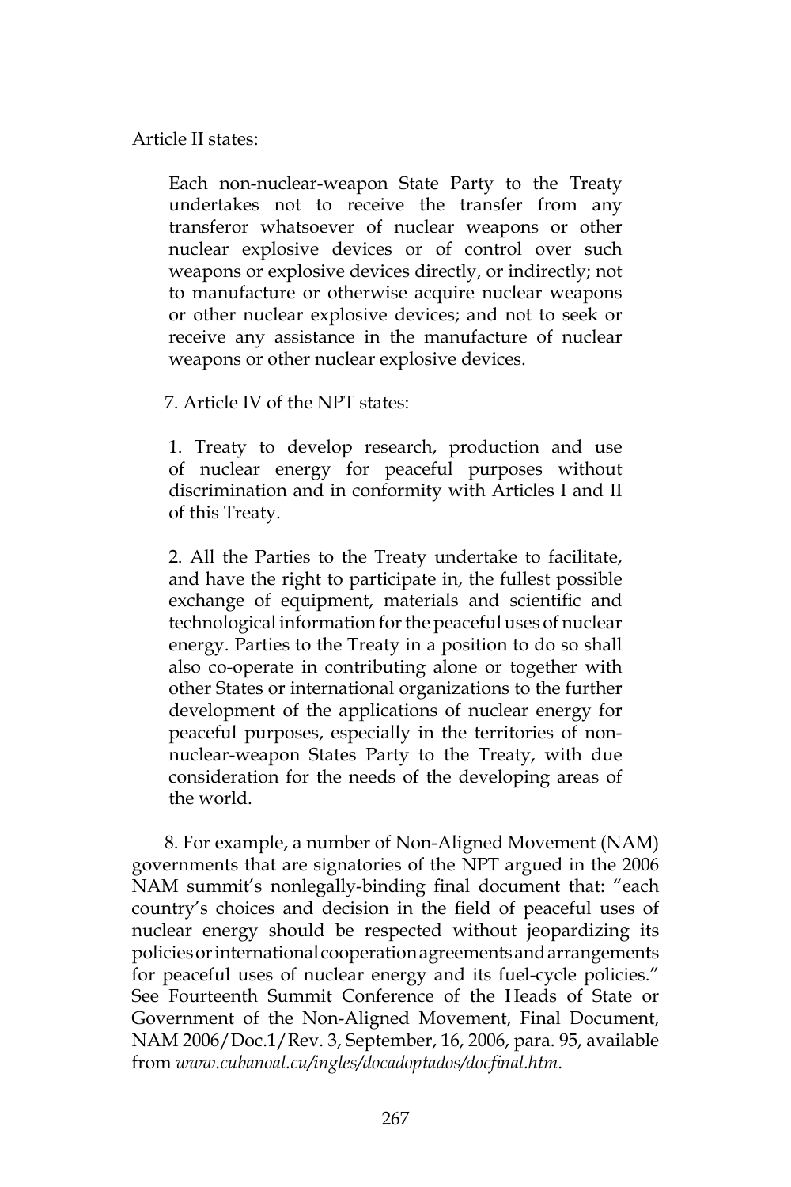Article II states:

> Each non-nuclear-weapon State Party to the Treaty undertakes not to receive the transfer from any transferor whatsoever of nuclear weapons or other nuclear explosive devices or of control over such weapons or explosive devices directly, or indirectly; not to manufacture or otherwise acquire nuclear weapons or other nuclear explosive devices; and not to seek or receive any assistance in the manufacture of nuclear weapons or other nuclear explosive devices.

7. Article IV of the NPT states:

> 1. Treaty to develop research, production and use of nuclear energy for peaceful purposes without discrimination and in conformity with Articles I and II of this Treaty.
>
> 2. All the Parties to the Treaty undertake to facilitate, and have the right to participate in, the fullest possible exchange of equipment, materials and scientific and technological information for the peaceful uses of nuclear energy. Parties to the Treaty in a position to do so shall also co-operate in contributing alone or together with other States or international organizations to the further development of the applications of nuclear energy for peaceful purposes, especially in the territories of non-nuclear-weapon States Party to the Treaty, with due consideration for the needs of the developing areas of the world.

8. For example, a number of Non-Aligned Movement (NAM) governments that are signatories of the NPT argued in the 2006 NAM summit's nonlegally-binding final document that: "each country's choices and decision in the field of peaceful uses of nuclear energy should be respected without jeopardizing its policies or international cooperation agreements and arrangements for peaceful uses of nuclear energy and its fuel-cycle policies." See Fourteenth Summit Conference of the Heads of State or Government of the Non-Aligned Movement, Final Document, NAM 2006/Doc.1/Rev. 3, September, 16, 2006, para. 95, available from *www.cubanoal.cu/ingles/docadoptados/docfinal.htm*.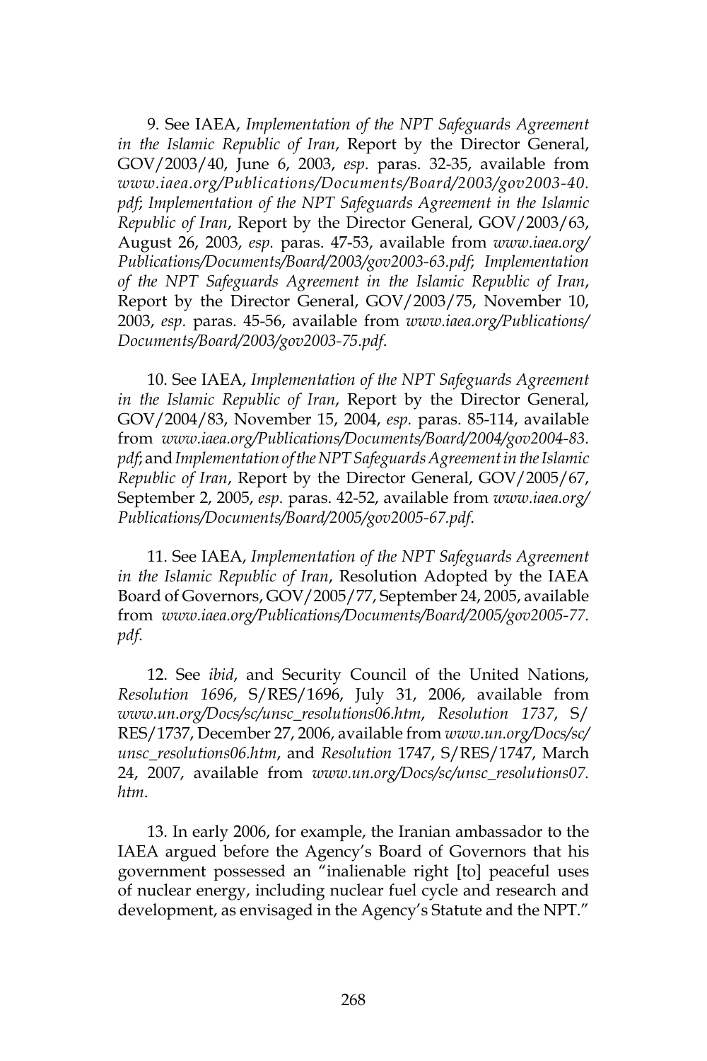9. See IAEA, *Implementation of the NPT Safeguards Agreement in the Islamic Republic of Iran*, Report by the Director General, GOV/2003/40, June 6, 2003, *esp*. paras. 32-35, available from *www.iaea.org/Publications/Documents/Board/2003/gov2003-40.pdf*; *Implementation of the NPT Safeguards Agreement in the Islamic Republic of Iran*, Report by the Director General, GOV/2003/63, August 26, 2003, *esp.* paras. 47-53, available from *www.iaea.org/Publications/Documents/Board/2003/gov2003-63.pdf*; *Implementation of the NPT Safeguards Agreement in the Islamic Republic of Iran*, Report by the Director General, GOV/2003/75, November 10, 2003, *esp.* paras. 45-56, available from *www.iaea.org/Publications/Documents/Board/2003/gov2003-75.pdf*.

10. See IAEA, *Implementation of the NPT Safeguards Agreement in the Islamic Republic of Iran*, Report by the Director General, GOV/2004/83, November 15, 2004, *esp.* paras. 85-114, available from *www.iaea.org/Publications/Documents/Board/2004/gov2004-83.pdf*; and *Implementation of the NPT Safeguards Agreement in the Islamic Republic of Iran*, Report by the Director General, GOV/2005/67, September 2, 2005, *esp.* paras. 42-52, available from *www.iaea.org/Publications/Documents/Board/2005/gov2005-67.pdf*.

11. See IAEA, *Implementation of the NPT Safeguards Agreement in the Islamic Republic of Iran*, Resolution Adopted by the IAEA Board of Governors, GOV/2005/77, September 24, 2005, available from *www.iaea.org/Publications/Documents/Board/2005/gov2005-77.pdf*.

12. See *ibid*, and Security Council of the United Nations, *Resolution 1696*, S/RES/1696, July 31, 2006, available from *www.un.org/Docs/sc/unsc_resolutions06.htm*, *Resolution 1737*, S/RES/1737, December 27, 2006, available from *www.un.org/Docs/sc/unsc_resolutions06.htm*, and *Resolution* 1747, S/RES/1747, March 24, 2007, available from *www.un.org/Docs/sc/unsc_resolutions07.htm*.

13. In early 2006, for example, the Iranian ambassador to the IAEA argued before the Agency's Board of Governors that his government possessed an "inalienable right [to] peaceful uses of nuclear energy, including nuclear fuel cycle and research and development, as envisaged in the Agency's Statute and the NPT."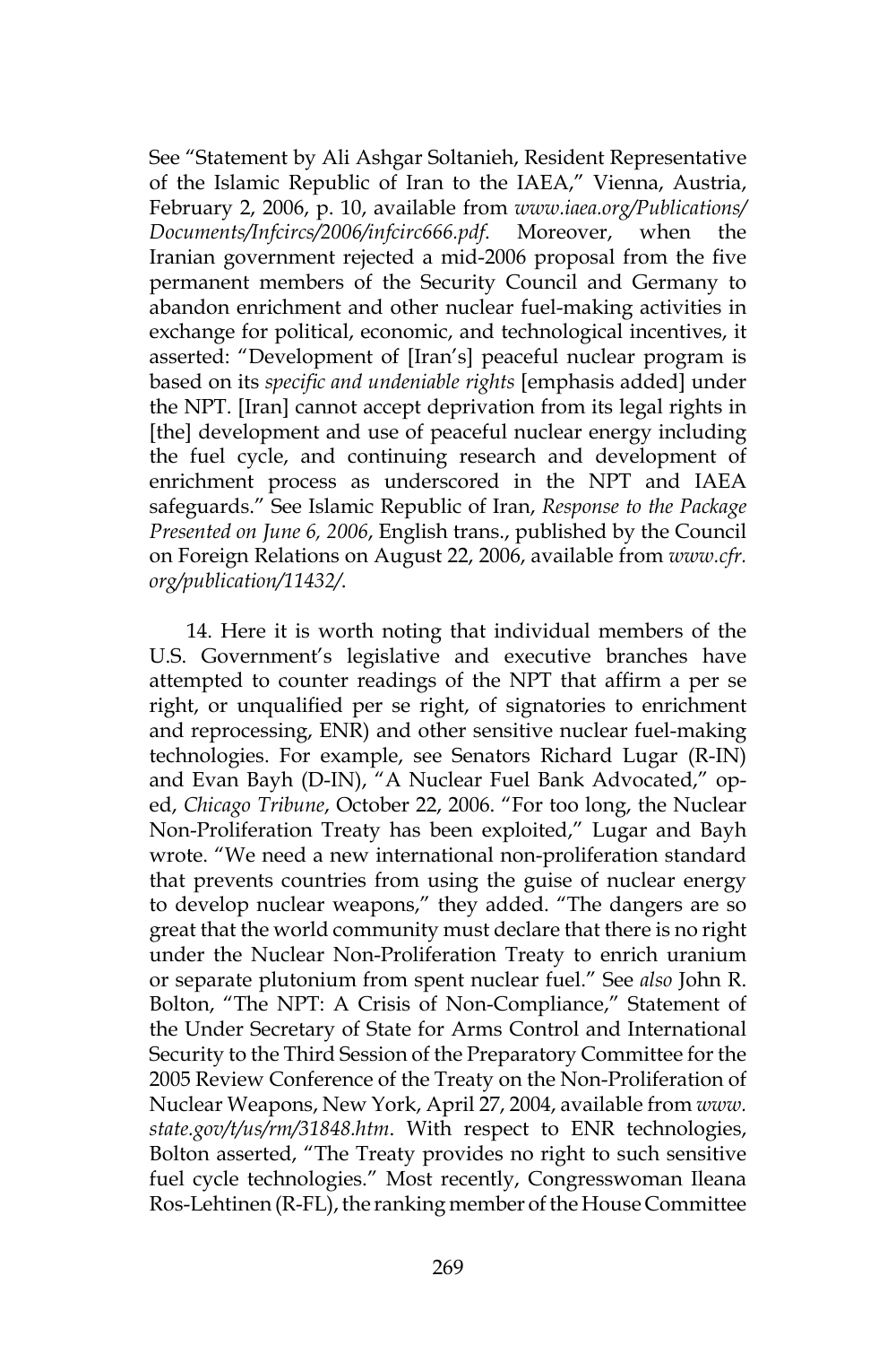See "Statement by Ali Ashgar Soltanieh, Resident Representative of the Islamic Republic of Iran to the IAEA," Vienna, Austria, February 2, 2006, p. 10, available from *www.iaea.org/Publications/Documents/Infcircs/2006/infcirc666.pdf*. Moreover, when the Iranian government rejected a mid-2006 proposal from the five permanent members of the Security Council and Germany to abandon enrichment and other nuclear fuel-making activities in exchange for political, economic, and technological incentives, it asserted: "Development of [Iran's] peaceful nuclear program is based on its *specific and undeniable rights* [emphasis added] under the NPT. [Iran] cannot accept deprivation from its legal rights in [the] development and use of peaceful nuclear energy including the fuel cycle, and continuing research and development of enrichment process as underscored in the NPT and IAEA safeguards." See Islamic Republic of Iran, *Response to the Package Presented on June 6, 2006*, English trans., published by the Council on Foreign Relations on August 22, 2006, available from *www.cfr.org/publication/11432/*.

14. Here it is worth noting that individual members of the U.S. Government's legislative and executive branches have attempted to counter readings of the NPT that affirm a per se right, or unqualified per se right, of signatories to enrichment and reprocessing, ENR) and other sensitive nuclear fuel-making technologies. For example, see Senators Richard Lugar (R-IN) and Evan Bayh (D-IN), "A Nuclear Fuel Bank Advocated," op-ed, *Chicago Tribune*, October 22, 2006. "For too long, the Nuclear Non-Proliferation Treaty has been exploited," Lugar and Bayh wrote. "We need a new international non-proliferation standard that prevents countries from using the guise of nuclear energy to develop nuclear weapons," they added. "The dangers are so great that the world community must declare that there is no right under the Nuclear Non-Proliferation Treaty to enrich uranium or separate plutonium from spent nuclear fuel." See *also* John R. Bolton, "The NPT: A Crisis of Non-Compliance," Statement of the Under Secretary of State for Arms Control and International Security to the Third Session of the Preparatory Committee for the 2005 Review Conference of the Treaty on the Non-Proliferation of Nuclear Weapons, New York, April 27, 2004, available from *www.state.gov/t/us/rm/31848.htm*. With respect to ENR technologies, Bolton asserted, "The Treaty provides no right to such sensitive fuel cycle technologies." Most recently, Congresswoman Ileana Ros-Lehtinen (R-FL), the ranking member of the House Committee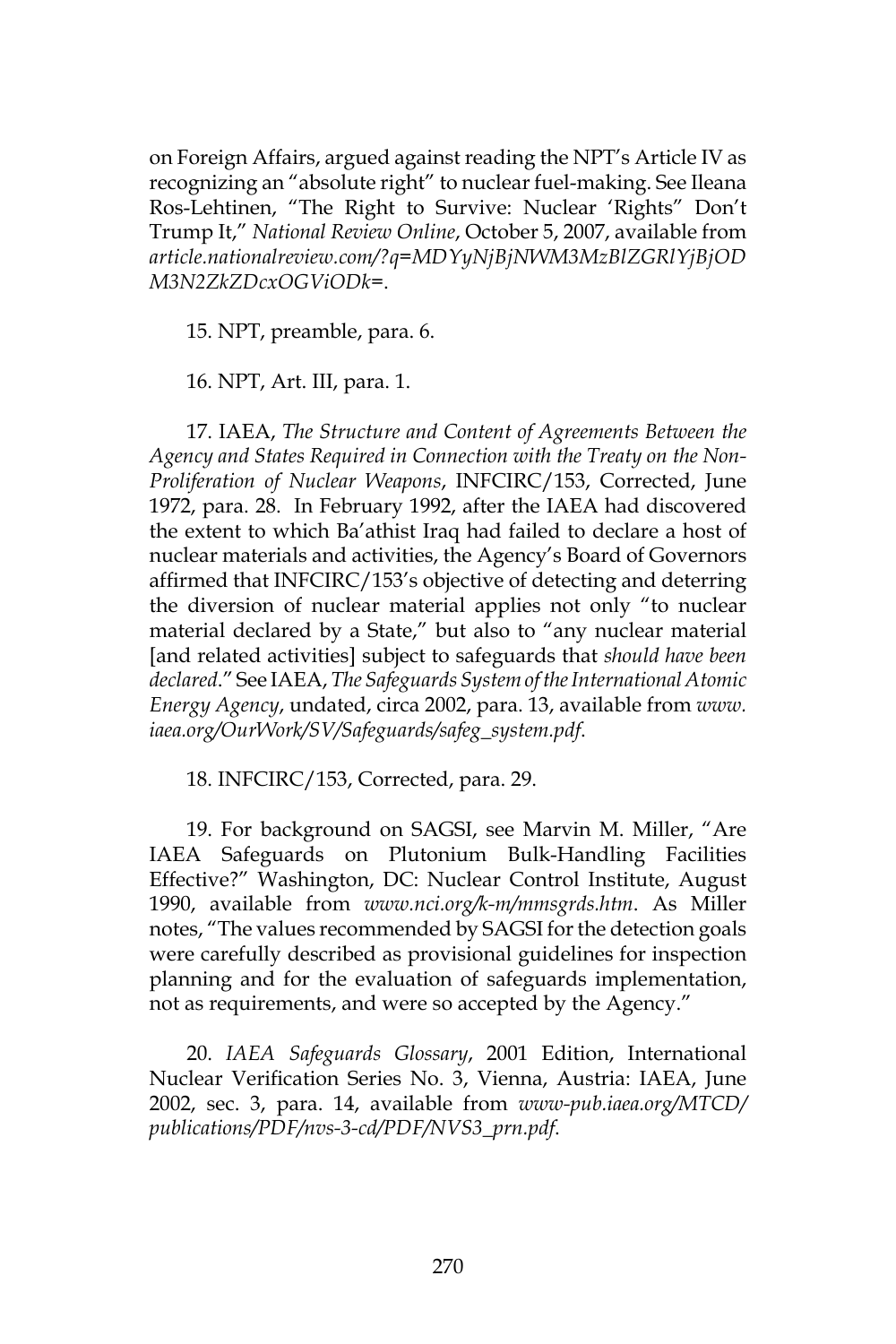on Foreign Affairs, argued against reading the NPT's Article IV as recognizing an "absolute right" to nuclear fuel-making. See Ileana Ros-Lehtinen, "The Right to Survive: Nuclear 'Rights" Don't Trump It," *National Review Online*, October 5, 2007, available from *article.nationalreview.com/?q=MDYyNjBjNWM3MzBlZGRlYjBjODM3N2ZkZDcxOGViODk=*.

15. NPT, preamble, para. 6.

16. NPT, Art. III, para. 1.

17. IAEA, *The Structure and Content of Agreements Between the Agency and States Required in Connection with the Treaty on the Non-Proliferation of Nuclear Weapons*, INFCIRC/153, Corrected, June 1972, para. 28. In February 1992, after the IAEA had discovered the extent to which Ba'athist Iraq had failed to declare a host of nuclear materials and activities, the Agency's Board of Governors affirmed that INFCIRC/153's objective of detecting and deterring the diversion of nuclear material applies not only "to nuclear material declared by a State," but also to "any nuclear material [and related activities] subject to safeguards that *should have been declared*." See IAEA, *The Safeguards System of the International Atomic Energy Agency*, undated, circa 2002, para. 13, available from *www.iaea.org/OurWork/SV/Safeguards/safeg_system.pdf*.

18. INFCIRC/153, Corrected, para. 29.

19. For background on SAGSI, see Marvin M. Miller, "Are IAEA Safeguards on Plutonium Bulk-Handling Facilities Effective?" Washington, DC: Nuclear Control Institute, August 1990, available from *www.nci.org/k-m/mmsgrds.htm*. As Miller notes, "The values recommended by SAGSI for the detection goals were carefully described as provisional guidelines for inspection planning and for the evaluation of safeguards implementation, not as requirements, and were so accepted by the Agency."

20. *IAEA Safeguards Glossary*, 2001 Edition, International Nuclear Verification Series No. 3, Vienna, Austria: IAEA, June 2002, sec. 3, para. 14, available from *www-pub.iaea.org/MTCD/publications/PDF/nvs-3-cd/PDF/NVS3_prn.pdf*.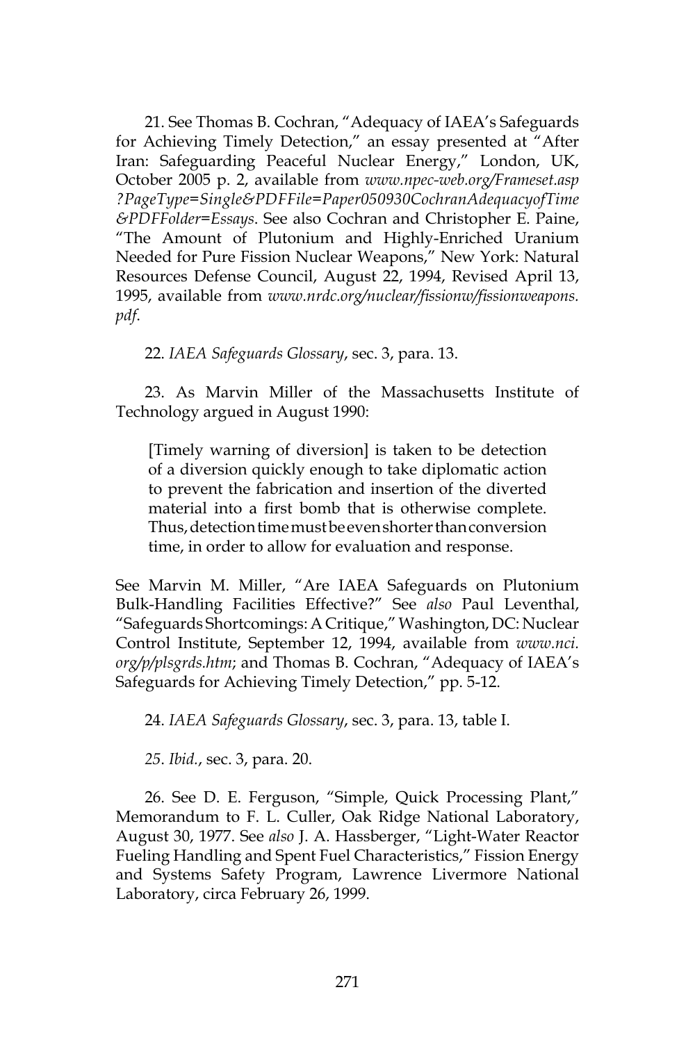21. See Thomas B. Cochran, "Adequacy of IAEA's Safeguards for Achieving Timely Detection," an essay presented at "After Iran: Safeguarding Peaceful Nuclear Energy," London, UK, October 2005 p. 2, available from *www.npec-web.org/Frameset.asp?PageType=Single&PDFFile=Paper050930CochranAdequacyofTime&PDFFolder=Essays*. See also Cochran and Christopher E. Paine, "The Amount of Plutonium and Highly-Enriched Uranium Needed for Pure Fission Nuclear Weapons," New York: Natural Resources Defense Council, August 22, 1994, Revised April 13, 1995, available from *www.nrdc.org/nuclear/fissionw/fissionweapons.pdf*.

22. *IAEA Safeguards Glossary*, sec. 3, para. 13.

23. As Marvin Miller of the Massachusetts Institute of Technology argued in August 1990:

> [Timely warning of diversion] is taken to be detection of a diversion quickly enough to take diplomatic action to prevent the fabrication and insertion of the diverted material into a first bomb that is otherwise complete. Thus, detection time must be even shorter than conversion time, in order to allow for evaluation and response.

See Marvin M. Miller, "Are IAEA Safeguards on Plutonium Bulk-Handling Facilities Effective?" See *also* Paul Leventhal, "Safeguards Shortcomings: A Critique," Washington, DC: Nuclear Control Institute, September 12, 1994, available from *www.nci.org/p/plsgrds.htm*; and Thomas B. Cochran, "Adequacy of IAEA's Safeguards for Achieving Timely Detection," pp. 5-12.

24. *IAEA Safeguards Glossary*, sec. 3, para. 13, table I.

*25*. *Ibid.*, sec. 3, para. 20.

26. See D. E. Ferguson, "Simple, Quick Processing Plant," Memorandum to F. L. Culler, Oak Ridge National Laboratory, August 30, 1977. See *also* J. A. Hassberger, "Light-Water Reactor Fueling Handling and Spent Fuel Characteristics," Fission Energy and Systems Safety Program, Lawrence Livermore National Laboratory, circa February 26, 1999.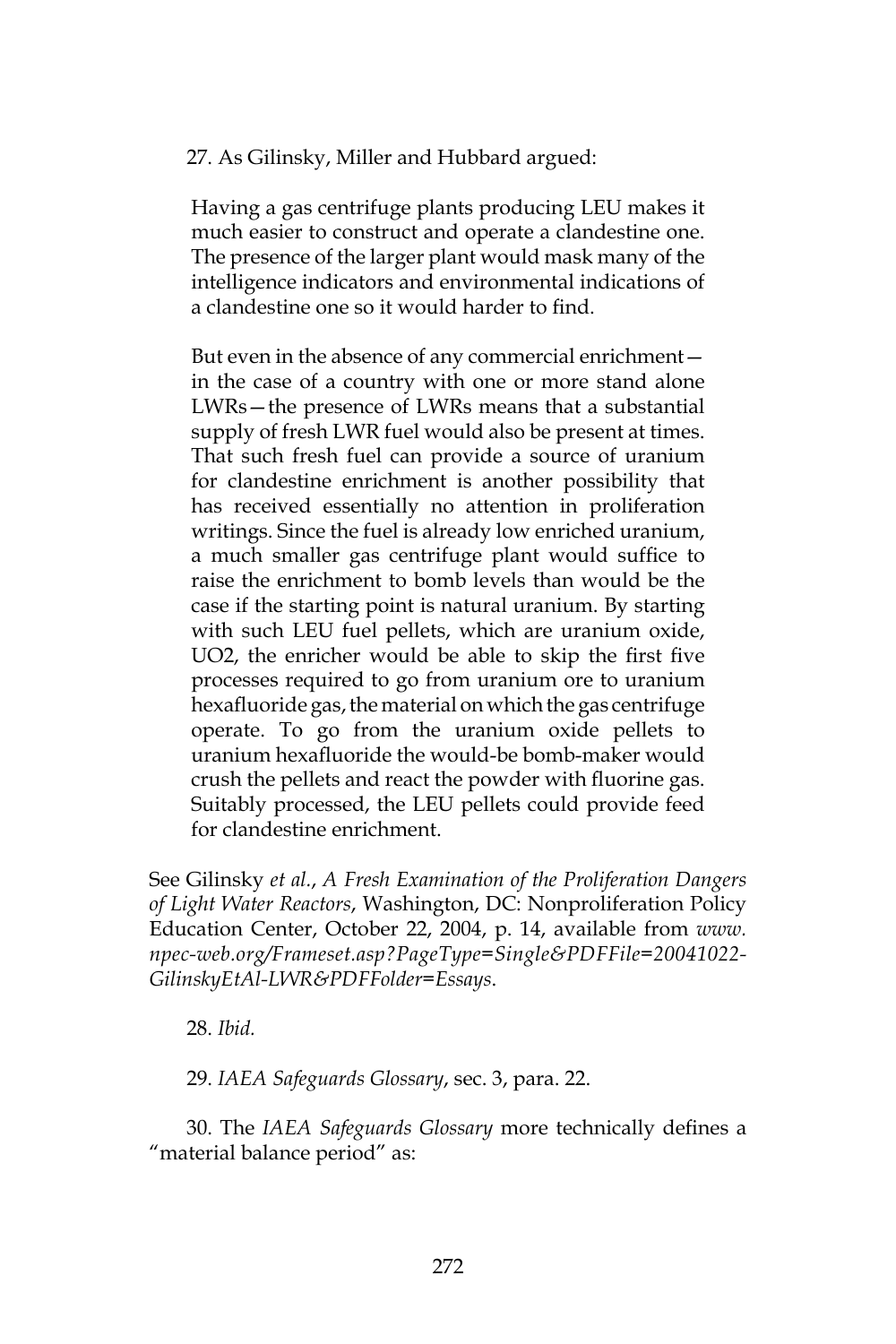27. As Gilinsky, Miller and Hubbard argued:

> Having a gas centrifuge plants producing LEU makes it much easier to construct and operate a clandestine one. The presence of the larger plant would mask many of the intelligence indicators and environmental indications of a clandestine one so it would harder to find.
>
> But even in the absence of any commercial enrichment—in the case of a country with one or more stand alone LWRs—the presence of LWRs means that a substantial supply of fresh LWR fuel would also be present at times. That such fresh fuel can provide a source of uranium for clandestine enrichment is another possibility that has received essentially no attention in proliferation writings. Since the fuel is already low enriched uranium, a much smaller gas centrifuge plant would suffice to raise the enrichment to bomb levels than would be the case if the starting point is natural uranium. By starting with such LEU fuel pellets, which are uranium oxide, UO2, the enricher would be able to skip the first five processes required to go from uranium ore to uranium hexafluoride gas, the material on which the gas centrifuge operate. To go from the uranium oxide pellets to uranium hexafluoride the would-be bomb-maker would crush the pellets and react the powder with fluorine gas. Suitably processed, the LEU pellets could provide feed for clandestine enrichment.

See Gilinsky *et al.*, *A Fresh Examination of the Proliferation Dangers of Light Water Reactors*, Washington, DC: Nonproliferation Policy Education Center, October 22, 2004, p. 14, available from *www.npec-web.org/Frameset.asp?PageType=Single&PDFFile=20041022-GilinskyEtAl-LWR&PDFFolder=Essays*.

28. *Ibid.*

29. *IAEA Safeguards Glossary*, sec. 3, para. 22.

30. The *IAEA Safeguards Glossary* more technically defines a "material balance period" as: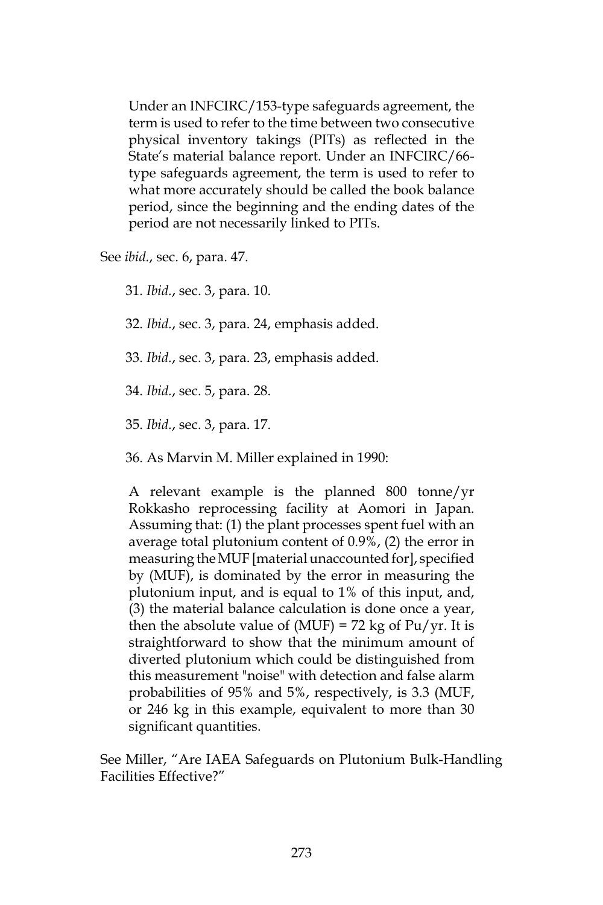> Under an INFCIRC/153-type safeguards agreement, the term is used to refer to the time between two consecutive physical inventory takings (PITs) as reflected in the State's material balance report. Under an INFCIRC/66-type safeguards agreement, the term is used to refer to what more accurately should be called the book balance period, since the beginning and the ending dates of the period are not necessarily linked to PITs.

See *ibid.*, sec. 6, para. 47.

31. *Ibid.*, sec. 3, para. 10.

32. *Ibid.*, sec. 3, para. 24, emphasis added.

33. *Ibid.*, sec. 3, para. 23, emphasis added.

34. *Ibid.*, sec. 5, para. 28.

35. *Ibid.*, sec. 3, para. 17.

36. As Marvin M. Miller explained in 1990:

> A relevant example is the planned 800 tonne/yr Rokkasho reprocessing facility at Aomori in Japan. Assuming that: (1) the plant processes spent fuel with an average total plutonium content of 0.9%, (2) the error in measuring the MUF [material unaccounted for], specified by (MUF), is dominated by the error in measuring the plutonium input, and is equal to 1% of this input, and, (3) the material balance calculation is done once a year, then the absolute value of (MUF) = 72 kg of Pu/yr. It is straightforward to show that the minimum amount of diverted plutonium which could be distinguished from this measurement "noise" with detection and false alarm probabilities of 95% and 5%, respectively, is 3.3 (MUF, or 246 kg in this example, equivalent to more than 30 significant quantities.

See Miller, "Are IAEA Safeguards on Plutonium Bulk-Handling Facilities Effective?"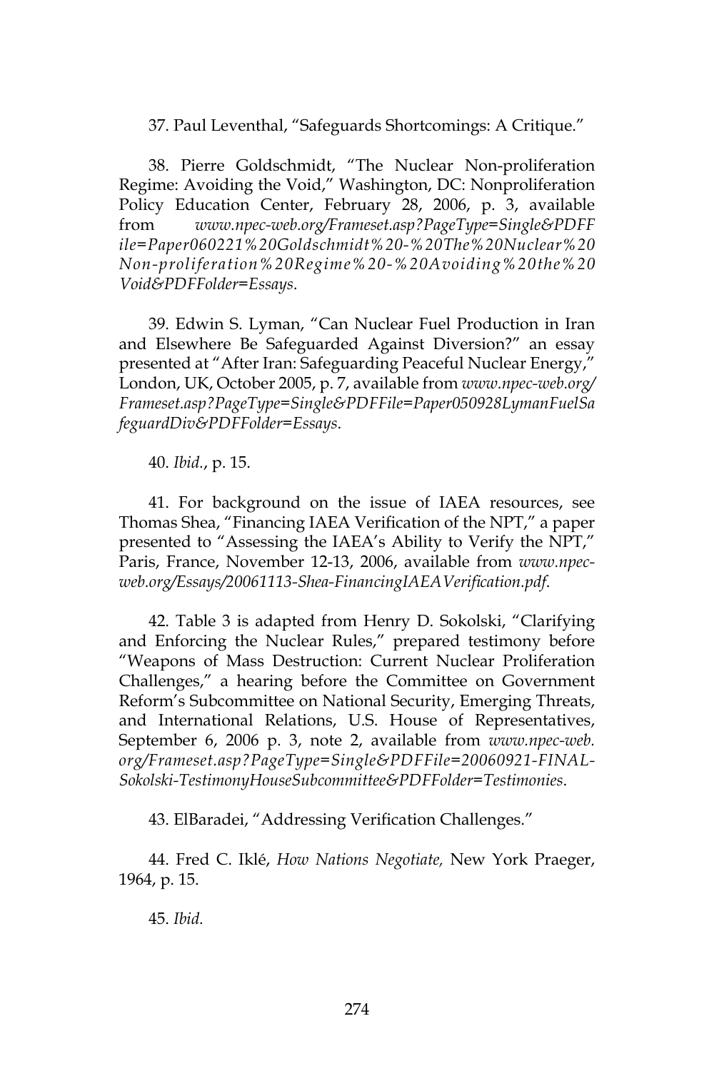37. Paul Leventhal, "Safeguards Shortcomings: A Critique."

38. Pierre Goldschmidt, "The Nuclear Non-proliferation Regime: Avoiding the Void," Washington, DC: Nonproliferation Policy Education Center, February 28, 2006, p. 3, available from *www.npec-web.org/Frameset.asp?PageType=Single&PDFFile=Paper060221%20Goldschmidt%20-%20The%20Nuclear%20Non-proliferation%20Regime%20-%20Avoiding%20the%20Void&PDFFolder=Essays*.

39. Edwin S. Lyman, "Can Nuclear Fuel Production in Iran and Elsewhere Be Safeguarded Against Diversion?" an essay presented at "After Iran: Safeguarding Peaceful Nuclear Energy," London, UK, October 2005, p. 7, available from *www.npec-web.org/Frameset.asp?PageType=Single&PDFFile=Paper050928LymanFuelSafeguardDiv&PDFFolder=Essays*.

40. *Ibid.*, p. 15.

41. For background on the issue of IAEA resources, see Thomas Shea, "Financing IAEA Verification of the NPT," a paper presented to "Assessing the IAEA's Ability to Verify the NPT," Paris, France, November 12-13, 2006, available from *www.npec-web.org/Essays/20061113-Shea-FinancingIAEAVerification.pdf*.

42. Table 3 is adapted from Henry D. Sokolski, "Clarifying and Enforcing the Nuclear Rules," prepared testimony before "Weapons of Mass Destruction: Current Nuclear Proliferation Challenges," a hearing before the Committee on Government Reform's Subcommittee on National Security, Emerging Threats, and International Relations, U.S. House of Representatives, September 6, 2006 p. 3, note 2, available from *www.npec-web.org/Frameset.asp?PageType=Single&PDFFile=20060921-FINAL-Sokolski-TestimonyHouseSubcommittee&PDFFolder=Testimonies*.

43. ElBaradei, "Addressing Verification Challenges."

44. Fred C. Iklé, *How Nations Negotiate,* New York Praeger, 1964, p. 15.

45. *Ibid.*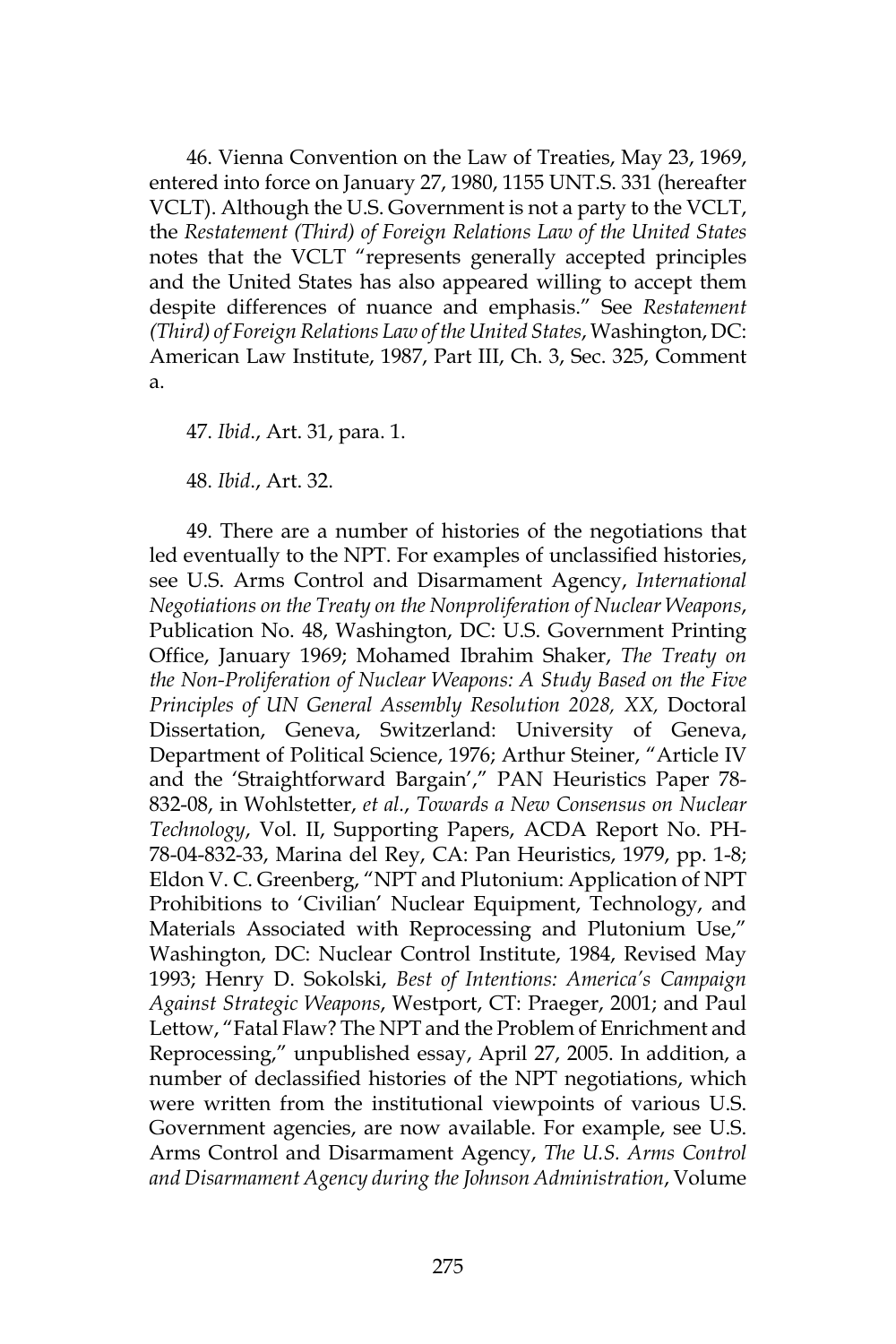46. Vienna Convention on the Law of Treaties, May 23, 1969, entered into force on January 27, 1980, 1155 UNT.S. 331 (hereafter VCLT). Although the U.S. Government is not a party to the VCLT, the *Restatement (Third) of Foreign Relations Law of the United States* notes that the VCLT "represents generally accepted principles and the United States has also appeared willing to accept them despite differences of nuance and emphasis." See *Restatement (Third) of Foreign Relations Law of the United States*, Washington, DC: American Law Institute, 1987, Part III, Ch. 3, Sec. 325, Comment a.

47. *Ibid*., Art. 31, para. 1.

48. *Ibid*., Art. 32.

49. There are a number of histories of the negotiations that led eventually to the NPT. For examples of unclassified histories, see U.S. Arms Control and Disarmament Agency, *International Negotiations on the Treaty on the Nonproliferation of Nuclear Weapons*, Publication No. 48, Washington, DC: U.S. Government Printing Office, January 1969; Mohamed Ibrahim Shaker, *The Treaty on the Non-Proliferation of Nuclear Weapons: A Study Based on the Five Principles of UN General Assembly Resolution 2028, XX,* Doctoral Dissertation, Geneva, Switzerland: University of Geneva, Department of Political Science, 1976; Arthur Steiner, "Article IV and the 'Straightforward Bargain'," PAN Heuristics Paper 78-832-08, in Wohlstetter, *et al*., *Towards a New Consensus on Nuclear Technology*, Vol. II, Supporting Papers, ACDA Report No. PH-78-04-832-33, Marina del Rey, CA: Pan Heuristics, 1979, pp. 1-8; Eldon V. C. Greenberg, "NPT and Plutonium: Application of NPT Prohibitions to 'Civilian' Nuclear Equipment, Technology, and Materials Associated with Reprocessing and Plutonium Use," Washington, DC: Nuclear Control Institute, 1984, Revised May 1993; Henry D. Sokolski, *Best of Intentions: America's Campaign Against Strategic Weapons*, Westport, CT: Praeger, 2001; and Paul Lettow, "Fatal Flaw? The NPT and the Problem of Enrichment and Reprocessing," unpublished essay, April 27, 2005. In addition, a number of declassified histories of the NPT negotiations, which were written from the institutional viewpoints of various U.S. Government agencies, are now available. For example, see U.S. Arms Control and Disarmament Agency, *The U.S. Arms Control and Disarmament Agency during the Johnson Administration*, Volume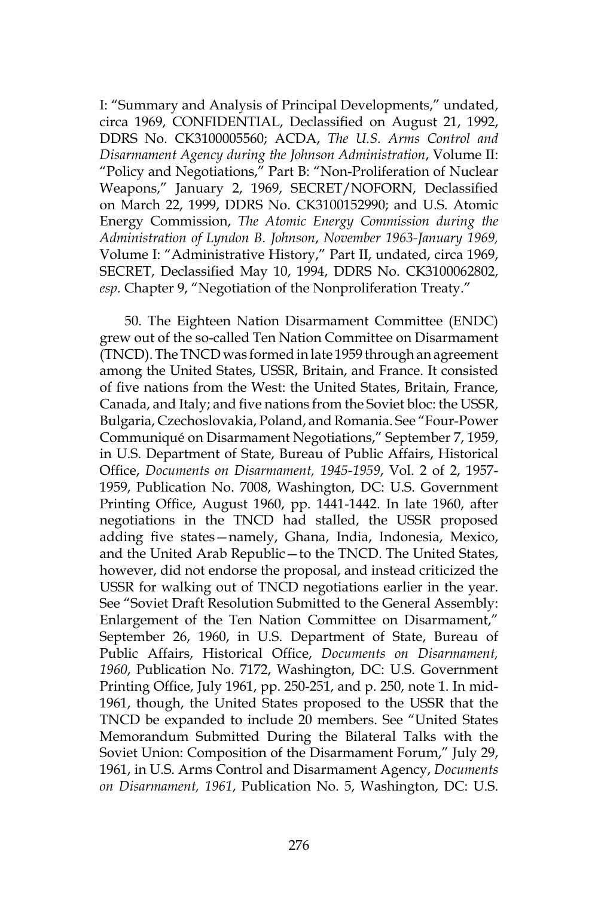I: "Summary and Analysis of Principal Developments," undated, circa 1969, CONFIDENTIAL, Declassified on August 21, 1992, DDRS No. CK3100005560; ACDA, *The U.S. Arms Control and Disarmament Agency during the Johnson Administration*, Volume II: "Policy and Negotiations," Part B: "Non-Proliferation of Nuclear Weapons," January 2, 1969, SECRET/NOFORN, Declassified on March 22, 1999, DDRS No. CK3100152990; and U.S. Atomic Energy Commission, *The Atomic Energy Commission during the Administration of Lyndon B. Johnson*, *November 1963-January 1969,* Volume I: "Administrative History," Part II, undated, circa 1969, SECRET, Declassified May 10, 1994, DDRS No. CK3100062802, *esp.* Chapter 9, "Negotiation of the Nonproliferation Treaty."

50. The Eighteen Nation Disarmament Committee (ENDC) grew out of the so-called Ten Nation Committee on Disarmament (TNCD). The TNCD was formed in late 1959 through an agreement among the United States, USSR, Britain, and France. It consisted of five nations from the West: the United States, Britain, France, Canada, and Italy; and five nations from the Soviet bloc: the USSR, Bulgaria, Czechoslovakia, Poland, and Romania. See "Four-Power Communiqué on Disarmament Negotiations," September 7, 1959, in U.S. Department of State, Bureau of Public Affairs, Historical Office, *Documents on Disarmament, 1945-1959*, Vol. 2 of 2, 1957-1959, Publication No. 7008, Washington, DC: U.S. Government Printing Office, August 1960, pp. 1441-1442. In late 1960, after negotiations in the TNCD had stalled, the USSR proposed adding five states—namely, Ghana, India, Indonesia, Mexico, and the United Arab Republic—to the TNCD. The United States, however, did not endorse the proposal, and instead criticized the USSR for walking out of TNCD negotiations earlier in the year. See "Soviet Draft Resolution Submitted to the General Assembly: Enlargement of the Ten Nation Committee on Disarmament," September 26, 1960, in U.S. Department of State, Bureau of Public Affairs, Historical Office, *Documents on Disarmament, 1960*, Publication No. 7172, Washington, DC: U.S. Government Printing Office, July 1961, pp. 250-251, and p. 250, note 1. In mid-1961, though, the United States proposed to the USSR that the TNCD be expanded to include 20 members. See "United States Memorandum Submitted During the Bilateral Talks with the Soviet Union: Composition of the Disarmament Forum," July 29, 1961, in U.S. Arms Control and Disarmament Agency, *Documents on Disarmament, 1961*, Publication No. 5, Washington, DC: U.S.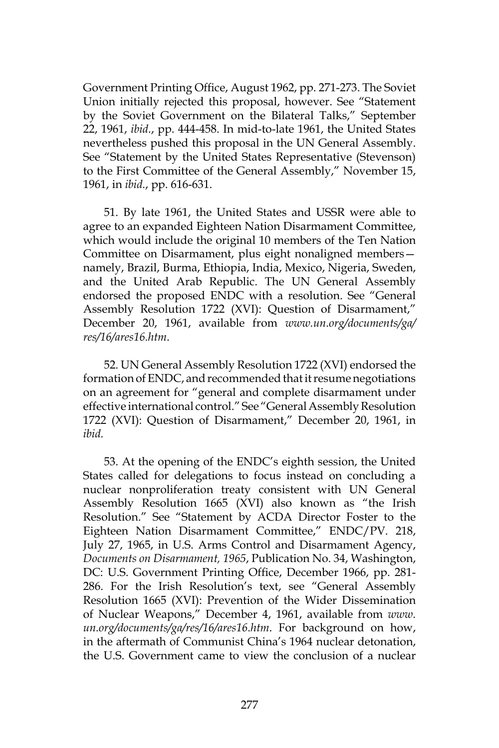Government Printing Office, August 1962, pp. 271-273. The Soviet Union initially rejected this proposal, however. See "Statement by the Soviet Government on the Bilateral Talks," September 22, 1961, *ibid.*, pp. 444-458. In mid-to-late 1961, the United States nevertheless pushed this proposal in the UN General Assembly. See "Statement by the United States Representative (Stevenson) to the First Committee of the General Assembly," November 15, 1961, in *ibid.*, pp. 616-631.

51. By late 1961, the United States and USSR were able to agree to an expanded Eighteen Nation Disarmament Committee, which would include the original 10 members of the Ten Nation Committee on Disarmament, plus eight nonaligned members—namely, Brazil, Burma, Ethiopia, India, Mexico, Nigeria, Sweden, and the United Arab Republic. The UN General Assembly endorsed the proposed ENDC with a resolution. See "General Assembly Resolution 1722 (XVI): Question of Disarmament," December 20, 1961, available from *www.un.org/documents/ga/res/16/ares16.htm*.

52. UN General Assembly Resolution 1722 (XVI) endorsed the formation of ENDC, and recommended that it resume negotiations on an agreement for "general and complete disarmament under effective international control." See "General Assembly Resolution 1722 (XVI): Question of Disarmament," December 20, 1961, in *ibid.*

53. At the opening of the ENDC's eighth session, the United States called for delegations to focus instead on concluding a nuclear nonproliferation treaty consistent with UN General Assembly Resolution 1665 (XVI) also known as "the Irish Resolution." See "Statement by ACDA Director Foster to the Eighteen Nation Disarmament Committee," ENDC/PV. 218, July 27, 1965, in U.S. Arms Control and Disarmament Agency, *Documents on Disarmament, 1965*, Publication No. 34, Washington, DC: U.S. Government Printing Office, December 1966, pp. 281-286. For the Irish Resolution's text, see "General Assembly Resolution 1665 (XVI): Prevention of the Wider Dissemination of Nuclear Weapons," December 4, 1961, available from *www.un.org/documents/ga/res/16/ares16.htm*. For background on how, in the aftermath of Communist China's 1964 nuclear detonation, the U.S. Government came to view the conclusion of a nuclear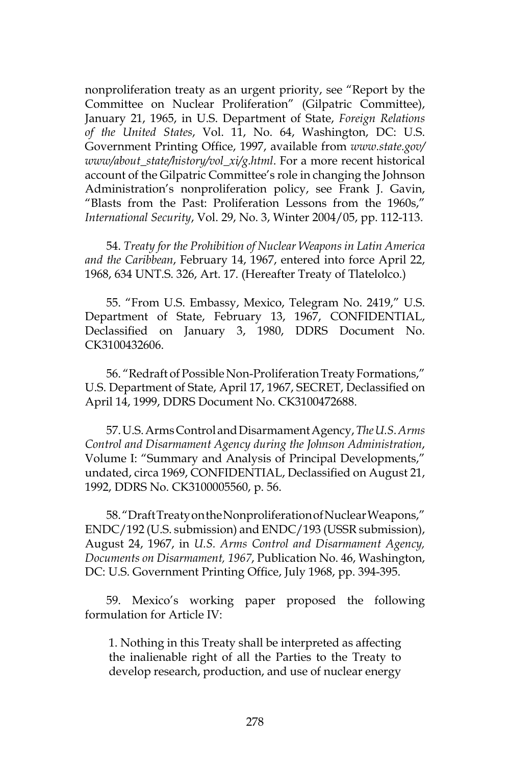nonproliferation treaty as an urgent priority, see "Report by the Committee on Nuclear Proliferation" (Gilpatric Committee), January 21, 1965, in U.S. Department of State, *Foreign Relations of the United States*, Vol. 11, No. 64, Washington, DC: U.S. Government Printing Office, 1997, available from *www.state.gov/www/about_state/history/vol_xi/g.html*. For a more recent historical account of the Gilpatric Committee's role in changing the Johnson Administration's nonproliferation policy, see Frank J. Gavin, "Blasts from the Past: Proliferation Lessons from the 1960s," *International Security*, Vol. 29, No. 3, Winter 2004/05, pp. 112-113.

54. *Treaty for the Prohibition of Nuclear Weapons in Latin America and the Caribbean*, February 14, 1967, entered into force April 22, 1968, 634 UNT.S. 326, Art. 17. (Hereafter Treaty of Tlatelolco.)

55. "From U.S. Embassy, Mexico, Telegram No. 2419," U.S. Department of State, February 13, 1967, CONFIDENTIAL, Declassified on January 3, 1980, DDRS Document No. CK3100432606.

56. "Redraft of Possible Non-Proliferation Treaty Formations," U.S. Department of State, April 17, 1967, SECRET, Declassified on April 14, 1999, DDRS Document No. CK3100472688.

57. U.S. Arms Control and Disarmament Agency, *The U.S. Arms Control and Disarmament Agency during the Johnson Administration*, Volume I: "Summary and Analysis of Principal Developments," undated, circa 1969, CONFIDENTIAL, Declassified on August 21, 1992, DDRS No. CK3100005560, p. 56.

58. "Draft Treaty on the Nonproliferation of Nuclear Weapons," ENDC/192 (U.S. submission) and ENDC/193 (USSR submission), August 24, 1967, in *U.S. Arms Control and Disarmament Agency, Documents on Disarmament, 1967*, Publication No. 46, Washington, DC: U.S. Government Printing Office, July 1968, pp. 394-395.

59. Mexico's working paper proposed the following formulation for Article IV:

> 1. Nothing in this Treaty shall be interpreted as affecting the inalienable right of all the Parties to the Treaty to develop research, production, and use of nuclear energy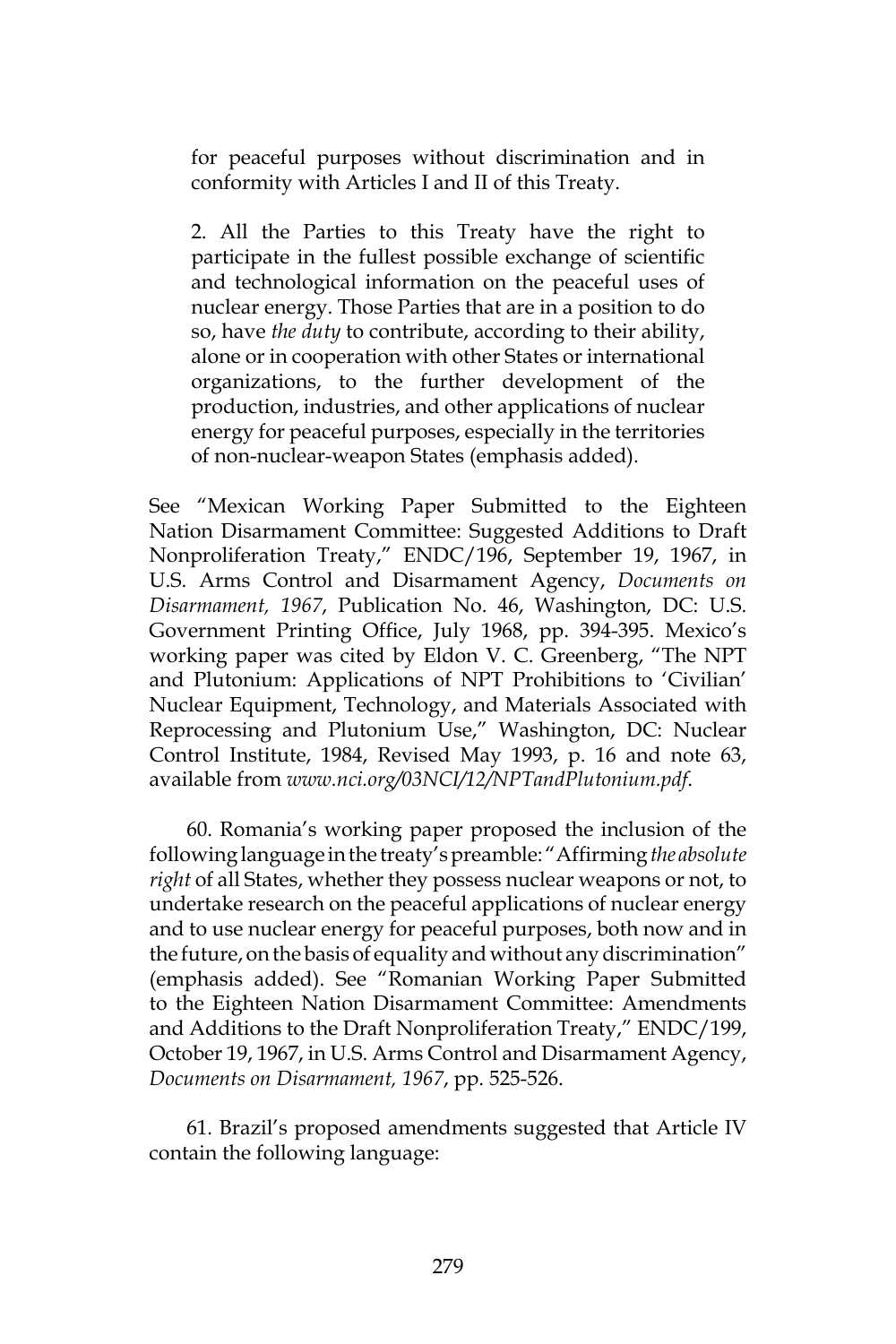for peaceful purposes without discrimination and in conformity with Articles I and II of this Treaty.

2. All the Parties to this Treaty have the right to participate in the fullest possible exchange of scientific and technological information on the peaceful uses of nuclear energy. Those Parties that are in a position to do so, have *the duty* to contribute, according to their ability, alone or in cooperation with other States or international organizations, to the further development of the production, industries, and other applications of nuclear energy for peaceful purposes, especially in the territories of non-nuclear-weapon States (emphasis added).

See "Mexican Working Paper Submitted to the Eighteen Nation Disarmament Committee: Suggested Additions to Draft Nonproliferation Treaty," ENDC/196, September 19, 1967, in U.S. Arms Control and Disarmament Agency, *Documents on Disarmament, 1967*, Publication No. 46, Washington, DC: U.S. Government Printing Office, July 1968, pp. 394-395. Mexico's working paper was cited by Eldon V. C. Greenberg, "The NPT and Plutonium: Applications of NPT Prohibitions to 'Civilian' Nuclear Equipment, Technology, and Materials Associated with Reprocessing and Plutonium Use," Washington, DC: Nuclear Control Institute, 1984, Revised May 1993, p. 16 and note 63, available from *www.nci.org/03NCI/12/NPTandPlutonium.pdf*.

60. Romania's working paper proposed the inclusion of the following language in the treaty's preamble: "Affirming *the absolute right* of all States, whether they possess nuclear weapons or not, to undertake research on the peaceful applications of nuclear energy and to use nuclear energy for peaceful purposes, both now and in the future, on the basis of equality and without any discrimination" (emphasis added). See "Romanian Working Paper Submitted to the Eighteen Nation Disarmament Committee: Amendments and Additions to the Draft Nonproliferation Treaty," ENDC/199, October 19, 1967, in U.S. Arms Control and Disarmament Agency, *Documents on Disarmament, 1967*, pp. 525-526.

61. Brazil's proposed amendments suggested that Article IV contain the following language: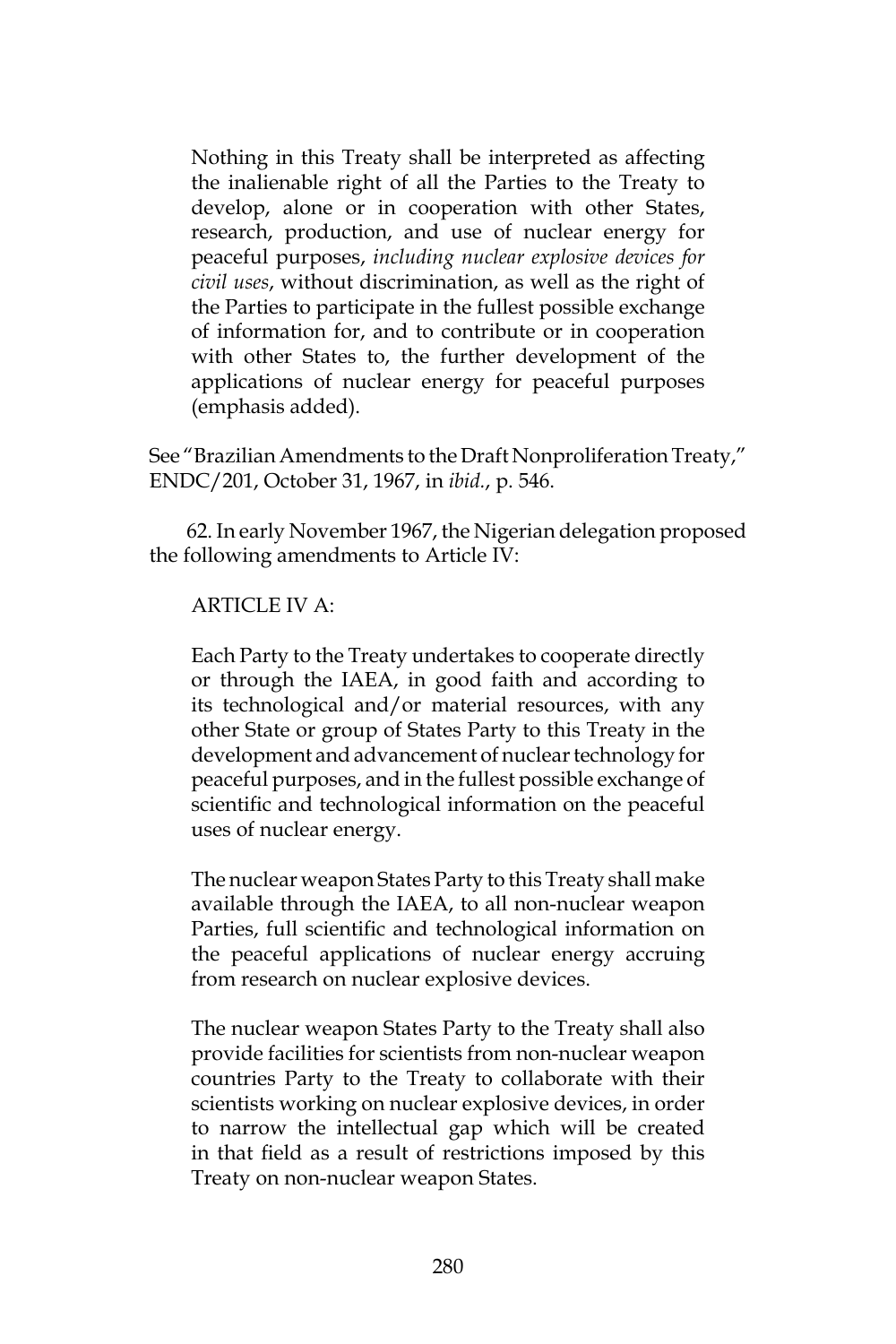> Nothing in this Treaty shall be interpreted as affecting the inalienable right of all the Parties to the Treaty to develop, alone or in cooperation with other States, research, production, and use of nuclear energy for peaceful purposes, *including nuclear explosive devices for civil uses*, without discrimination, as well as the right of the Parties to participate in the fullest possible exchange of information for, and to contribute or in cooperation with other States to, the further development of the applications of nuclear energy for peaceful purposes (emphasis added).

See "Brazilian Amendments to the Draft Nonproliferation Treaty," ENDC/201, October 31, 1967, in *ibid.*, p. 546.

62. In early November 1967, the Nigerian delegation proposed the following amendments to Article IV:

> ARTICLE IV A:
>
> Each Party to the Treaty undertakes to cooperate directly or through the IAEA, in good faith and according to its technological and/or material resources, with any other State or group of States Party to this Treaty in the development and advancement of nuclear technology for peaceful purposes, and in the fullest possible exchange of scientific and technological information on the peaceful uses of nuclear energy.
>
> The nuclear weapon States Party to this Treaty shall make available through the IAEA, to all non-nuclear weapon Parties, full scientific and technological information on the peaceful applications of nuclear energy accruing from research on nuclear explosive devices.
>
> The nuclear weapon States Party to the Treaty shall also provide facilities for scientists from non-nuclear weapon countries Party to the Treaty to collaborate with their scientists working on nuclear explosive devices, in order to narrow the intellectual gap which will be created in that field as a result of restrictions imposed by this Treaty on non-nuclear weapon States.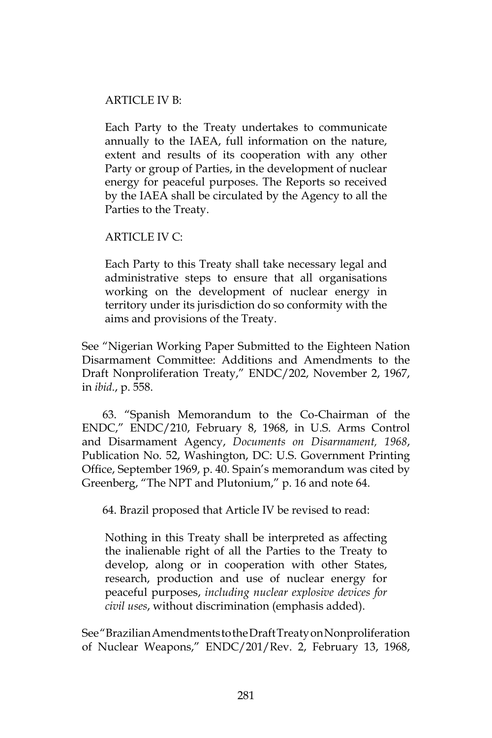> ARTICLE IV B:
>
> Each Party to the Treaty undertakes to communicate annually to the IAEA, full information on the nature, extent and results of its cooperation with any other Party or group of Parties, in the development of nuclear energy for peaceful purposes. The Reports so received by the IAEA shall be circulated by the Agency to all the Parties to the Treaty.
>
> ARTICLE IV C:
>
> Each Party to this Treaty shall take necessary legal and administrative steps to ensure that all organisations working on the development of nuclear energy in territory under its jurisdiction do so conformity with the aims and provisions of the Treaty.

See "Nigerian Working Paper Submitted to the Eighteen Nation Disarmament Committee: Additions and Amendments to the Draft Nonproliferation Treaty," ENDC/202, November 2, 1967, in *ibid.*, p. 558.

63. "Spanish Memorandum to the Co-Chairman of the ENDC," ENDC/210, February 8, 1968, in U.S. Arms Control and Disarmament Agency, *Documents on Disarmament, 1968*, Publication No. 52, Washington, DC: U.S. Government Printing Office, September 1969, p. 40. Spain's memorandum was cited by Greenberg, "The NPT and Plutonium," p. 16 and note 64.

64. Brazil proposed that Article IV be revised to read:

> Nothing in this Treaty shall be interpreted as affecting the inalienable right of all the Parties to the Treaty to develop, along or in cooperation with other States, research, production and use of nuclear energy for peaceful purposes, *including nuclear explosive devices for civil uses*, without discrimination (emphasis added).

See "Brazilian Amendments to the Draft Treaty on Nonproliferation of Nuclear Weapons," ENDC/201/Rev. 2, February 13, 1968,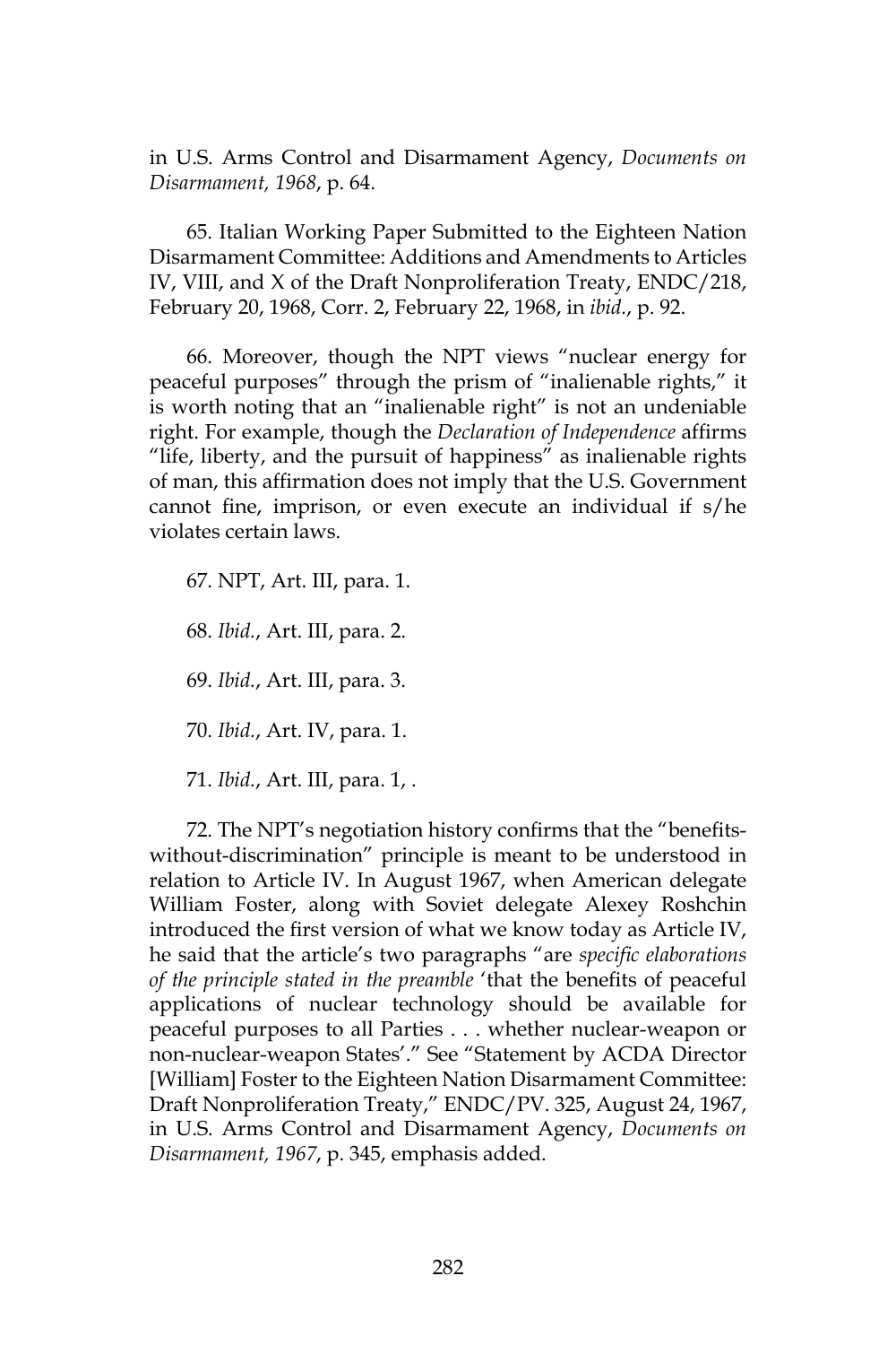in U.S. Arms Control and Disarmament Agency, *Documents on Disarmament, 1968*, p. 64.

65. Italian Working Paper Submitted to the Eighteen Nation Disarmament Committee: Additions and Amendments to Articles IV, VIII, and X of the Draft Nonproliferation Treaty, ENDC/218, February 20, 1968, Corr. 2, February 22, 1968, in *ibid.*, p. 92.

66. Moreover, though the NPT views "nuclear energy for peaceful purposes" through the prism of "inalienable rights," it is worth noting that an "inalienable right" is not an undeniable right. For example, though the *Declaration of Independence* affirms "life, liberty, and the pursuit of happiness" as inalienable rights of man, this affirmation does not imply that the U.S. Government cannot fine, imprison, or even execute an individual if s/he violates certain laws.

67. NPT, Art. III, para. 1.

68. *Ibid.*, Art. III, para. 2.

69. *Ibid.*, Art. III, para. 3.

70. *Ibid.*, Art. IV, para. 1.

71. *Ibid.*, Art. III, para. 1, .

72. The NPT's negotiation history confirms that the "benefits-without-discrimination" principle is meant to be understood in relation to Article IV. In August 1967, when American delegate William Foster, along with Soviet delegate Alexey Roshchin introduced the first version of what we know today as Article IV, he said that the article's two paragraphs "are *specific elaborations of the principle stated in the preamble* 'that the benefits of peaceful applications of nuclear technology should be available for peaceful purposes to all Parties . . . whether nuclear-weapon or non-nuclear-weapon States'." See "Statement by ACDA Director [William] Foster to the Eighteen Nation Disarmament Committee: Draft Nonproliferation Treaty," ENDC/PV. 325, August 24, 1967, in U.S. Arms Control and Disarmament Agency, *Documents on Disarmament, 1967*, p. 345, emphasis added.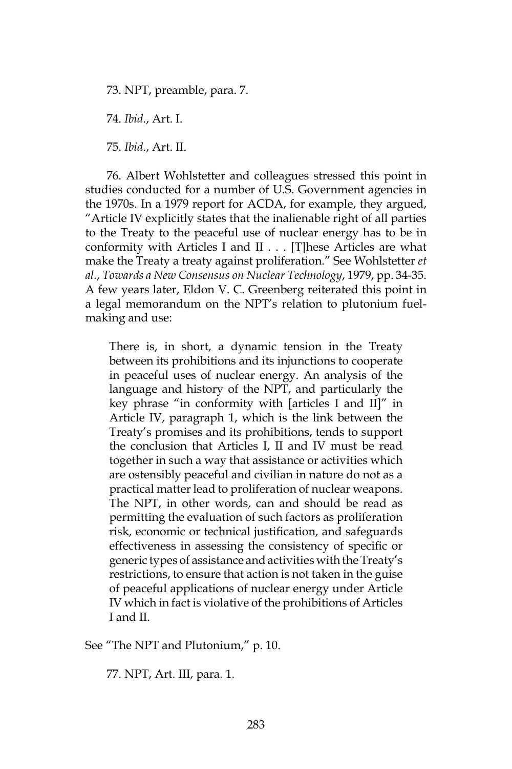73. NPT, preamble, para. 7.

74. *Ibid*., Art. I.

75. *Ibid*., Art. II.

76. Albert Wohlstetter and colleagues stressed this point in studies conducted for a number of U.S. Government agencies in the 1970s. In a 1979 report for ACDA, for example, they argued, "Article IV explicitly states that the inalienable right of all parties to the Treaty to the peaceful use of nuclear energy has to be in conformity with Articles I and II . . . [T]hese Articles are what make the Treaty a treaty against proliferation." See Wohlstetter *et al*., *Towards a New Consensus on Nuclear Technology*, 1979, pp. 34-35. A few years later, Eldon V. C. Greenberg reiterated this point in a legal memorandum on the NPT's relation to plutonium fuel-making and use:

> There is, in short, a dynamic tension in the Treaty between its prohibitions and its injunctions to cooperate in peaceful uses of nuclear energy. An analysis of the language and history of the NPT, and particularly the key phrase "in conformity with [articles I and II]" in Article IV, paragraph 1, which is the link between the Treaty's promises and its prohibitions, tends to support the conclusion that Articles I, II and IV must be read together in such a way that assistance or activities which are ostensibly peaceful and civilian in nature do not as a practical matter lead to proliferation of nuclear weapons. The NPT, in other words, can and should be read as permitting the evaluation of such factors as proliferation risk, economic or technical justification, and safeguards effectiveness in assessing the consistency of specific or generic types of assistance and activities with the Treaty's restrictions, to ensure that action is not taken in the guise of peaceful applications of nuclear energy under Article IV which in fact is violative of the prohibitions of Articles I and II.

See "The NPT and Plutonium," p. 10.

77. NPT, Art. III, para. 1.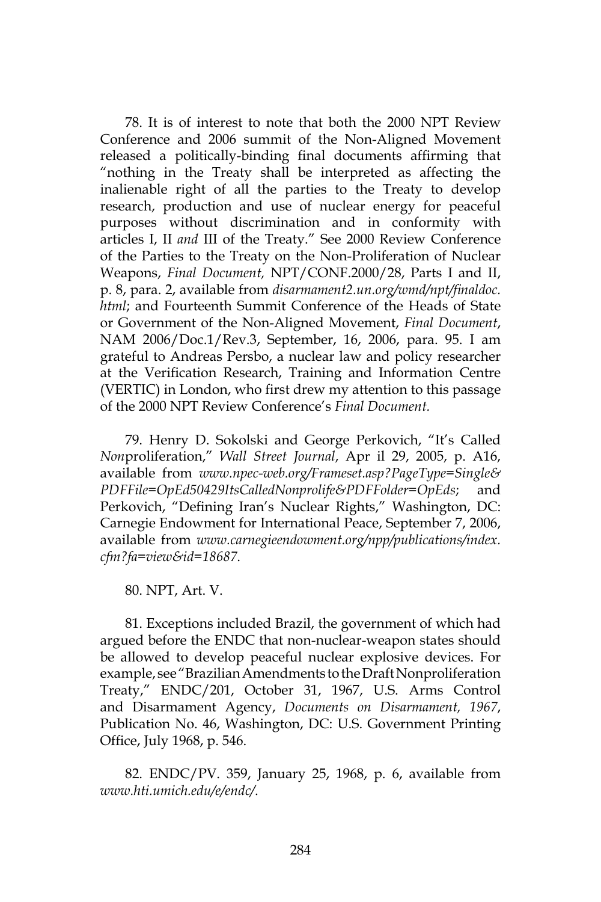78. It is of interest to note that both the 2000 NPT Review Conference and 2006 summit of the Non-Aligned Movement released a politically-binding final documents affirming that "nothing in the Treaty shall be interpreted as affecting the inalienable right of all the parties to the Treaty to develop research, production and use of nuclear energy for peaceful purposes without discrimination and in conformity with articles I, II *and* III of the Treaty." See 2000 Review Conference of the Parties to the Treaty on the Non-Proliferation of Nuclear Weapons, *Final Document,* NPT/CONF.2000/28, Parts I and II, p. 8, para. 2, available from *disarmament2.un.org/wmd/npt/finaldoc.html*; and Fourteenth Summit Conference of the Heads of State or Government of the Non-Aligned Movement, *Final Document*, NAM 2006/Doc.1/Rev.3, September, 16, 2006, para. 95. I am grateful to Andreas Persbo, a nuclear law and policy researcher at the Verification Research, Training and Information Centre (VERTIC) in London, who first drew my attention to this passage of the 2000 NPT Review Conference's *Final Document.*

79. Henry D. Sokolski and George Perkovich, "It's Called *Non*proliferation," *Wall Street Journal*, Apr il 29, 2005, p. A16, available from *www.npec-web.org/Frameset.asp?PageType=Single&PDFFile=OpEd50429ItsCalledNonprolife&PDFFolder=OpEds*; and Perkovich, "Defining Iran's Nuclear Rights," Washington, DC: Carnegie Endowment for International Peace, September 7, 2006, available from *www.carnegieendowment.org/npp/publications/index.cfm?fa=view&id=18687*.

80. NPT, Art. V.

81. Exceptions included Brazil, the government of which had argued before the ENDC that non-nuclear-weapon states should be allowed to develop peaceful nuclear explosive devices. For example, see "Brazilian Amendments to the Draft Nonproliferation Treaty," ENDC/201, October 31, 1967, U.S. Arms Control and Disarmament Agency, *Documents on Disarmament, 1967*, Publication No. 46, Washington, DC: U.S. Government Printing Office, July 1968, p. 546.

82. ENDC/PV. 359, January 25, 1968, p. 6, available from *www.hti.umich.edu/e/endc/*.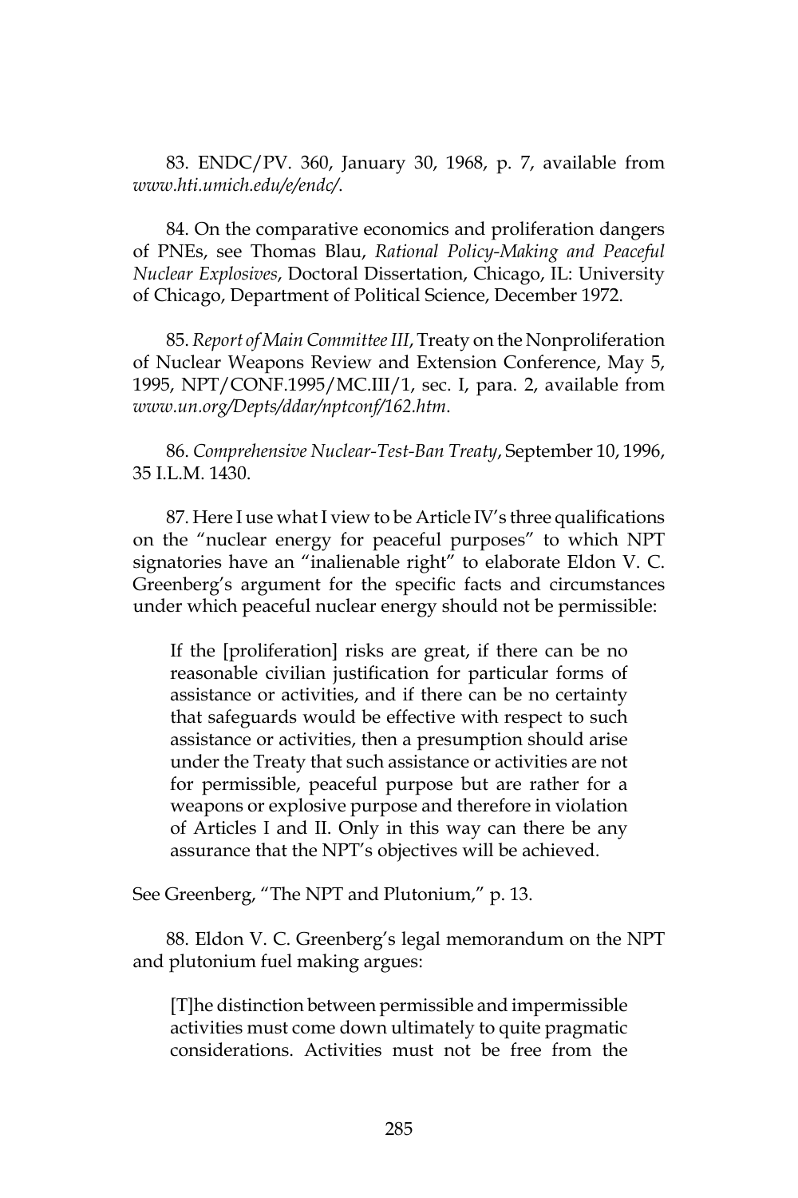83. ENDC/PV. 360, January 30, 1968, p. 7, available from *www.hti.umich.edu/e/endc/*.

84. On the comparative economics and proliferation dangers of PNEs, see Thomas Blau, *Rational Policy-Making and Peaceful Nuclear Explosives*, Doctoral Dissertation, Chicago, IL: University of Chicago, Department of Political Science, December 1972.

85. *Report of Main Committee III*, Treaty on the Nonproliferation of Nuclear Weapons Review and Extension Conference, May 5, 1995, NPT/CONF.1995/MC.III/1, sec. I, para. 2, available from *www.un.org/Depts/ddar/nptconf/162.htm*.

86. *Comprehensive Nuclear-Test-Ban Treaty*, September 10, 1996, 35 I.L.M. 1430.

87. Here I use what I view to be Article IV's three qualifications on the "nuclear energy for peaceful purposes" to which NPT signatories have an "inalienable right" to elaborate Eldon V. C. Greenberg's argument for the specific facts and circumstances under which peaceful nuclear energy should not be permissible:

> If the [proliferation] risks are great, if there can be no reasonable civilian justification for particular forms of assistance or activities, and if there can be no certainty that safeguards would be effective with respect to such assistance or activities, then a presumption should arise under the Treaty that such assistance or activities are not for permissible, peaceful purpose but are rather for a weapons or explosive purpose and therefore in violation of Articles I and II. Only in this way can there be any assurance that the NPT's objectives will be achieved.

See Greenberg, "The NPT and Plutonium," p. 13.

88. Eldon V. C. Greenberg's legal memorandum on the NPT and plutonium fuel making argues:

> [T]he distinction between permissible and impermissible activities must come down ultimately to quite pragmatic considerations. Activities must not be free from the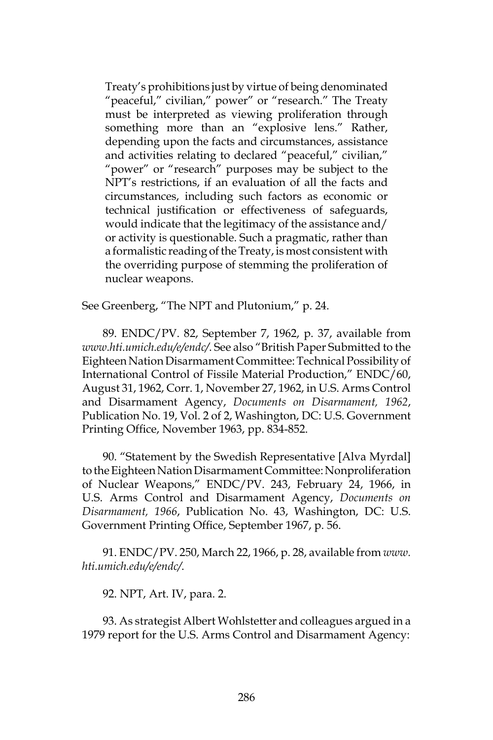> Treaty's prohibitions just by virtue of being denominated "peaceful," civilian," power" or "research." The Treaty must be interpreted as viewing proliferation through something more than an "explosive lens." Rather, depending upon the facts and circumstances, assistance and activities relating to declared "peaceful," civilian," "power" or "research" purposes may be subject to the NPT's restrictions, if an evaluation of all the facts and circumstances, including such factors as economic or technical justification or effectiveness of safeguards, would indicate that the legitimacy of the assistance and/or activity is questionable. Such a pragmatic, rather than a formalistic reading of the Treaty, is most consistent with the overriding purpose of stemming the proliferation of nuclear weapons.

See Greenberg, "The NPT and Plutonium," p. 24.

89. ENDC/PV. 82, September 7, 1962, p. 37, available from *www.hti.umich.edu/e/endc/*. See also "British Paper Submitted to the Eighteen Nation Disarmament Committee: Technical Possibility of International Control of Fissile Material Production," ENDC/60, August 31, 1962, Corr. 1, November 27, 1962, in U.S. Arms Control and Disarmament Agency, *Documents on Disarmament, 1962*, Publication No. 19, Vol. 2 of 2, Washington, DC: U.S. Government Printing Office, November 1963, pp. 834-852.

90. "Statement by the Swedish Representative [Alva Myrdal] to the Eighteen Nation Disarmament Committee: Nonproliferation of Nuclear Weapons," ENDC/PV. 243, February 24, 1966, in U.S. Arms Control and Disarmament Agency, *Documents on Disarmament, 1966*, Publication No. 43, Washington, DC: U.S. Government Printing Office, September 1967, p. 56.

91. ENDC/PV. 250, March 22, 1966, p. 28, available from *www.hti.umich.edu/e/endc/*.

92. NPT, Art. IV, para. 2.

93. As strategist Albert Wohlstetter and colleagues argued in a 1979 report for the U.S. Arms Control and Disarmament Agency: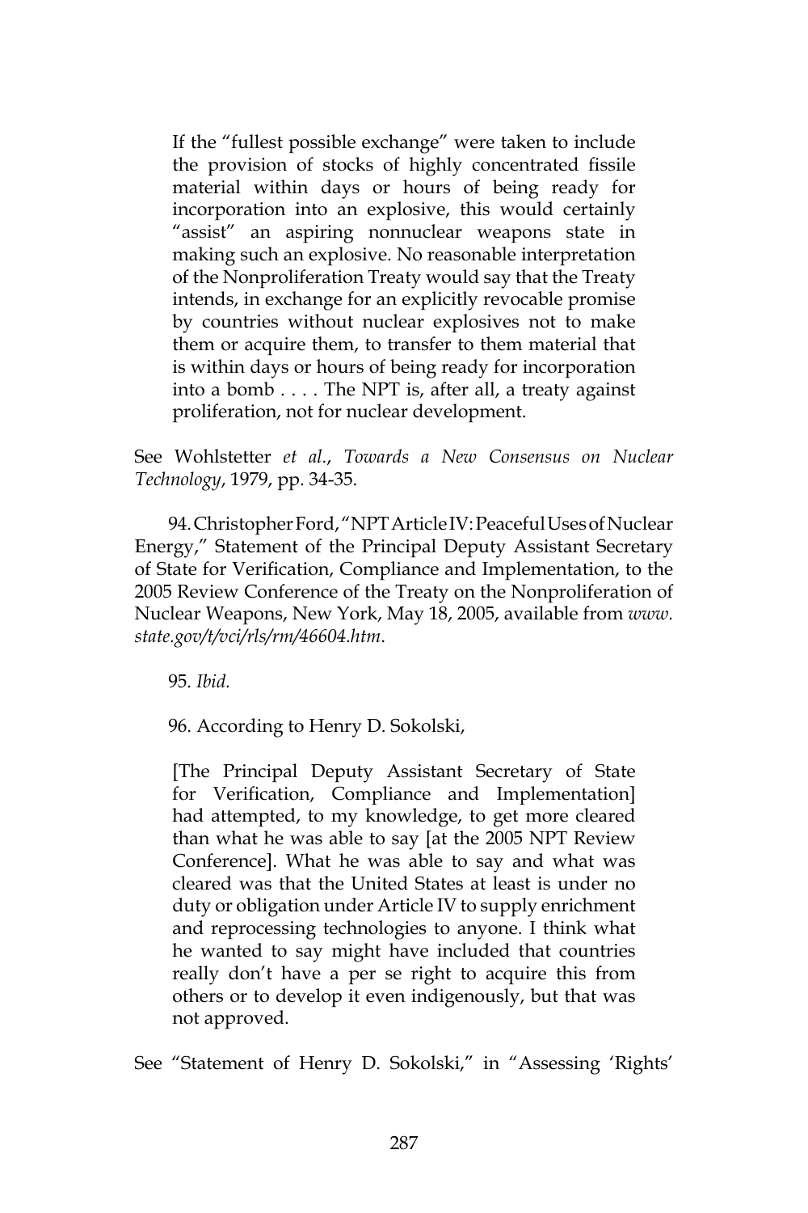> If the "fullest possible exchange" were taken to include the provision of stocks of highly concentrated fissile material within days or hours of being ready for incorporation into an explosive, this would certainly "assist" an aspiring nonnuclear weapons state in making such an explosive. No reasonable interpretation of the Nonproliferation Treaty would say that the Treaty intends, in exchange for an explicitly revocable promise by countries without nuclear explosives not to make them or acquire them, to transfer to them material that is within days or hours of being ready for incorporation into a bomb . . . . The NPT is, after all, a treaty against proliferation, not for nuclear development.

See Wohlstetter *et al.*, *Towards a New Consensus on Nuclear Technology*, 1979, pp. 34-35.

94. Christopher Ford, "NPT Article IV: Peaceful Uses of Nuclear Energy," Statement of the Principal Deputy Assistant Secretary of State for Verification, Compliance and Implementation, to the 2005 Review Conference of the Treaty on the Nonproliferation of Nuclear Weapons, New York, May 18, 2005, available from *www.state.gov/t/vci/rls/rm/46604.htm*.

95. *Ibid.*

96. According to Henry D. Sokolski,

> [The Principal Deputy Assistant Secretary of State for Verification, Compliance and Implementation] had attempted, to my knowledge, to get more cleared than what he was able to say [at the 2005 NPT Review Conference]. What he was able to say and what was cleared was that the United States at least is under no duty or obligation under Article IV to supply enrichment and reprocessing technologies to anyone. I think what he wanted to say might have included that countries really don't have a per se right to acquire this from others or to develop it even indigenously, but that was not approved.

See "Statement of Henry D. Sokolski," in "Assessing 'Rights'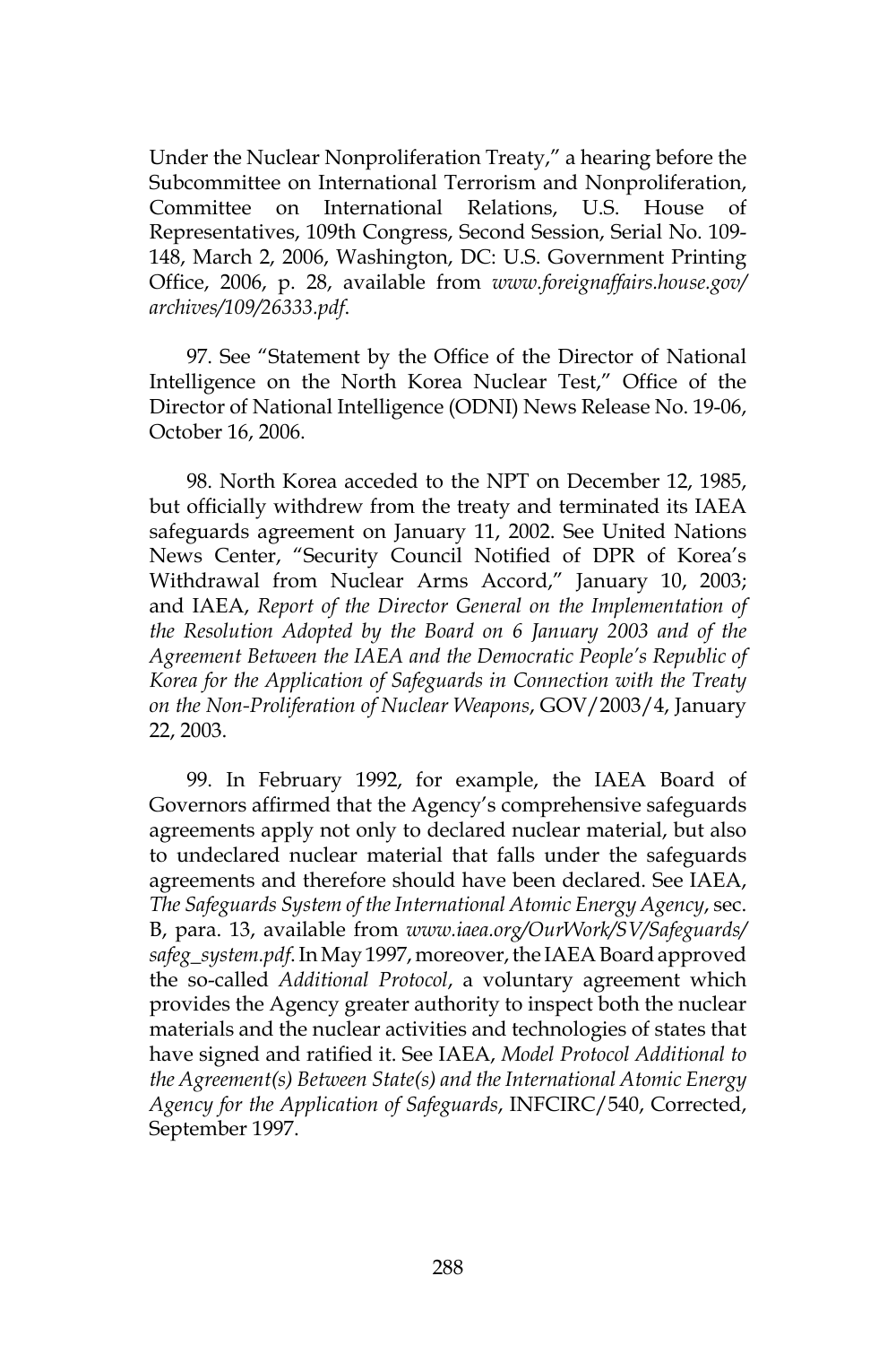Under the Nuclear Nonproliferation Treaty," a hearing before the Subcommittee on International Terrorism and Nonproliferation, Committee on International Relations, U.S. House of Representatives, 109th Congress, Second Session, Serial No. 109-148, March 2, 2006, Washington, DC: U.S. Government Printing Office, 2006, p. 28, available from *www.foreignaffairs.house.gov/archives/109/26333.pdf*.

97. See "Statement by the Office of the Director of National Intelligence on the North Korea Nuclear Test," Office of the Director of National Intelligence (ODNI) News Release No. 19-06, October 16, 2006.

98. North Korea acceded to the NPT on December 12, 1985, but officially withdrew from the treaty and terminated its IAEA safeguards agreement on January 11, 2002. See United Nations News Center, "Security Council Notified of DPR of Korea's Withdrawal from Nuclear Arms Accord," January 10, 2003; and IAEA, *Report of the Director General on the Implementation of the Resolution Adopted by the Board on 6 January 2003 and of the Agreement Between the IAEA and the Democratic People's Republic of Korea for the Application of Safeguards in Connection with the Treaty on the Non-Proliferation of Nuclear Weapons*, GOV/2003/4, January 22, 2003.

99. In February 1992, for example, the IAEA Board of Governors affirmed that the Agency's comprehensive safeguards agreements apply not only to declared nuclear material, but also to undeclared nuclear material that falls under the safeguards agreements and therefore should have been declared. See IAEA, *The Safeguards System of the International Atomic Energy Agency*, sec. B, para. 13, available from *www.iaea.org/OurWork/SV/Safeguards/safeg_system.pdf*. In May 1997, moreover, the IAEA Board approved the so-called *Additional Protocol*, a voluntary agreement which provides the Agency greater authority to inspect both the nuclear materials and the nuclear activities and technologies of states that have signed and ratified it. See IAEA, *Model Protocol Additional to the Agreement(s) Between State(s) and the International Atomic Energy Agency for the Application of Safeguards*, INFCIRC/540, Corrected, September 1997.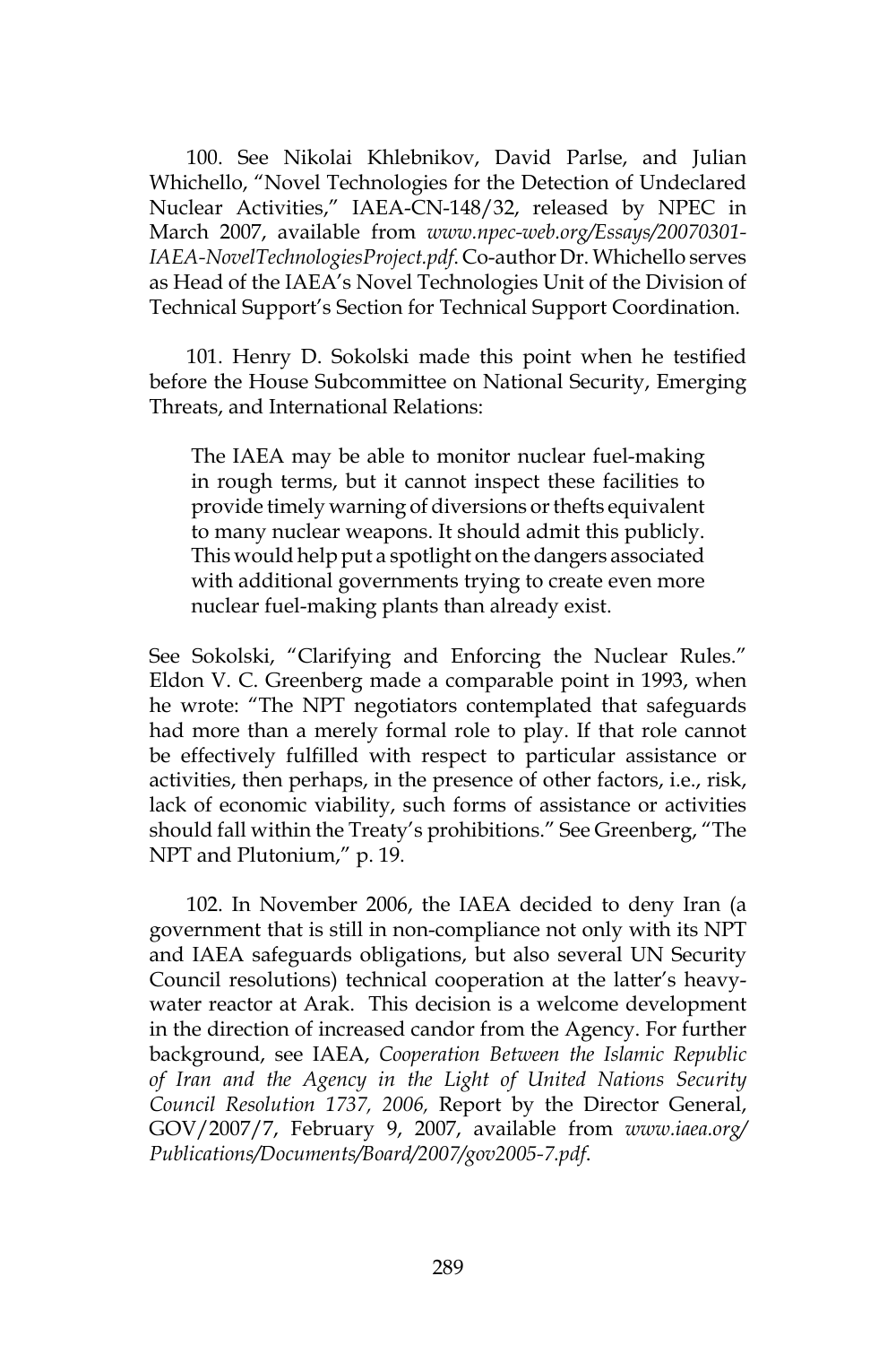100. See Nikolai Khlebnikov, David Parlse, and Julian Whichello, "Novel Technologies for the Detection of Undeclared Nuclear Activities," IAEA-CN-148/32, released by NPEC in March 2007, available from *www.npec-web.org/Essays/20070301-IAEA-NovelTechnologiesProject.pdf*. Co-author Dr. Whichello serves as Head of the IAEA's Novel Technologies Unit of the Division of Technical Support's Section for Technical Support Coordination.

101. Henry D. Sokolski made this point when he testified before the House Subcommittee on National Security, Emerging Threats, and International Relations:

> The IAEA may be able to monitor nuclear fuel-making in rough terms, but it cannot inspect these facilities to provide timely warning of diversions or thefts equivalent to many nuclear weapons. It should admit this publicly. This would help put a spotlight on the dangers associated with additional governments trying to create even more nuclear fuel-making plants than already exist.

See Sokolski, "Clarifying and Enforcing the Nuclear Rules." Eldon V. C. Greenberg made a comparable point in 1993, when he wrote: "The NPT negotiators contemplated that safeguards had more than a merely formal role to play. If that role cannot be effectively fulfilled with respect to particular assistance or activities, then perhaps, in the presence of other factors, i.e., risk, lack of economic viability, such forms of assistance or activities should fall within the Treaty's prohibitions." See Greenberg, "The NPT and Plutonium," p. 19.

102. In November 2006, the IAEA decided to deny Iran (a government that is still in non-compliance not only with its NPT and IAEA safeguards obligations, but also several UN Security Council resolutions) technical cooperation at the latter's heavy-water reactor at Arak. This decision is a welcome development in the direction of increased candor from the Agency. For further background, see IAEA, *Cooperation Between the Islamic Republic of Iran and the Agency in the Light of United Nations Security Council Resolution 1737, 2006,* Report by the Director General, GOV/2007/7, February 9, 2007, available from *www.iaea.org/Publications/Documents/Board/2007/gov2005-7.pdf*.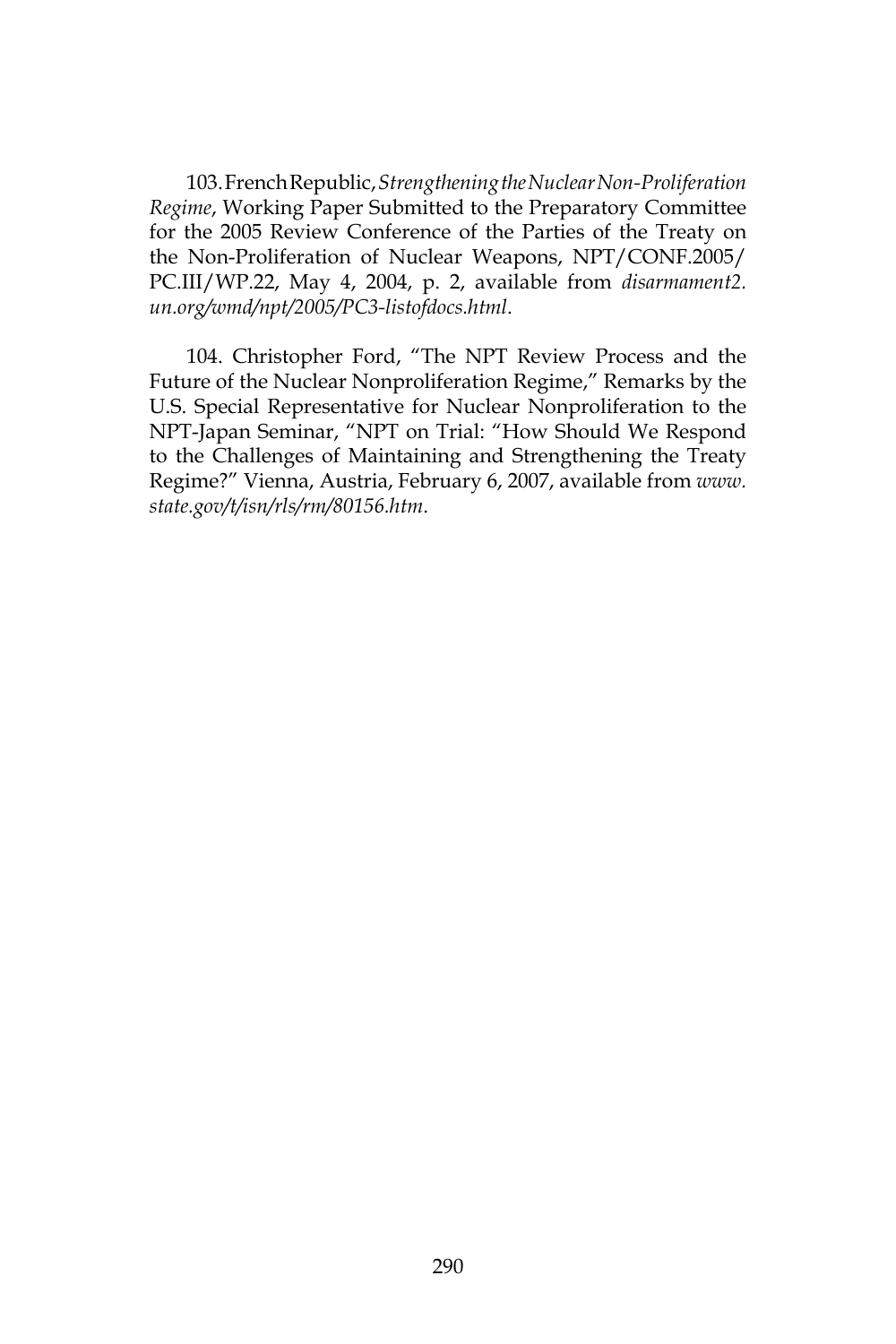103. French Republic, *Strengthening the Nuclear Non-Proliferation Regime*, Working Paper Submitted to the Preparatory Committee for the 2005 Review Conference of the Parties of the Treaty on the Non-Proliferation of Nuclear Weapons, NPT/CONF.2005/PC.III/WP.22, May 4, 2004, p. 2, available from *disarmament2.un.org/wmd/npt/2005/PC3-listofdocs.html*.

104. Christopher Ford, "The NPT Review Process and the Future of the Nuclear Nonproliferation Regime," Remarks by the U.S. Special Representative for Nuclear Nonproliferation to the NPT-Japan Seminar, "NPT on Trial: "How Should We Respond to the Challenges of Maintaining and Strengthening the Treaty Regime?" Vienna, Austria, February 6, 2007, available from *www.state.gov/t/isn/rls/rm/80156.htm*.